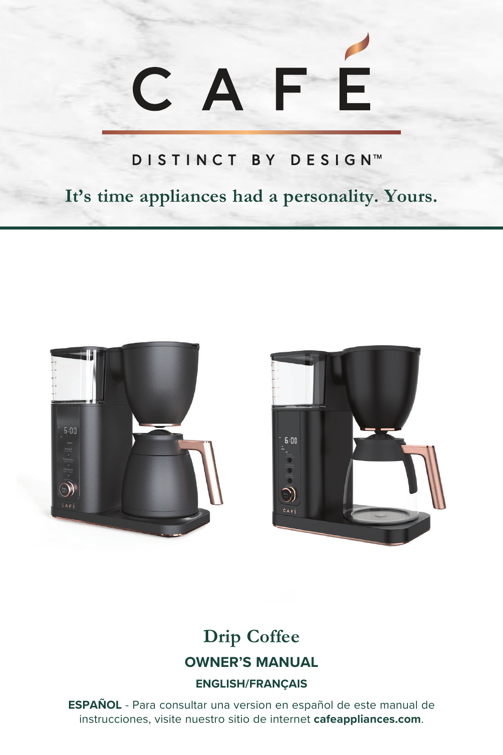# CAFÉ

DISTINCT BY DESIGN™

**It's time appliances had a personality. Yours.**

## Drip Coffee

## OWNER'S MANUAL

**ENGLISH/FRANÇAIS**

**ESPAÑOL** - Para consultar una version en español de este manual de instrucciones, visite nuestro sitio de internet **cafeappliances.com**.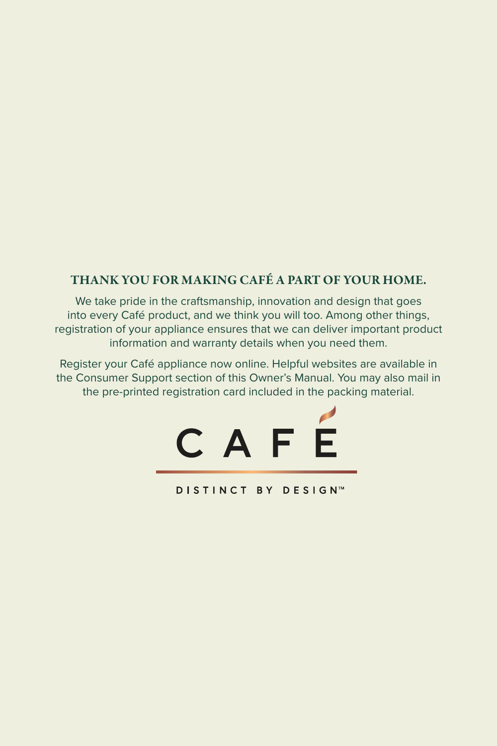## THANK YOU FOR MAKING CAFÉ A PART OF YOUR HOME.

We take pride in the craftsmanship, innovation and design that goes into every Café product, and we think you will too. Among other things, registration of your appliance ensures that we can deliver important product information and warranty details when you need them.

Register your Café appliance now online. Helpful websites are available in the Consumer Support section of this Owner's Manual. You may also mail in the pre-printed registration card included in the packing material.

CAFÉ

DISTINCT BY DESIGN™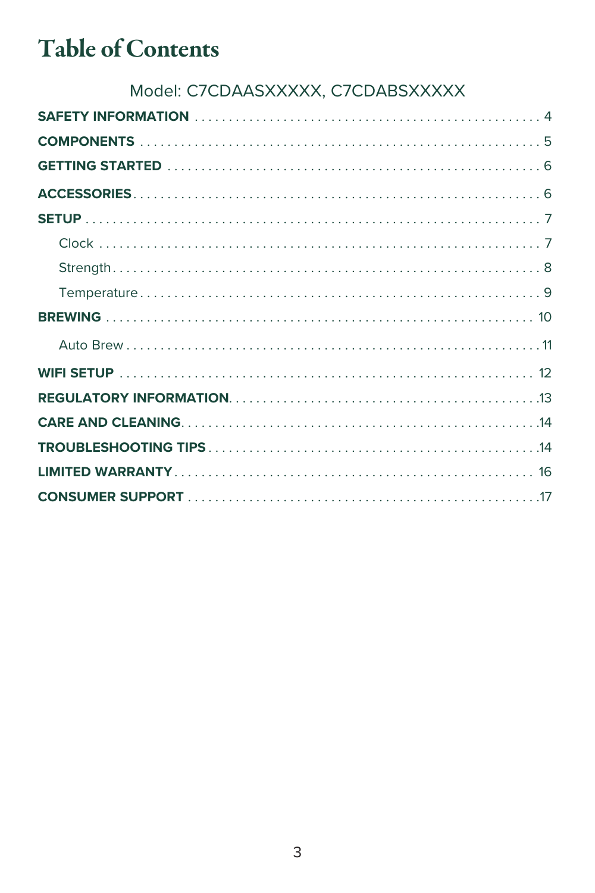# Table of Contents

Model: C7CDAASXXXXX, C7CDABSXXXXX

**SAFETY INFORMATION** . . . . . . . . . . . . . . . . . . . . . . . . . . . . . . . . . . . . . . . . . . . . . 4

**COMPONENTS** . . . . . . . . . . . . . . . . . . . . . . . . . . . . . . . . . . . . . . . . . . . . . . . . . . . . 5

**GETTING STARTED** . . . . . . . . . . . . . . . . . . . . . . . . . . . . . . . . . . . . . . . . . . . . . . . . 6

**ACCESSORIES** . . . . . . . . . . . . . . . . . . . . . . . . . . . . . . . . . . . . . . . . . . . . . . . . . . . . 6

**SETUP** . . . . . . . . . . . . . . . . . . . . . . . . . . . . . . . . . . . . . . . . . . . . . . . . . . . . . . . . . . 7

- Clock . . . . . . . . . . . . . . . . . . . . . . . . . . . . . . . . . . . . . . . . . . . . . . . . . . . . . . . . . 7
- Strength . . . . . . . . . . . . . . . . . . . . . . . . . . . . . . . . . . . . . . . . . . . . . . . . . . . . . . . 8
- Temperature . . . . . . . . . . . . . . . . . . . . . . . . . . . . . . . . . . . . . . . . . . . . . . . . . . . 9

**BREWING** . . . . . . . . . . . . . . . . . . . . . . . . . . . . . . . . . . . . . . . . . . . . . . . . . . . . . . . . 10

- Auto Brew . . . . . . . . . . . . . . . . . . . . . . . . . . . . . . . . . . . . . . . . . . . . . . . . . . . . . . 11

**WIFI SETUP** . . . . . . . . . . . . . . . . . . . . . . . . . . . . . . . . . . . . . . . . . . . . . . . . . . . . . . 12

**REGULATORY INFORMATION** . . . . . . . . . . . . . . . . . . . . . . . . . . . . . . . . . . . . . . . 13

**CARE AND CLEANING** . . . . . . . . . . . . . . . . . . . . . . . . . . . . . . . . . . . . . . . . . . . . . . 14

**TROUBLESHOOTING TIPS** . . . . . . . . . . . . . . . . . . . . . . . . . . . . . . . . . . . . . . . . . . 14

**LIMITED WARRANTY** . . . . . . . . . . . . . . . . . . . . . . . . . . . . . . . . . . . . . . . . . . . . . . 16

**CONSUMER SUPPORT** . . . . . . . . . . . . . . . . . . . . . . . . . . . . . . . . . . . . . . . . . . . . . 17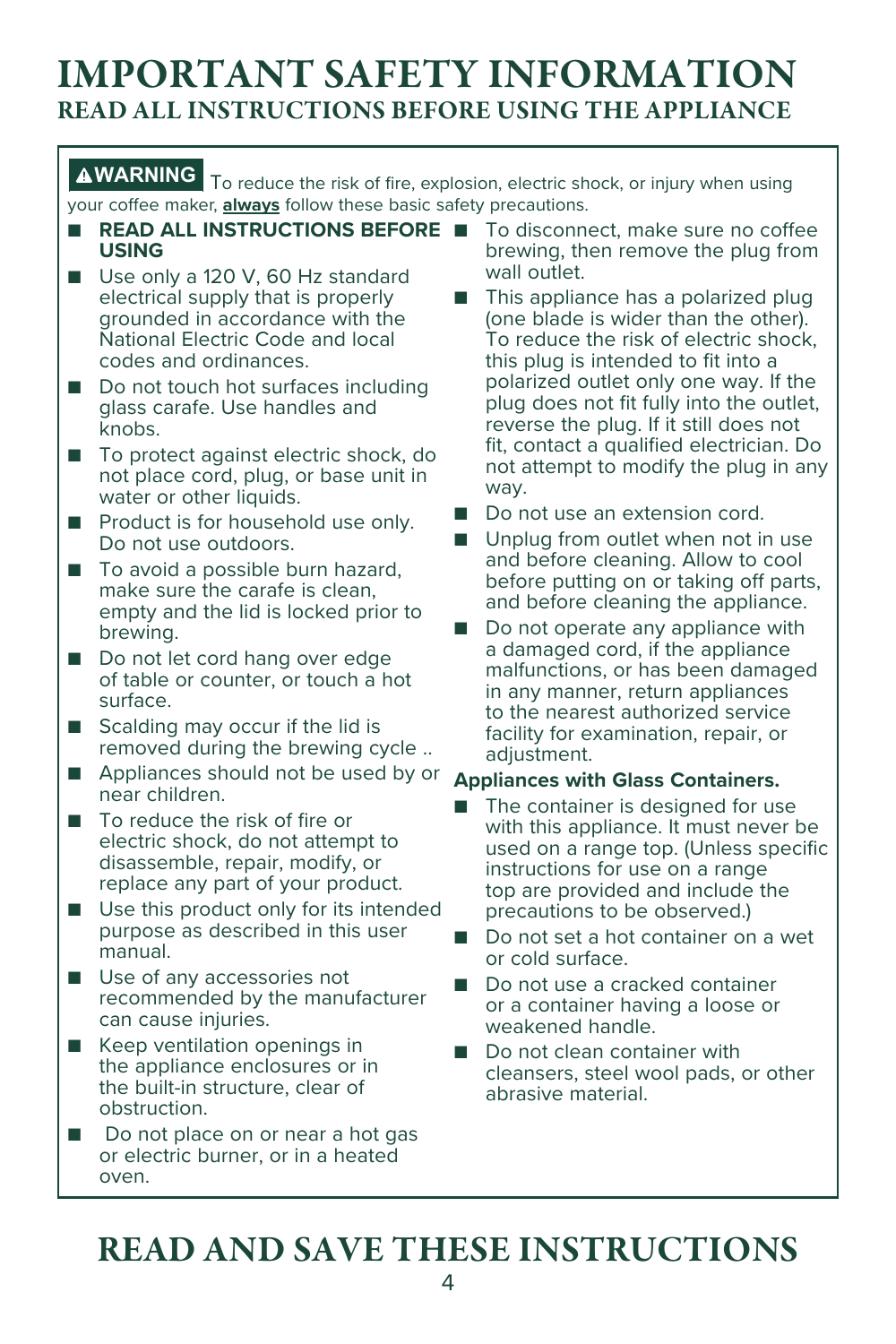# IMPORTANT SAFETY INFORMATION

## READ ALL INSTRUCTIONS BEFORE USING THE APPLIANCE

**⚠WARNING** To reduce the risk of fire, explosion, electric shock, or injury when using your coffee maker, **always** follow these basic safety precautions.

- **READ ALL INSTRUCTIONS BEFORE USING**
- Use only a 120 V, 60 Hz standard electrical supply that is properly grounded in accordance with the National Electric Code and local codes and ordinances.
- Do not touch hot surfaces including glass carafe. Use handles and knobs.
- To protect against electric shock, do not place cord, plug, or base unit in water or other liquids.
- Product is for household use only. Do not use outdoors.
- To avoid a possible burn hazard, make sure the carafe is clean, empty and the lid is locked prior to brewing.
- Do not let cord hang over edge of table or counter, or touch a hot surface.
- Scalding may occur if the lid is removed during the brewing cycle ..
- Appliances should not be used by or near children.
- To reduce the risk of fire or electric shock, do not attempt to disassemble, repair, modify, or replace any part of your product.
- Use this product only for its intended purpose as described in this user manual.
- Use of any accessories not recommended by the manufacturer can cause injuries.
- Keep ventilation openings in the appliance enclosures or in the built-in structure, clear of obstruction.
- Do not place on or near a hot gas or electric burner, or in a heated oven.
- To disconnect, make sure no coffee brewing, then remove the plug from wall outlet.
- This appliance has a polarized plug (one blade is wider than the other). To reduce the risk of electric shock, this plug is intended to fit into a polarized outlet only one way. If the plug does not fit fully into the outlet, reverse the plug. If it still does not fit, contact a qualified electrician. Do not attempt to modify the plug in any way.
- Do not use an extension cord.
- Unplug from outlet when not in use and before cleaning. Allow to cool before putting on or taking off parts, and before cleaning the appliance.
- Do not operate any appliance with a damaged cord, if the appliance malfunctions, or has been damaged in any manner, return appliances to the nearest authorized service facility for examination, repair, or adjustment.

**Appliances with Glass Containers.**

- The container is designed for use with this appliance. It must never be used on a range top. (Unless specific instructions for use on a range top are provided and include the precautions to be observed.)
- Do not set a hot container on a wet or cold surface.
- Do not use a cracked container or a container having a loose or weakened handle.
- Do not clean container with cleansers, steel wool pads, or other abrasive material.

# READ AND SAVE THESE INSTRUCTIONS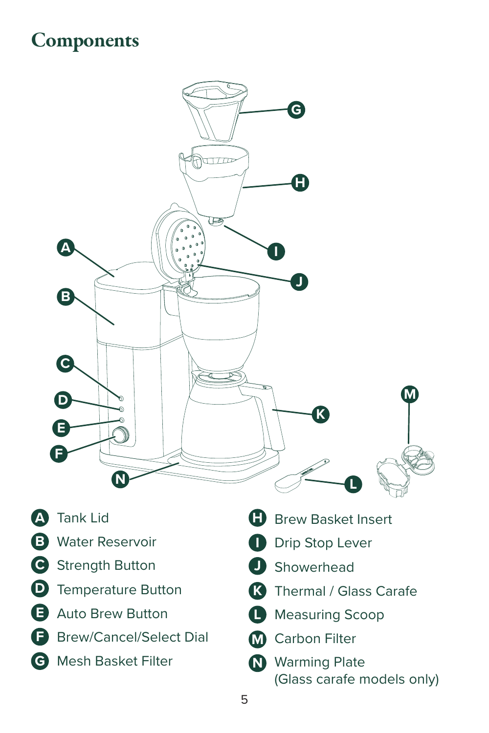# Components

- **A** Tank Lid
- **B** Water Reservoir
- **C** Strength Button
- **D** Temperature Button
- **E** Auto Brew Button
- **F** Brew/Cancel/Select Dial
- **G** Mesh Basket Filter
- **H** Brew Basket Insert
- **I** Drip Stop Lever
- **J** Showerhead
- **K** Thermal / Glass Carafe
- **L** Measuring Scoop
- **M** Carbon Filter
- **N** Warming Plate (Glass carafe models only)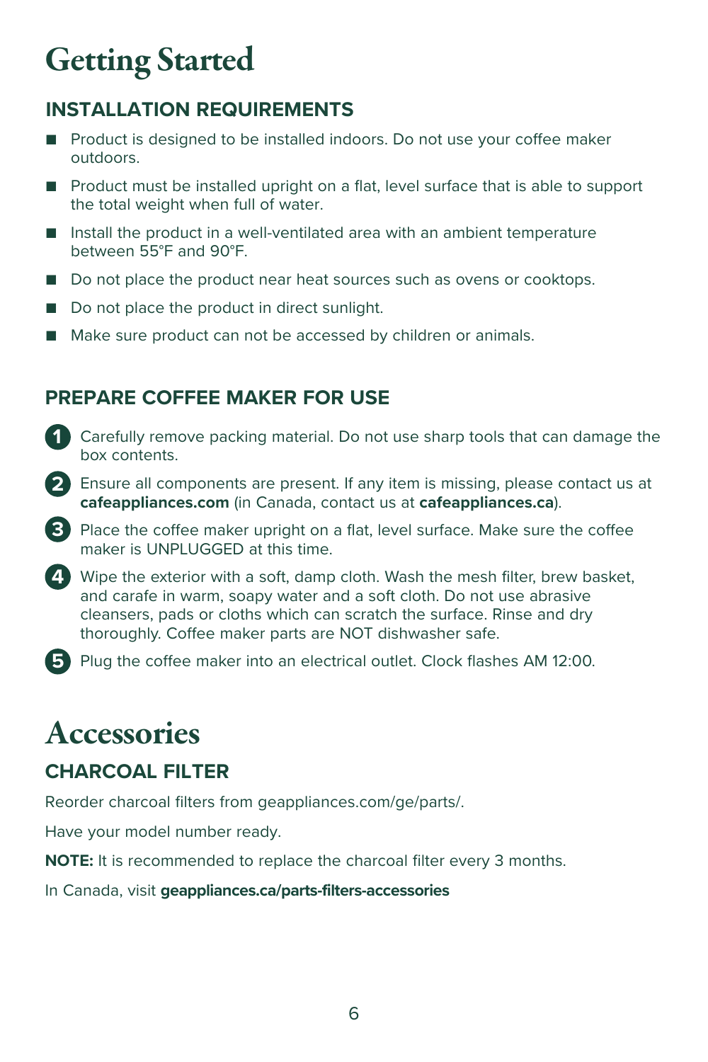# Getting Started

## INSTALLATION REQUIREMENTS

- Product is designed to be installed indoors. Do not use your coffee maker outdoors.
- Product must be installed upright on a flat, level surface that is able to support the total weight when full of water.
- Install the product in a well-ventilated area with an ambient temperature between 55°F and 90°F.
- Do not place the product near heat sources such as ovens or cooktops.
- Do not place the product in direct sunlight.
- Make sure product can not be accessed by children or animals.

## PREPARE COFFEE MAKER FOR USE

1. Carefully remove packing material. Do not use sharp tools that can damage the box contents.
2. Ensure all components are present. If any item is missing, please contact us at **cafeappliances.com** (in Canada, contact us at **cafeappliances.ca**).
3. Place the coffee maker upright on a flat, level surface. Make sure the coffee maker is UNPLUGGED at this time.
4. Wipe the exterior with a soft, damp cloth. Wash the mesh filter, brew basket, and carafe in warm, soapy water and a soft cloth. Do not use abrasive cleansers, pads or cloths which can scratch the surface. Rinse and dry thoroughly. Coffee maker parts are NOT dishwasher safe.
5. Plug the coffee maker into an electrical outlet. Clock flashes AM 12:00.

# Accessories

## CHARCOAL FILTER

Reorder charcoal filters from geappliances.com/ge/parts/.

Have your model number ready.

**NOTE:** It is recommended to replace the charcoal filter every 3 months.

In Canada, visit **geappliances.ca/parts-filters-accessories**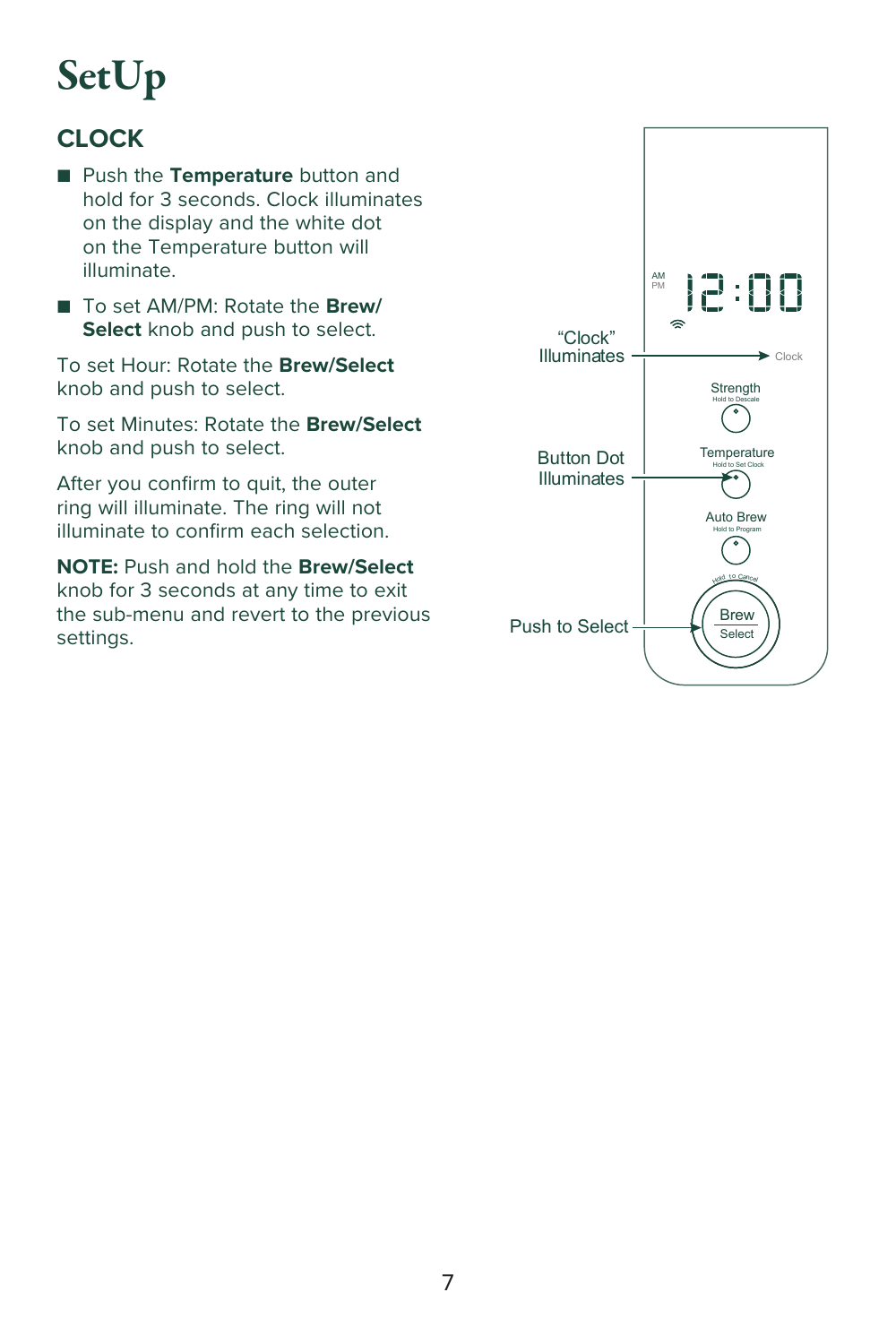# SetUp

## CLOCK

- Push the **Temperature** button and hold for 3 seconds. Clock illuminates on the display and the white dot on the Temperature button will illuminate.
- To set AM/PM: Rotate the **Brew/ Select** knob and push to select.

To set Hour: Rotate the **Brew/Select** knob and push to select.

To set Minutes: Rotate the **Brew/Select** knob and push to select.

After you confirm to quit, the outer ring will illuminate. The ring will not illuminate to confirm each selection.

**NOTE:** Push and hold the **Brew/Select** knob for 3 seconds at any time to exit the sub-menu and revert to the previous settings.

"Clock" Illuminates

Button Dot Illuminates

Push to Select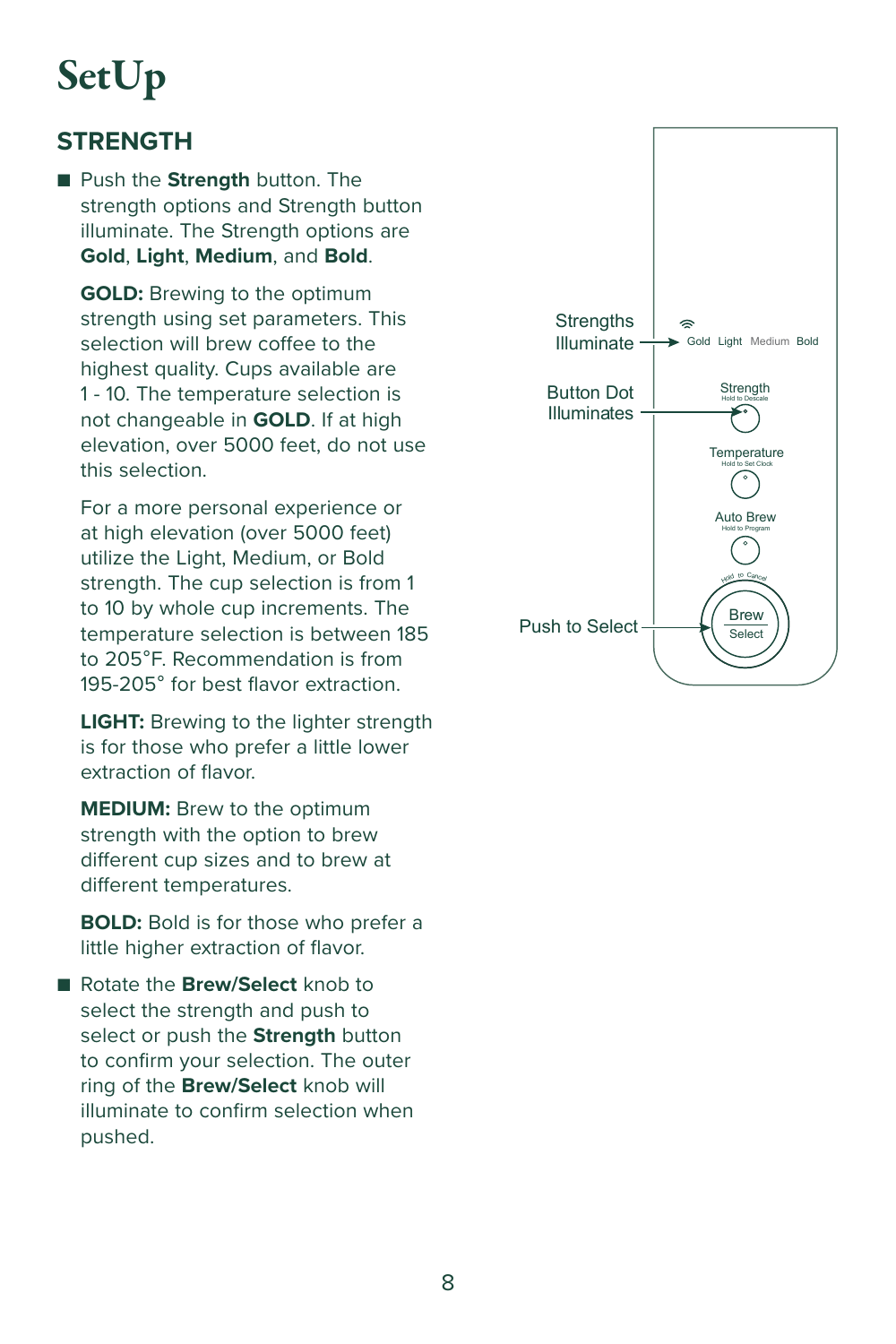# SetUp

## STRENGTH

- Push the **Strength** button. The strength options and Strength button illuminate. The Strength options are **Gold**, **Light**, **Medium**, and **Bold**.

  **GOLD:** Brewing to the optimum strength using set parameters. This selection will brew coffee to the highest quality. Cups available are 1 - 10. The temperature selection is not changeable in **GOLD**. If at high elevation, over 5000 feet, do not use this selection.

  For a more personal experience or at high elevation (over 5000 feet) utilize the Light, Medium, or Bold strength. The cup selection is from 1 to 10 by whole cup increments. The temperature selection is between 185 to 205°F. Recommendation is from 195-205° for best flavor extraction.

  **LIGHT:** Brewing to the lighter strength is for those who prefer a little lower extraction of flavor.

  **MEDIUM:** Brew to the optimum strength with the option to brew different cup sizes and to brew at different temperatures.

  **BOLD:** Bold is for those who prefer a little higher extraction of flavor.

- Rotate the **Brew/Select** knob to select the strength and push to select or push the **Strength** button to confirm your selection. The outer ring of the **Brew/Select** knob will illuminate to confirm selection when pushed.

Strengths Illuminate → Gold Light Medium Bold

Button Dot Illuminates → Strength (Hold to Descale)

Temperature (Hold to Set Clock)

Auto Brew (Hold to Program)

Hold to Cancel

Push to Select → Brew Select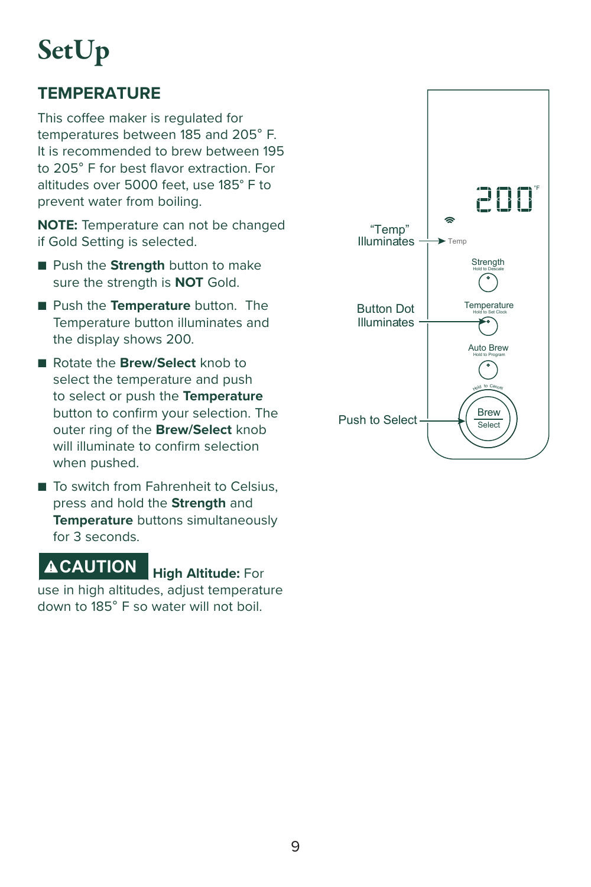# SetUp

## TEMPERATURE

This coffee maker is regulated for temperatures between 185 and 205° F. It is recommended to brew between 195 to 205° F for best flavor extraction. For altitudes over 5000 feet, use 185° F to prevent water from boiling.

**NOTE:** Temperature can not be changed if Gold Setting is selected.

- Push the **Strength** button to make sure the strength is **NOT** Gold.
- Push the **Temperature** button. The Temperature button illuminates and the display shows 200.
- Rotate the **Brew/Select** knob to select the temperature and push to select or push the **Temperature** button to confirm your selection. The outer ring of the **Brew/Select** knob will illuminate to confirm selection when pushed.
- To switch from Fahrenheit to Celsius, press and hold the **Strength** and **Temperature** buttons simultaneously for 3 seconds.

**⚠CAUTION** **High Altitude:** For use in high altitudes, adjust temperature down to 185° F so water will not boil.

"Temp" Illuminates → Temp

200 °F

Strength
Hold to Descale

Button Dot Illuminates → Temperature
Hold to Set Clock

Auto Brew
Hold to Program

Hold to Cancel

Push to Select → Brew
Select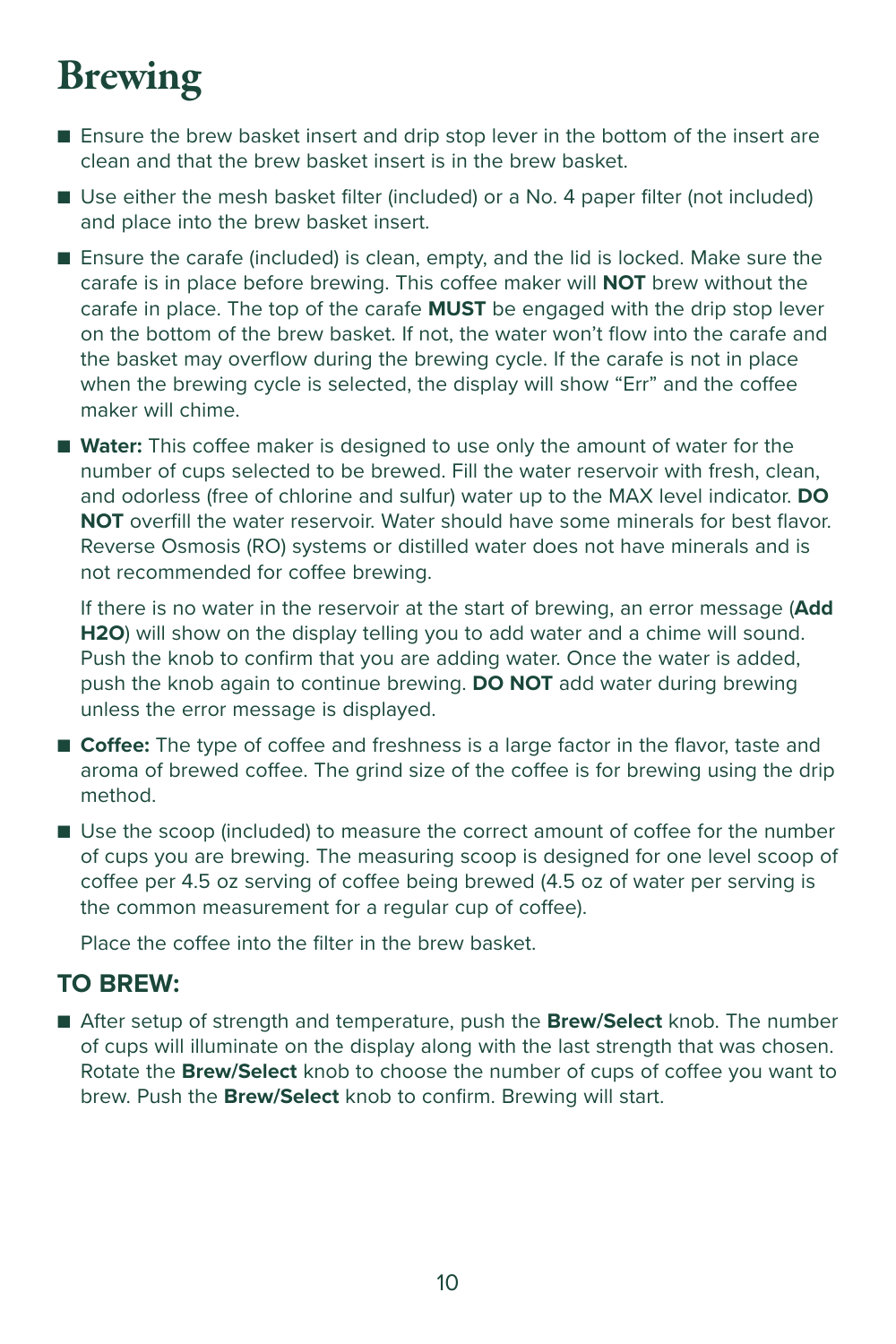# Brewing

- Ensure the brew basket insert and drip stop lever in the bottom of the insert are clean and that the brew basket insert is in the brew basket.
- Use either the mesh basket filter (included) or a No. 4 paper filter (not included) and place into the brew basket insert.
- Ensure the carafe (included) is clean, empty, and the lid is locked. Make sure the carafe is in place before brewing. This coffee maker will **NOT** brew without the carafe in place. The top of the carafe **MUST** be engaged with the drip stop lever on the bottom of the brew basket. If not, the water won't flow into the carafe and the basket may overflow during the brewing cycle. If the carafe is not in place when the brewing cycle is selected, the display will show "Err" and the coffee maker will chime.
- **Water:** This coffee maker is designed to use only the amount of water for the number of cups selected to be brewed. Fill the water reservoir with fresh, clean, and odorless (free of chlorine and sulfur) water up to the MAX level indicator. **DO NOT** overfill the water reservoir. Water should have some minerals for best flavor. Reverse Osmosis (RO) systems or distilled water does not have minerals and is not recommended for coffee brewing.

  If there is no water in the reservoir at the start of brewing, an error message (**Add H2O**) will show on the display telling you to add water and a chime will sound. Push the knob to confirm that you are adding water. Once the water is added, push the knob again to continue brewing. **DO NOT** add water during brewing unless the error message is displayed.
- **Coffee:** The type of coffee and freshness is a large factor in the flavor, taste and aroma of brewed coffee. The grind size of the coffee is for brewing using the drip method.
- Use the scoop (included) to measure the correct amount of coffee for the number of cups you are brewing. The measuring scoop is designed for one level scoop of coffee per 4.5 oz serving of coffee being brewed (4.5 oz of water per serving is the common measurement for a regular cup of coffee).

  Place the coffee into the filter in the brew basket.

## TO BREW:

- After setup of strength and temperature, push the **Brew/Select** knob. The number of cups will illuminate on the display along with the last strength that was chosen. Rotate the **Brew/Select** knob to choose the number of cups of coffee you want to brew. Push the **Brew/Select** knob to confirm. Brewing will start.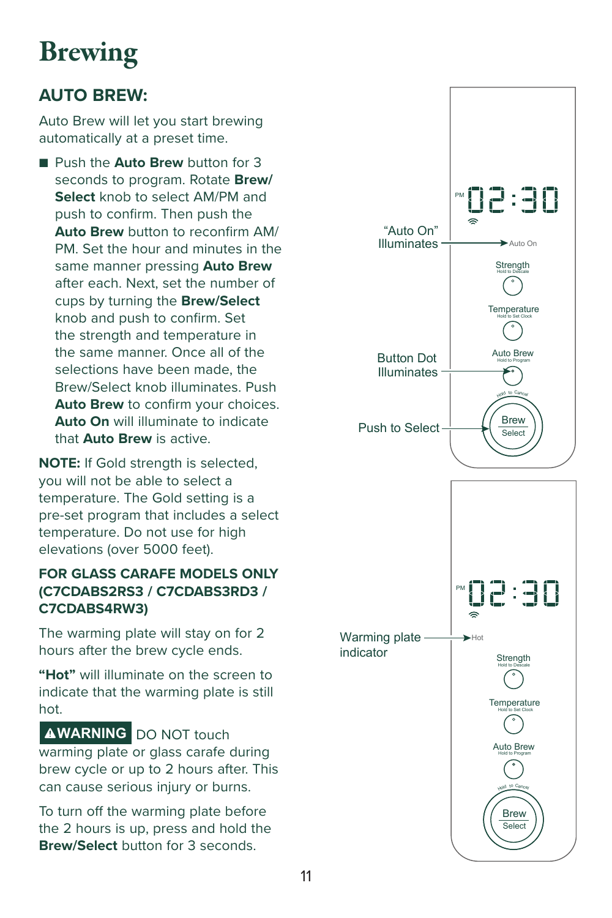# Brewing

## AUTO BREW:

Auto Brew will let you start brewing automatically at a preset time.

- Push the **Auto Brew** button for 3 seconds to program. Rotate **Brew/Select** knob to select AM/PM and push to confirm. Then push the **Auto Brew** button to reconfirm AM/PM. Set the hour and minutes in the same manner pressing **Auto Brew** after each. Next, set the number of cups by turning the **Brew/Select** knob and push to confirm. Set the strength and temperature in the same manner. Once all of the selections have been made, the Brew/Select knob illuminates. Push **Auto Brew** to confirm your choices. **Auto On** will illuminate to indicate that **Auto Brew** is active.

**NOTE:** If Gold strength is selected, you will not be able to select a temperature. The Gold setting is a pre-set program that includes a select temperature. Do not use for high elevations (over 5000 feet).

### FOR GLASS CARAFE MODELS ONLY (C7CDABS2RS3 / C7CDABS3RD3 / C7CDABS4RW3)

The warming plate will stay on for 2 hours after the brew cycle ends.

**"Hot"** will illuminate on the screen to indicate that the warming plate is still hot.

**⚠WARNING** DO NOT touch warming plate or glass carafe during brew cycle or up to 2 hours after. This can cause serious injury or burns.

To turn off the warming plate before the 2 hours is up, press and hold the **Brew/Select** button for 3 seconds.

"Auto On" Illuminates

Button Dot Illuminates

Push to Select

Warming plate indicator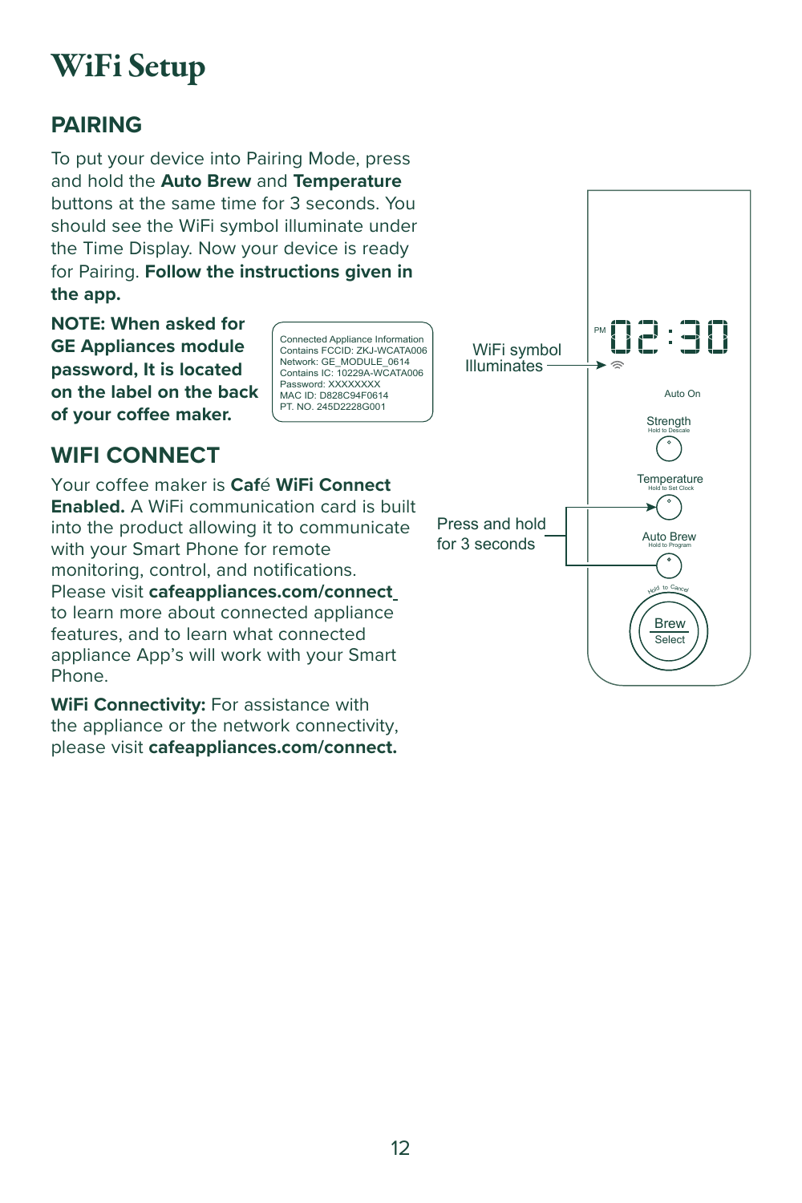# WiFi Setup

## PAIRING

To put your device into Pairing Mode, press and hold the **Auto Brew** and **Temperature** buttons at the same time for 3 seconds. You should see the WiFi symbol illuminate under the Time Display. Now your device is ready for Pairing. **Follow the instructions given in the app.**

**NOTE: When asked for GE Appliances module password, It is located on the label on the back of your coffee maker.**

Connected Appliance Information
Contains FCCID: ZKJ-WCATA006
Network: GE_MODULE_0614
Contains IC: 10229A-WCATA006
Password: XXXXXXXX
MAC ID: D828C94F0614
PT. NO. 245D2228G001

WiFi symbol Illuminates

Press and hold for 3 seconds

PM 02:30

Auto On

Strength
Hold to Descale

Temperature
Hold to Set Clock

Auto Brew
Hold to Program

Hold to Cancel

Brew
Select

## WIFI CONNECT

Your coffee maker is **Caf**é **WiFi Connect Enabled.** A WiFi communication card is built into the product allowing it to communicate with your Smart Phone for remote monitoring, control, and notifications. Please visit **cafeappliances.com/connect** to learn more about connected appliance features, and to learn what connected appliance App's will work with your Smart Phone.

**WiFi Connectivity:** For assistance with the appliance or the network connectivity, please visit **cafeappliances.com/connect.**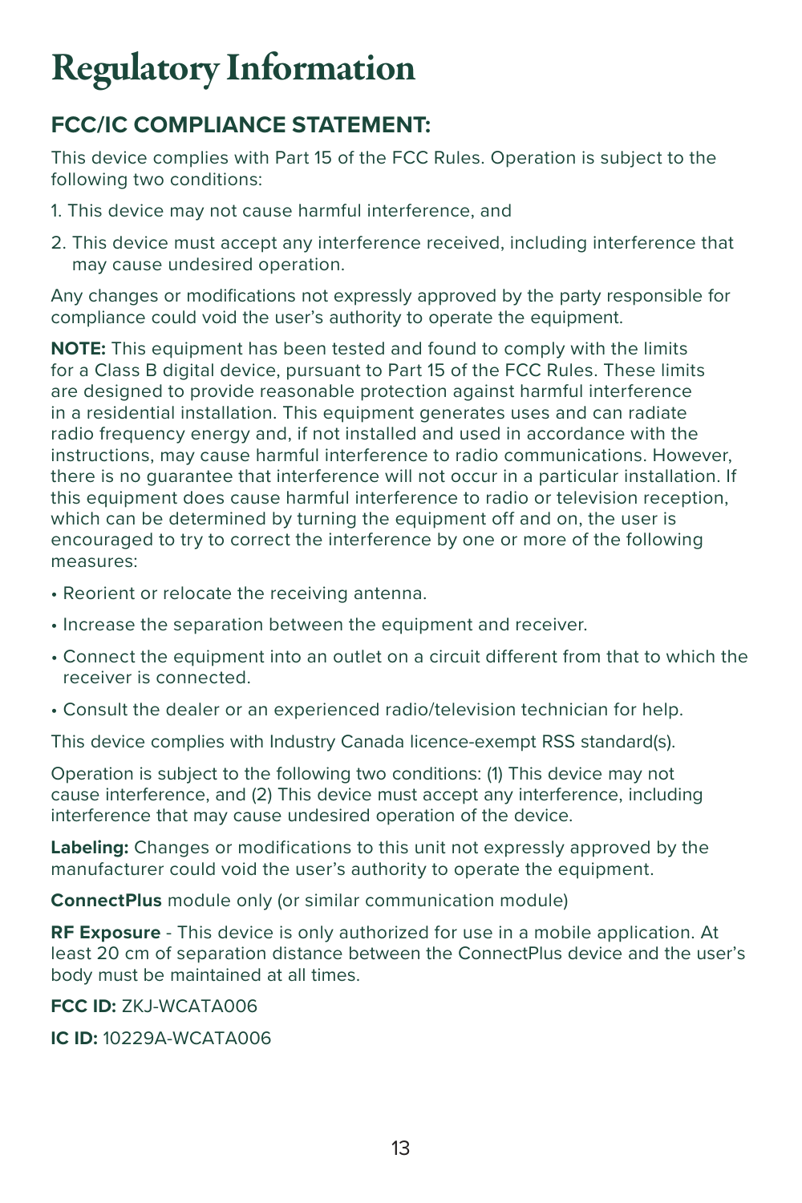# Regulatory Information

## FCC/IC COMPLIANCE STATEMENT:

This device complies with Part 15 of the FCC Rules. Operation is subject to the following two conditions:

1. This device may not cause harmful interference, and
2. This device must accept any interference received, including interference that may cause undesired operation.

Any changes or modifications not expressly approved by the party responsible for compliance could void the user's authority to operate the equipment.

**NOTE:** This equipment has been tested and found to comply with the limits for a Class B digital device, pursuant to Part 15 of the FCC Rules. These limits are designed to provide reasonable protection against harmful interference in a residential installation. This equipment generates uses and can radiate radio frequency energy and, if not installed and used in accordance with the instructions, may cause harmful interference to radio communications. However, there is no guarantee that interference will not occur in a particular installation. If this equipment does cause harmful interference to radio or television reception, which can be determined by turning the equipment off and on, the user is encouraged to try to correct the interference by one or more of the following measures:

- Reorient or relocate the receiving antenna.
- Increase the separation between the equipment and receiver.
- Connect the equipment into an outlet on a circuit different from that to which the receiver is connected.
- Consult the dealer or an experienced radio/television technician for help.

This device complies with Industry Canada licence-exempt RSS standard(s).

Operation is subject to the following two conditions: (1) This device may not cause interference, and (2) This device must accept any interference, including interference that may cause undesired operation of the device.

**Labeling:** Changes or modifications to this unit not expressly approved by the manufacturer could void the user's authority to operate the equipment.

**ConnectPlus** module only (or similar communication module)

**RF Exposure** - This device is only authorized for use in a mobile application. At least 20 cm of separation distance between the ConnectPlus device and the user's body must be maintained at all times.

**FCC ID:** ZKJ-WCATA006

**IC ID:** 10229A-WCATA006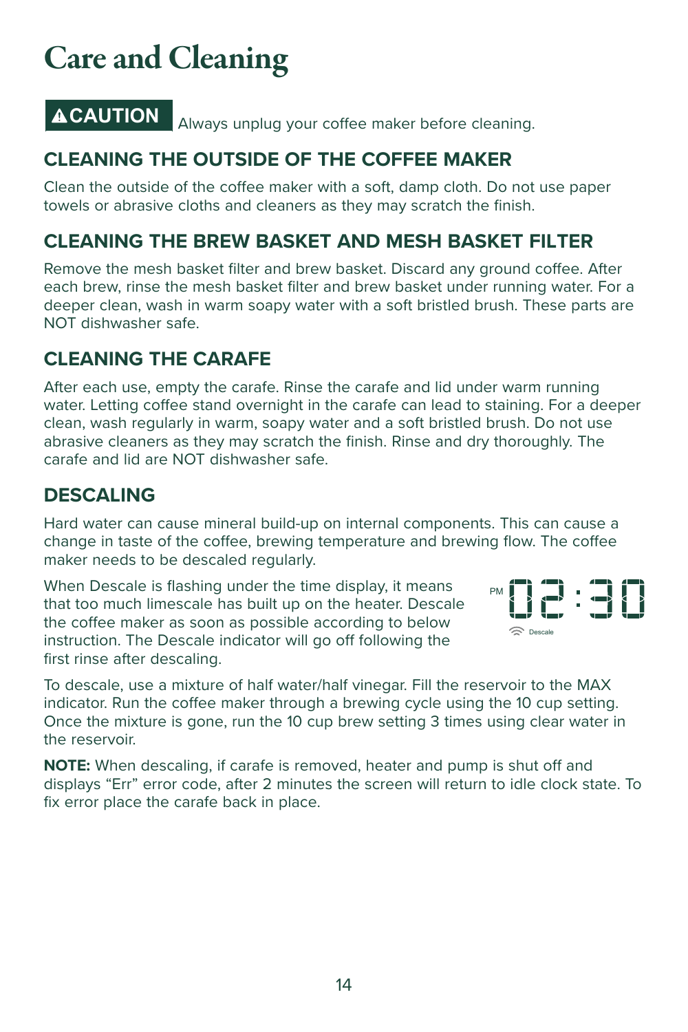# Care and Cleaning

**⚠CAUTION** Always unplug your coffee maker before cleaning.

## CLEANING THE OUTSIDE OF THE COFFEE MAKER

Clean the outside of the coffee maker with a soft, damp cloth. Do not use paper towels or abrasive cloths and cleaners as they may scratch the finish.

## CLEANING THE BREW BASKET AND MESH BASKET FILTER

Remove the mesh basket filter and brew basket. Discard any ground coffee. After each brew, rinse the mesh basket filter and brew basket under running water. For a deeper clean, wash in warm soapy water with a soft bristled brush. These parts are NOT dishwasher safe.

## CLEANING THE CARAFE

After each use, empty the carafe. Rinse the carafe and lid under warm running water. Letting coffee stand overnight in the carafe can lead to staining. For a deeper clean, wash regularly in warm, soapy water and a soft bristled brush. Do not use abrasive cleaners as they may scratch the finish. Rinse and dry thoroughly. The carafe and lid are NOT dishwasher safe.

## DESCALING

Hard water can cause mineral build-up on internal components. This can cause a change in taste of the coffee, brewing temperature and brewing flow. The coffee maker needs to be descaled regularly.

When Descale is flashing under the time display, it means that too much limescale has built up on the heater. Descale the coffee maker as soon as possible according to below instruction. The Descale indicator will go off following the first rinse after descaling.

PM 02:30
Descale

To descale, use a mixture of half water/half vinegar. Fill the reservoir to the MAX indicator. Run the coffee maker through a brewing cycle using the 10 cup setting. Once the mixture is gone, run the 10 cup brew setting 3 times using clear water in the reservoir.

**NOTE:** When descaling, if carafe is removed, heater and pump is shut off and displays “Err” error code, after 2 minutes the screen will return to idle clock state. To fix error place the carafe back in place.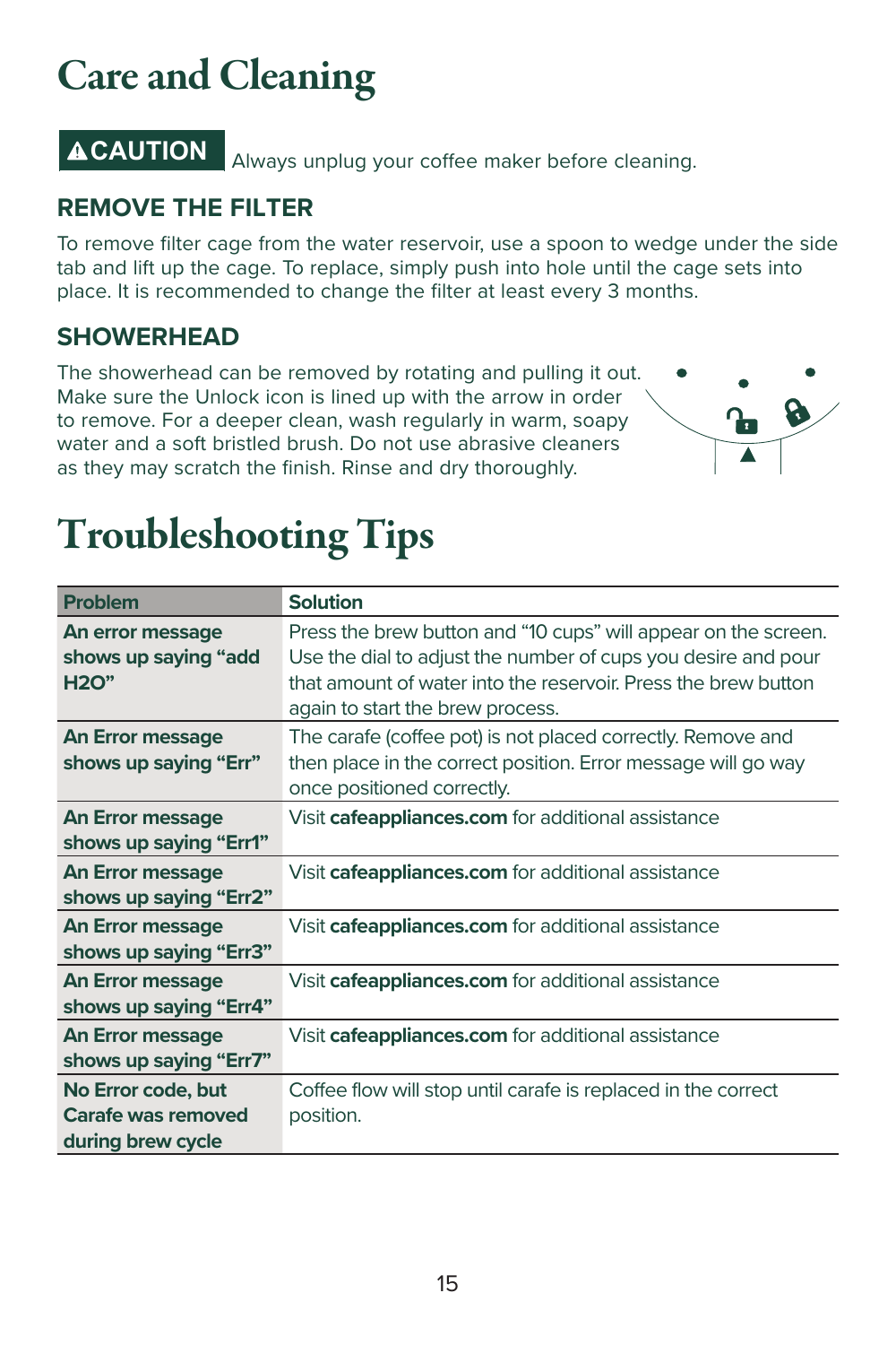# Care and Cleaning

**⚠CAUTION** Always unplug your coffee maker before cleaning.

### REMOVE THE FILTER

To remove filter cage from the water reservoir, use a spoon to wedge under the side tab and lift up the cage. To replace, simply push into hole until the cage sets into place. It is recommended to change the filter at least every 3 months.

### SHOWERHEAD

The showerhead can be removed by rotating and pulling it out. Make sure the Unlock icon is lined up with the arrow in order to remove. For a deeper clean, wash regularly in warm, soapy water and a soft bristled brush. Do not use abrasive cleaners as they may scratch the finish. Rinse and dry thoroughly.

# Troubleshooting Tips

| Problem | Solution |
|---|---|
| **An error message shows up saying "add H2O"** | Press the brew button and "10 cups" will appear on the screen. Use the dial to adjust the number of cups you desire and pour that amount of water into the reservoir. Press the brew button again to start the brew process. |
| **An Error message shows up saying "Err"** | The carafe (coffee pot) is not placed correctly. Remove and then place in the correct position. Error message will go way once positioned correctly. |
| **An Error message shows up saying "Err1"** | Visit **cafeappliances.com** for additional assistance |
| **An Error message shows up saying "Err2"** | Visit **cafeappliances.com** for additional assistance |
| **An Error message shows up saying "Err3"** | Visit **cafeappliances.com** for additional assistance |
| **An Error message shows up saying "Err4"** | Visit **cafeappliances.com** for additional assistance |
| **An Error message shows up saying "Err7"** | Visit **cafeappliances.com** for additional assistance |
| **No Error code, but Carafe was removed during brew cycle** | Coffee flow will stop until carafe is replaced in the correct position. |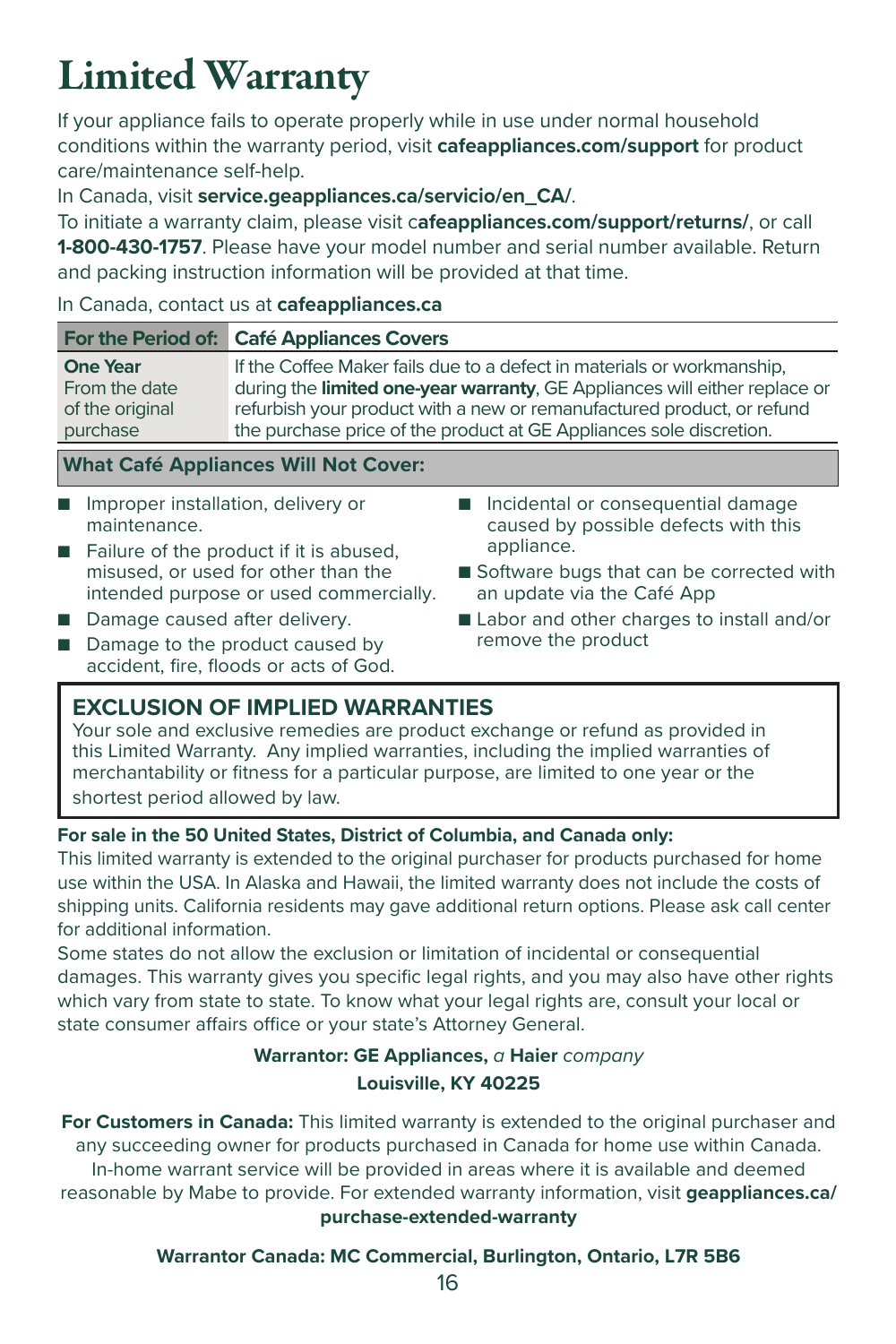# Limited Warranty

If your appliance fails to operate properly while in use under normal household conditions within the warranty period, visit **cafeappliances.com/support** for product care/maintenance self-help.

In Canada, visit **service.geappliances.ca/servicio/en_CA/**.

To initiate a warranty claim, please visit c**afeappliances.com/support/returns/**, or call **1-800-430-1757**. Please have your model number and serial number available. Return and packing instruction information will be provided at that time.

In Canada, contact us at **cafeappliances.ca**

| For the Period of: | Café Appliances Covers |
|---|---|
| **One Year** From the date of the original purchase | If the Coffee Maker fails due to a defect in materials or workmanship, during the **limited one-year warranty**, GE Appliances will either replace or refurbish your product with a new or remanufactured product, or refund the purchase price of the product at GE Appliances sole discretion. |

**What Café Appliances Will Not Cover:**

- Improper installation, delivery or maintenance.
- Failure of the product if it is abused, misused, or used for other than the intended purpose or used commercially.
- Damage caused after delivery.
- Damage to the product caused by accident, fire, floods or acts of God.
- Incidental or consequential damage caused by possible defects with this appliance.
- Software bugs that can be corrected with an update via the Café App
- Labor and other charges to install and/or remove the product

## EXCLUSION OF IMPLIED WARRANTIES

Your sole and exclusive remedies are product exchange or refund as provided in this Limited Warranty. Any implied warranties, including the implied warranties of merchantability or fitness for a particular purpose, are limited to one year or the shortest period allowed by law.

**For sale in the 50 United States, District of Columbia, and Canada only:**

This limited warranty is extended to the original purchaser for products purchased for home use within the USA. In Alaska and Hawaii, the limited warranty does not include the costs of shipping units. California residents may gave additional return options. Please ask call center for additional information.

Some states do not allow the exclusion or limitation of incidental or consequential damages. This warranty gives you specific legal rights, and you may also have other rights which vary from state to state. To know what your legal rights are, consult your local or state consumer affairs office or your state's Attorney General.

**Warrantor: GE Appliances,** *a* **Haier** *company*
**Louisville, KY 40225**

**For Customers in Canada:** This limited warranty is extended to the original purchaser and any succeeding owner for products purchased in Canada for home use within Canada. In-home warrant service will be provided in areas where it is available and deemed reasonable by Mabe to provide. For extended warranty information, visit **geappliances.ca/purchase-extended-warranty**

**Warrantor Canada: MC Commercial, Burlington, Ontario, L7R 5B6**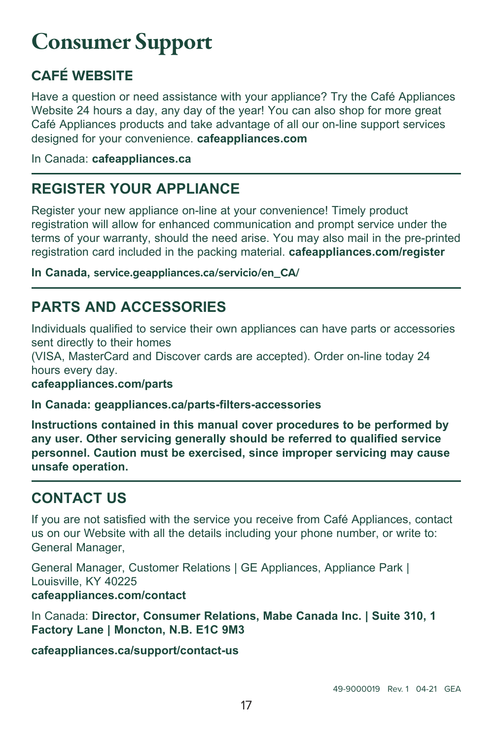# Consumer Support

## CAFÉ WEBSITE

Have a question or need assistance with your appliance? Try the Café Appliances Website 24 hours a day, any day of the year! You can also shop for more great Café Appliances products and take advantage of all our on-line support services designed for your convenience. **cafeappliances.com**

In Canada: **cafeappliances.ca**

## REGISTER YOUR APPLIANCE

Register your new appliance on-line at your convenience! Timely product registration will allow for enhanced communication and prompt service under the terms of your warranty, should the need arise. You may also mail in the pre-printed registration card included in the packing material. **cafeappliances.com/register**

**In Canada, service.geappliances.ca/servicio/en_CA/**

## PARTS AND ACCESSORIES

Individuals qualified to service their own appliances can have parts or accessories sent directly to their homes
(VISA, MasterCard and Discover cards are accepted). Order on-line today 24 hours every day.
**cafeappliances.com/parts**

**In Canada: geappliances.ca/parts-filters-accessories**

**Instructions contained in this manual cover procedures to be performed by any user. Other servicing generally should be referred to qualified service personnel. Caution must be exercised, since improper servicing may cause unsafe operation.**

## CONTACT US

If you are not satisfied with the service you receive from Café Appliances, contact us on our Website with all the details including your phone number, or write to: General Manager,

General Manager, Customer Relations | GE Appliances, Appliance Park | Louisville, KY 40225
**cafeappliances.com/contact**

In Canada: **Director, Consumer Relations, Mabe Canada Inc. | Suite 310, 1 Factory Lane | Moncton, N.B. E1C 9M3**

**cafeappliances.ca/support/contact-us**

49-9000019 Rev. 1 04-21 GEA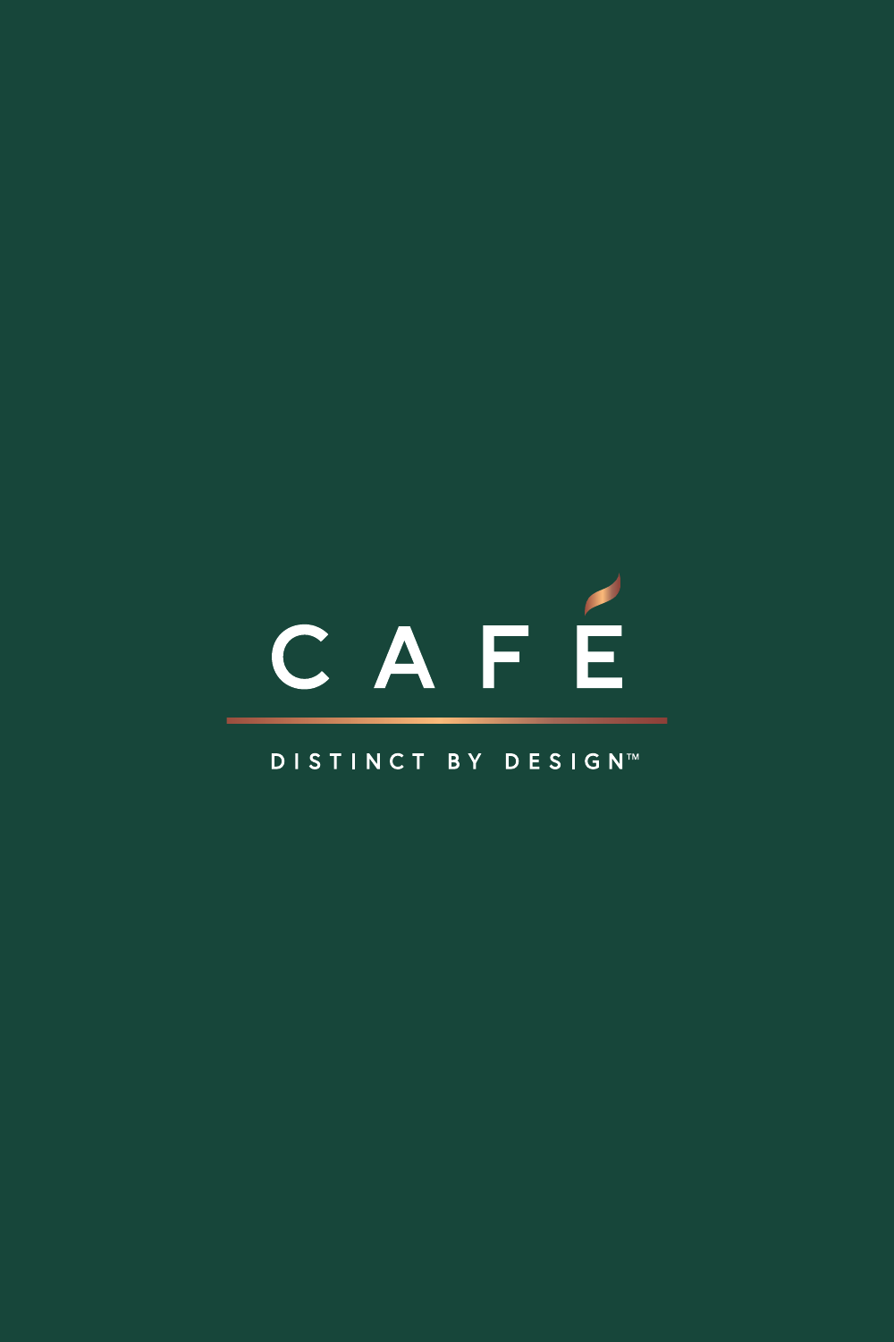CAFÉ

DISTINCT BY DESIGN™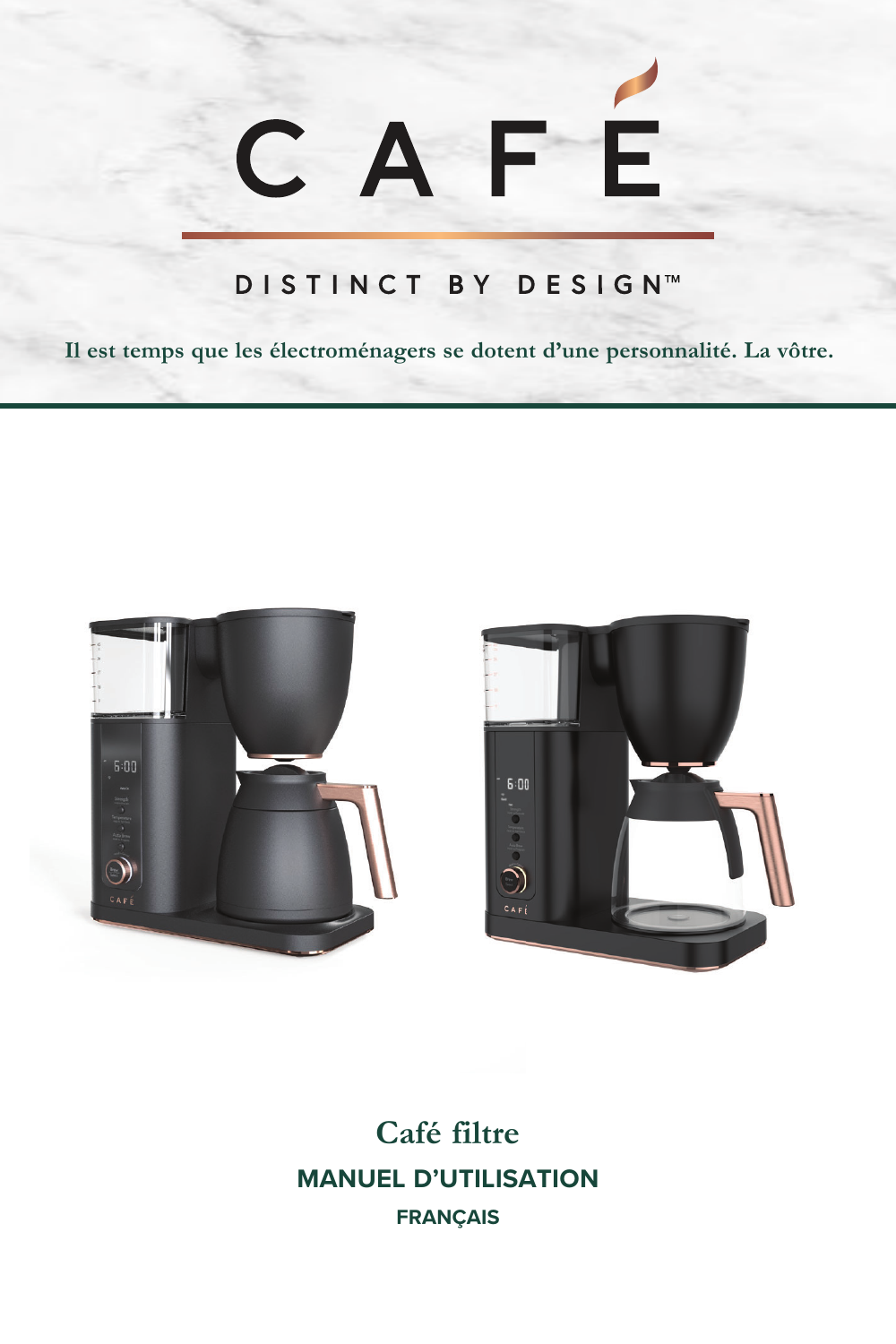# CAFÉ

DISTINCT BY DESIGN™

**Il est temps que les électroménagers se dotent d'une personnalité. La vôtre.**

## Café filtre

**MANUEL D'UTILISATION**

**FRANÇAIS**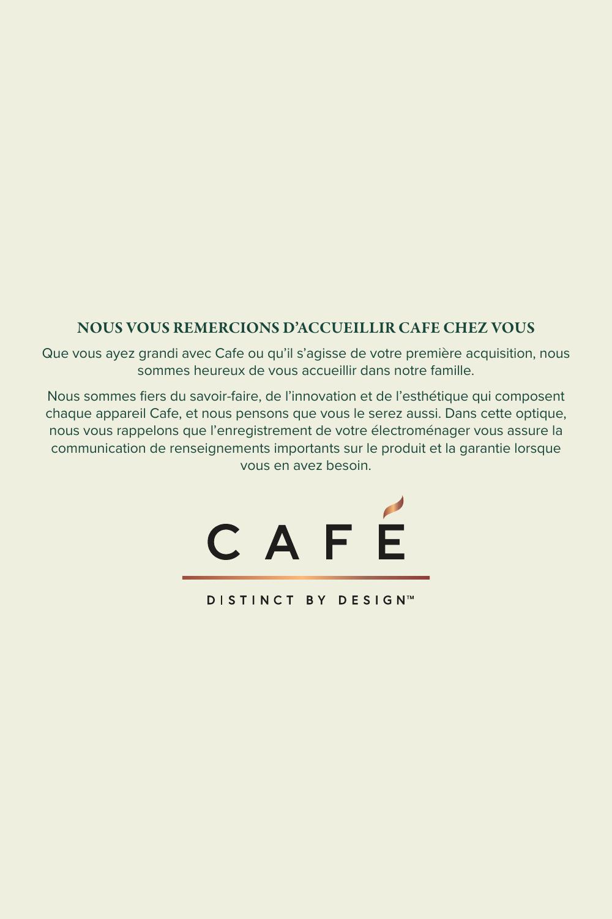## NOUS VOUS REMERCIONS D'ACCUEILLIR CAFE CHEZ VOUS

Que vous ayez grandi avec Cafe ou qu'il s'agisse de votre première acquisition, nous sommes heureux de vous accueillir dans notre famille.

Nous sommes fiers du savoir-faire, de l'innovation et de l'esthétique qui composent chaque appareil Cafe, et nous pensons que vous le serez aussi. Dans cette optique, nous vous rappelons que l'enregistrement de votre électroménager vous assure la communication de renseignements importants sur le produit et la garantie lorsque vous en avez besoin.

CAFÉ

DISTINCT BY DESIGN™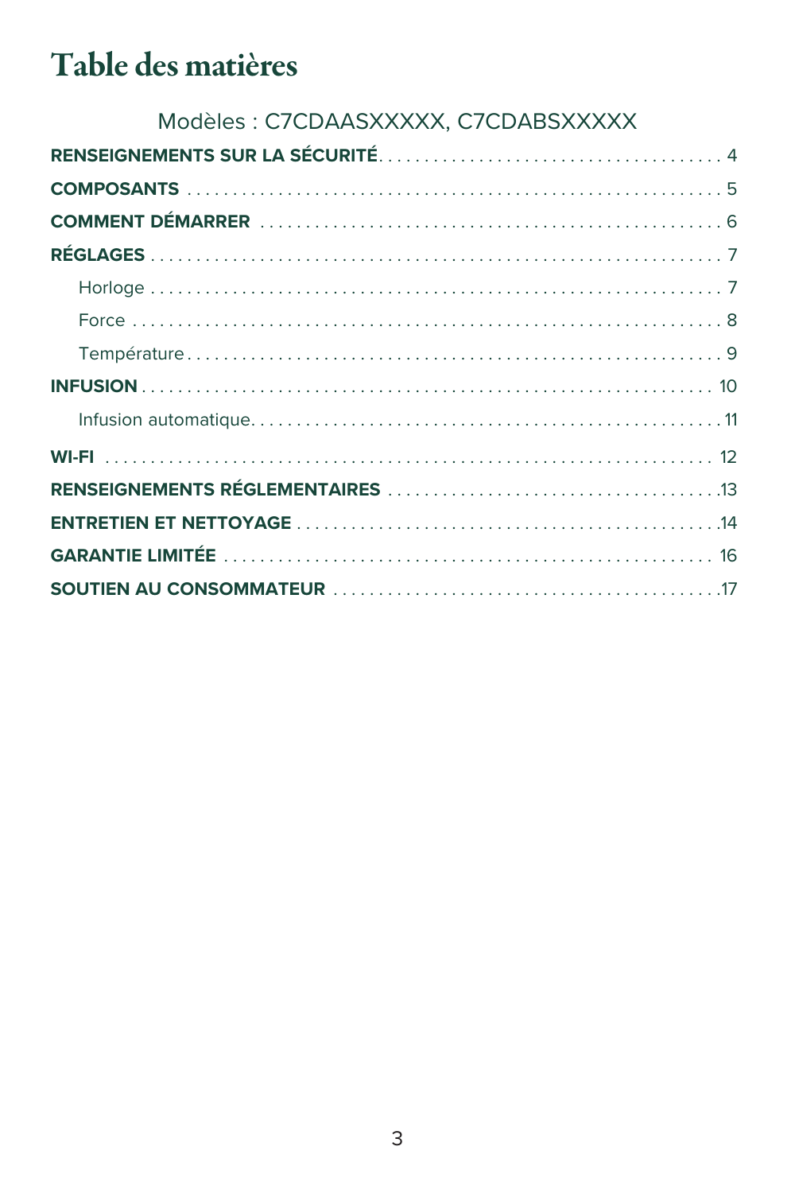# Table des matières

Modèles : C7CDAASXXXXX, C7CDABSXXXXX

**RENSEIGNEMENTS SUR LA SÉCURITÉ** . . . . . . . . . . 4

**COMPOSANTS** . . . . . . . . . . 5

**COMMENT DÉMARRER** . . . . . . . . . . 6

**RÉGLAGES** . . . . . . . . . . 7

- Horloge . . . . . . . . . . 7
- Force . . . . . . . . . . 8
- Température . . . . . . . . . . 9

**INFUSION** . . . . . . . . . . 10

- Infusion automatique . . . . . . . . . . 11

**WI-FI** . . . . . . . . . . 12

**RENSEIGNEMENTS RÉGLEMENTAIRES** . . . . . . . . . . 13

**ENTRETIEN ET NETTOYAGE** . . . . . . . . . . 14

**GARANTIE LIMITÉE** . . . . . . . . . . 16

**SOUTIEN AU CONSOMMATEUR** . . . . . . . . . . 17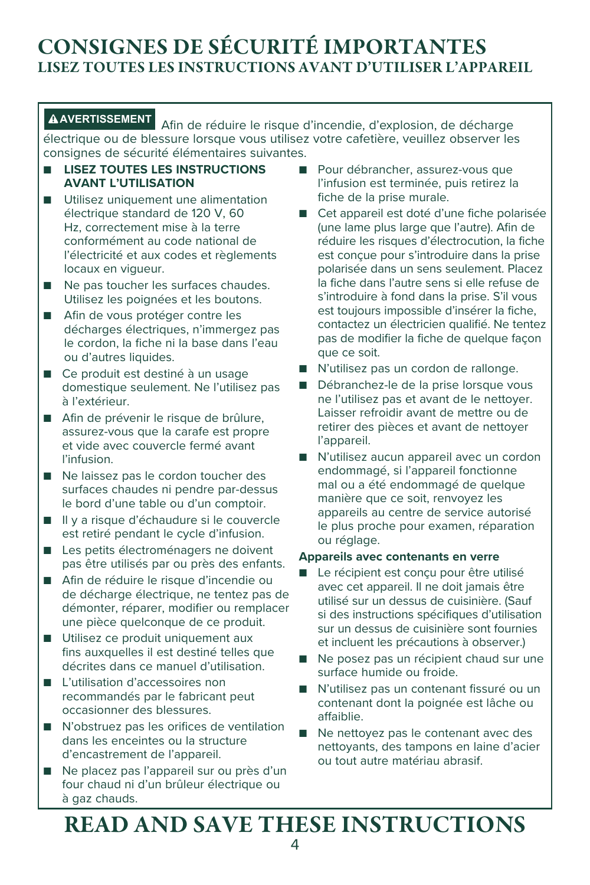# CONSIGNES DE SÉCURITÉ IMPORTANTES

## LISEZ TOUTES LES INSTRUCTIONS AVANT D'UTILISER L'APPAREIL

**⚠AVERTISSEMENT** Afin de réduire le risque d'incendie, d'explosion, de décharge électrique ou de blessure lorsque vous utilisez votre cafetière, veuillez observer les consignes de sécurité élémentaires suivantes.

- **LISEZ TOUTES LES INSTRUCTIONS AVANT L'UTILISATION**
- Utilisez uniquement une alimentation électrique standard de 120 V, 60 Hz, correctement mise à la terre conformément au code national de l'électricité et aux codes et règlements locaux en vigueur.
- Ne pas toucher les surfaces chaudes. Utilisez les poignées et les boutons.
- Afin de vous protéger contre les décharges électriques, n'immergez pas le cordon, la fiche ni la base dans l'eau ou d'autres liquides.
- Ce produit est destiné à un usage domestique seulement. Ne l'utilisez pas à l'extérieur.
- Afin de prévenir le risque de brûlure, assurez-vous que la carafe est propre et vide avec couvercle fermé avant l'infusion.
- Ne laissez pas le cordon toucher des surfaces chaudes ni pendre par-dessus le bord d'une table ou d'un comptoir.
- Il y a risque d'échaudure si le couvercle est retiré pendant le cycle d'infusion.
- Les petits électroménagers ne doivent pas être utilisés par ou près des enfants.
- Afin de réduire le risque d'incendie ou de décharge électrique, ne tentez pas de démonter, réparer, modifier ou remplacer une pièce quelconque de ce produit.
- Utilisez ce produit uniquement aux fins auxquelles il est destiné telles que décrites dans ce manuel d'utilisation.
- L'utilisation d'accessoires non recommandés par le fabricant peut occasionner des blessures.
- N'obstruez pas les orifices de ventilation dans les enceintes ou la structure d'encastrement de l'appareil.
- Ne placez pas l'appareil sur ou près d'un four chaud ni d'un brûleur électrique ou à gaz chauds.
- Pour débrancher, assurez-vous que l'infusion est terminée, puis retirez la fiche de la prise murale.
- Cet appareil est doté d'une fiche polarisée (une lame plus large que l'autre). Afin de réduire les risques d'électrocution, la fiche est conçue pour s'introduire dans la prise polarisée dans un sens seulement. Placez la fiche dans l'autre sens si elle refuse de s'introduire à fond dans la prise. S'il vous est toujours impossible d'insérer la fiche, contactez un électricien qualifié. Ne tentez pas de modifier la fiche de quelque façon que ce soit.
- N'utilisez pas un cordon de rallonge.
- Débranchez-le de la prise lorsque vous ne l'utilisez pas et avant de le nettoyer. Laisser refroidir avant de mettre ou de retirer des pièces et avant de nettoyer l'appareil.
- N'utilisez aucun appareil avec un cordon endommagé, si l'appareil fonctionne mal ou a été endommagé de quelque manière que ce soit, renvoyez les appareils au centre de service autorisé le plus proche pour examen, réparation ou réglage.

**Appareils avec contenants en verre**

- Le récipient est conçu pour être utilisé avec cet appareil. Il ne doit jamais être utilisé sur un dessus de cuisinière. (Sauf si des instructions spécifiques d'utilisation sur un dessus de cuisinière sont fournies et incluent les précautions à observer.)
- Ne posez pas un récipient chaud sur une surface humide ou froide.
- N'utilisez pas un contenant fissuré ou un contenant dont la poignée est lâche ou affaiblie.
- Ne nettoyez pas le contenant avec des nettoyants, des tampons en laine d'acier ou tout autre matériau abrasif.

# READ AND SAVE THESE INSTRUCTIONS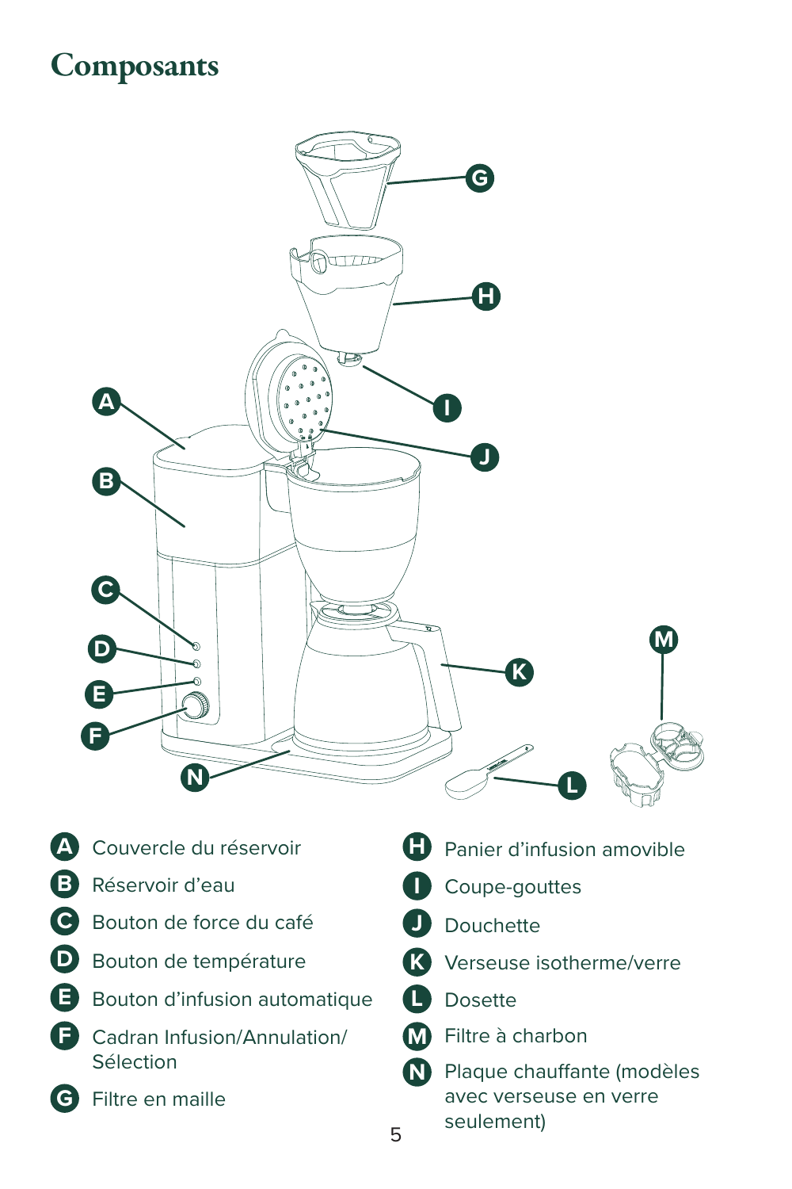# Composants

- **A** Couvercle du réservoir
- **B** Réservoir d'eau
- **C** Bouton de force du café
- **D** Bouton de température
- **E** Bouton d'infusion automatique
- **F** Cadran Infusion/Annulation/ Sélection
- **G** Filtre en maille
- **H** Panier d'infusion amovible
- **I** Coupe-gouttes
- **J** Douchette
- **K** Verseuse isotherme/verre
- **L** Dosette
- **M** Filtre à charbon
- **N** Plaque chauffante (modèles avec verseuse en verre seulement)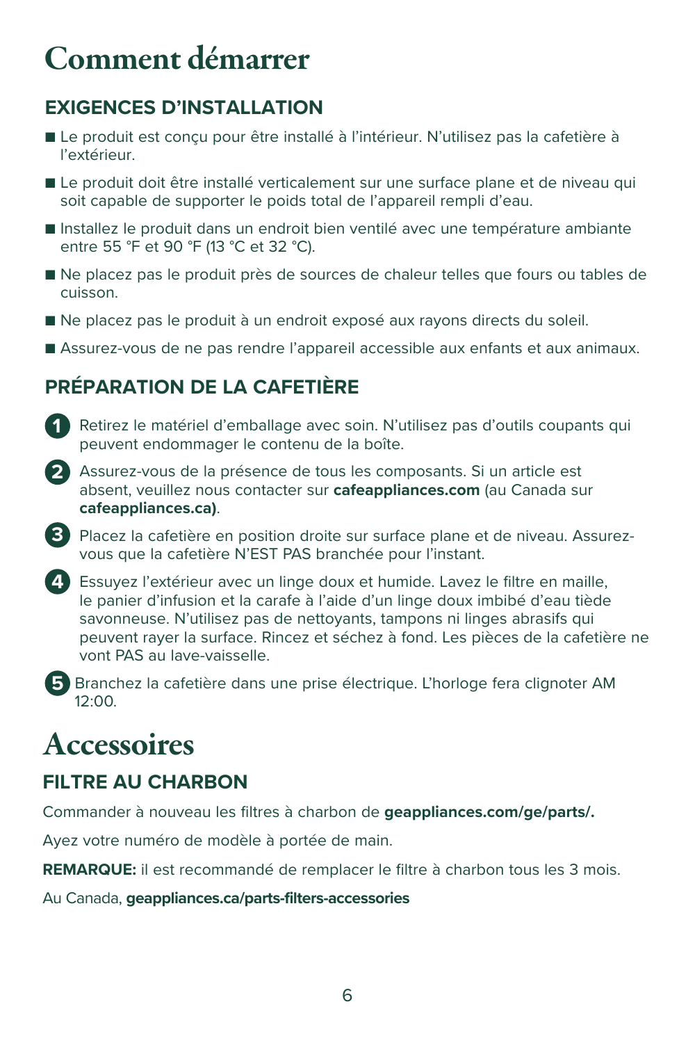# Comment démarrer

## EXIGENCES D'INSTALLATION

- Le produit est conçu pour être installé à l'intérieur. N'utilisez pas la cafetière à l'extérieur.
- Le produit doit être installé verticalement sur une surface plane et de niveau qui soit capable de supporter le poids total de l'appareil rempli d'eau.
- Installez le produit dans un endroit bien ventilé avec une température ambiante entre 55 °F et 90 °F (13 °C et 32 °C).
- Ne placez pas le produit près de sources de chaleur telles que fours ou tables de cuisson.
- Ne placez pas le produit à un endroit exposé aux rayons directs du soleil.
- Assurez-vous de ne pas rendre l'appareil accessible aux enfants et aux animaux.

## PRÉPARATION DE LA CAFETIÈRE

1. Retirez le matériel d'emballage avec soin. N'utilisez pas d'outils coupants qui peuvent endommager le contenu de la boîte.
2. Assurez-vous de la présence de tous les composants. Si un article est absent, veuillez nous contacter sur **cafeappliances.com** (au Canada sur **cafeappliances.ca)**.
3. Placez la cafetière en position droite sur surface plane et de niveau. Assurez-vous que la cafetière N'EST PAS branchée pour l'instant.
4. Essuyez l'extérieur avec un linge doux et humide. Lavez le filtre en maille, le panier d'infusion et la carafe à l'aide d'un linge doux imbibé d'eau tiède savonneuse. N'utilisez pas de nettoyants, tampons ni linges abrasifs qui peuvent rayer la surface. Rincez et séchez à fond. Les pièces de la cafetière ne vont PAS au lave-vaisselle.
5. Branchez la cafetière dans une prise électrique. L'horloge fera clignoter AM 12:00.

# Accessoires

## FILTRE AU CHARBON

Commander à nouveau les filtres à charbon de **geappliances.com/ge/parts/.**

Ayez votre numéro de modèle à portée de main.

**REMARQUE:** il est recommandé de remplacer le filtre à charbon tous les 3 mois.

Au Canada, **geappliances.ca/parts-filters-accessories**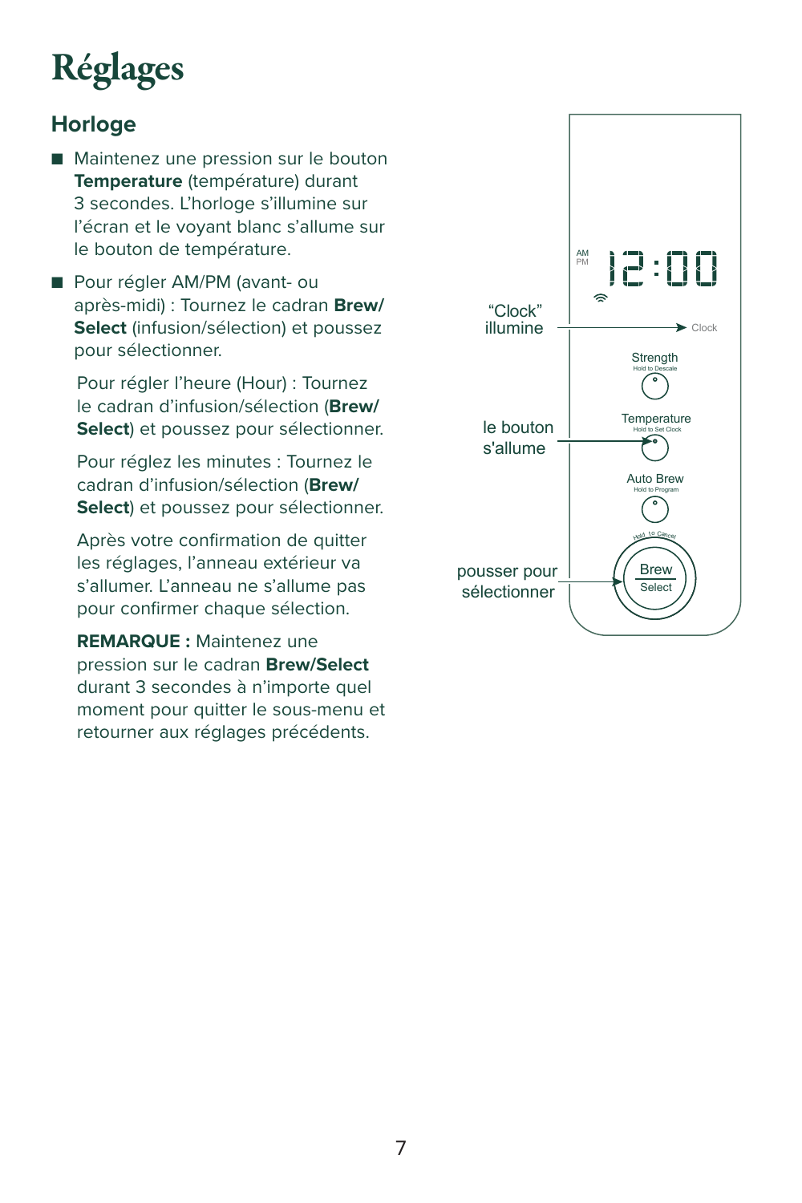# Réglages

## Horloge

- Maintenez une pression sur le bouton **Temperature** (température) durant 3 secondes. L'horloge s'illumine sur l'écran et le voyant blanc s'allume sur le bouton de température.
- Pour régler AM/PM (avant- ou après-midi) : Tournez le cadran **Brew/ Select** (infusion/sélection) et poussez pour sélectionner.

  Pour régler l'heure (Hour) : Tournez le cadran d'infusion/sélection (**Brew/ Select**) et poussez pour sélectionner.

  Pour réglez les minutes : Tournez le cadran d'infusion/sélection (**Brew/ Select**) et poussez pour sélectionner.

  Après votre confirmation de quitter les réglages, l'anneau extérieur va s'allumer. L'anneau ne s'allume pas pour confirmer chaque sélection.

  **REMARQUE :** Maintenez une pression sur le cadran **Brew/Select** durant 3 secondes à n'importe quel moment pour quitter le sous-menu et retourner aux réglages précédents.

"Clock" illumine

le bouton s'allume

pousser pour sélectionner

AM PM 12:00

Clock

Strength
Hold to Descale

Temperature
Hold to Set Clock

Auto Brew
Hold to Program

Hold to Cancel

Brew
Select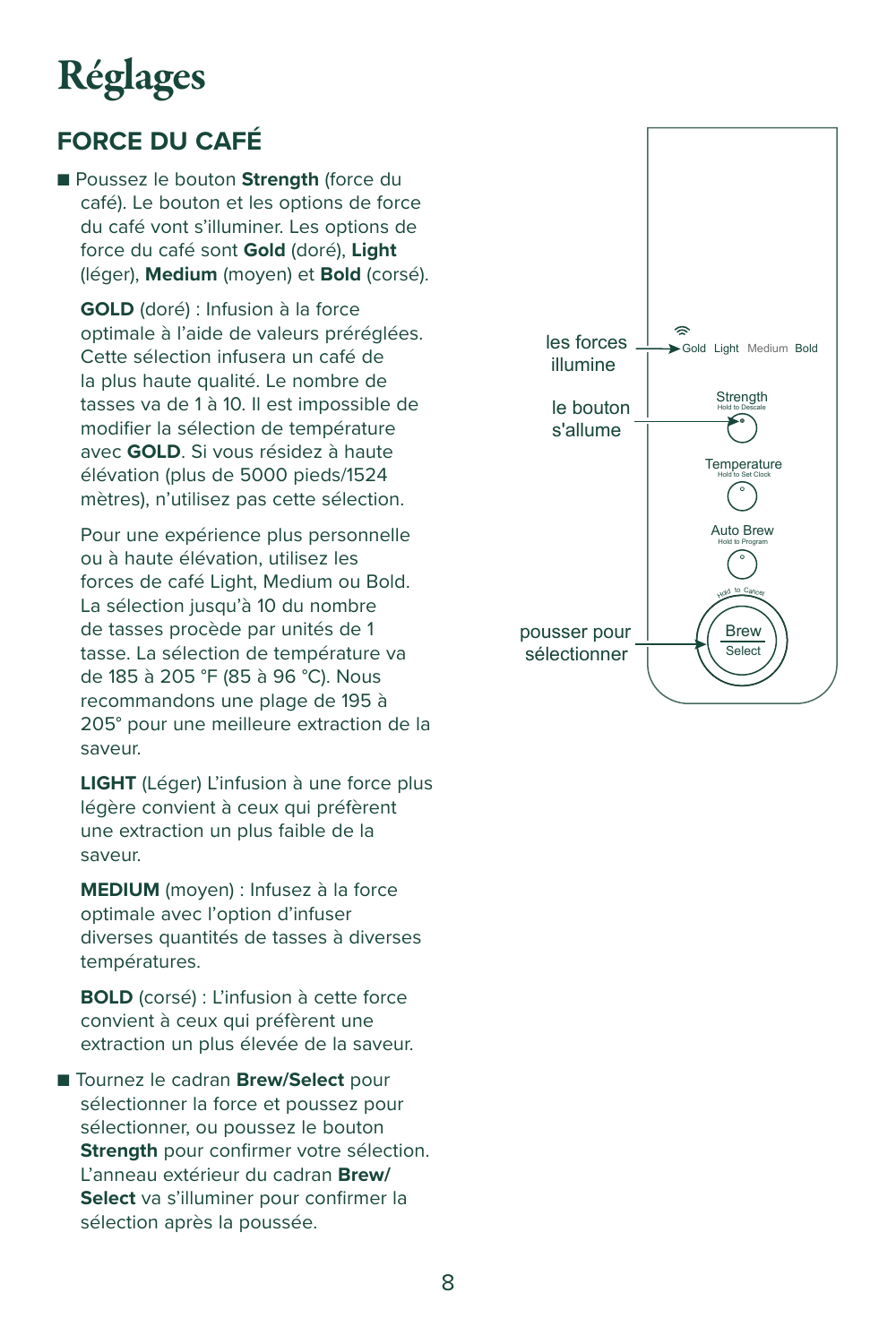# Réglages

## FORCE DU CAFÉ

- Poussez le bouton **Strength** (force du café). Le bouton et les options de force du café vont s'illuminer. Les options de force du café sont **Gold** (doré), **Light** (léger), **Medium** (moyen) et **Bold** (corsé).

  **GOLD** (doré) : Infusion à la force optimale à l'aide de valeurs préréglées. Cette sélection infusera un café de la plus haute qualité. Le nombre de tasses va de 1 à 10. Il est impossible de modifier la sélection de température avec **GOLD**. Si vous résidez à haute élévation (plus de 5000 pieds/1524 mètres), n'utilisez pas cette sélection.

  Pour une expérience plus personnelle ou à haute élévation, utilisez les forces de café Light, Medium ou Bold. La sélection jusqu'à 10 du nombre de tasses procède par unités de 1 tasse. La sélection de température va de 185 à 205 °F (85 à 96 °C). Nous recommandons une plage de 195 à 205° pour une meilleure extraction de la saveur.

  **LIGHT** (Léger) L'infusion à une force plus légère convient à ceux qui préfèrent une extraction un plus faible de la saveur.

  **MEDIUM** (moyen) : Infusez à la force optimale avec l'option d'infuser diverses quantités de tasses à diverses températures.

  **BOLD** (corsé) : L'infusion à cette force convient à ceux qui préfèrent une extraction un plus élevée de la saveur.

- Tournez le cadran **Brew/Select** pour sélectionner la force et poussez pour sélectionner, ou poussez le bouton **Strength** pour confirmer votre sélection. L'anneau extérieur du cadran **Brew/ Select** va s'illuminer pour confirmer la sélection après la poussée.

les forces illumine — Gold Light Medium Bold

le bouton s'allume — Strength (Hold to Descale)

Temperature (Hold to Set Clock)

Auto Brew (Hold to Program)

pousser pour sélectionner — Brew Select (Hold to Cancel)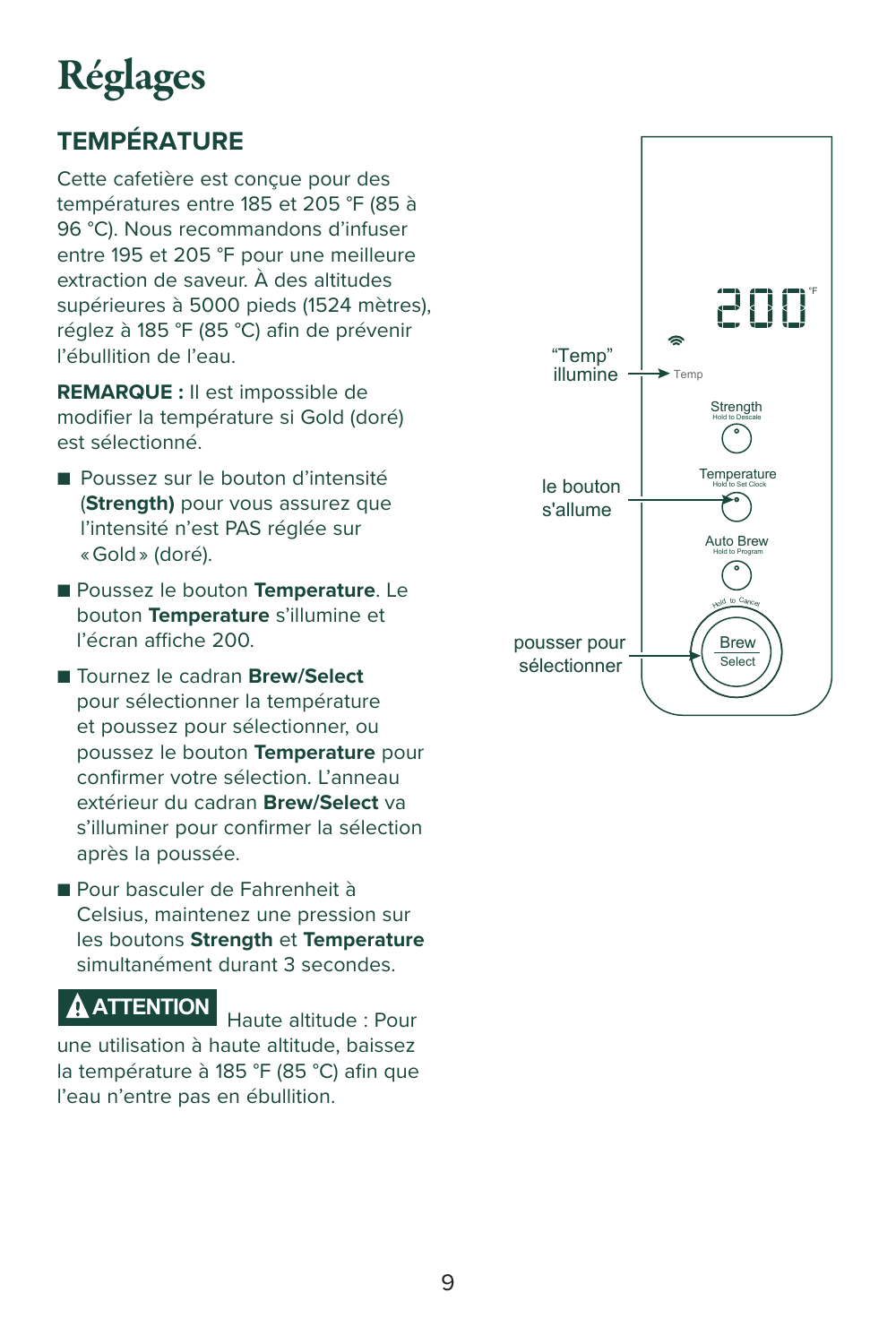# Réglages

## TEMPÉRATURE

Cette cafetière est conçue pour des températures entre 185 et 205 °F (85 à 96 °C). Nous recommandons d'infuser entre 195 et 205 °F pour une meilleure extraction de saveur. À des altitudes supérieures à 5000 pieds (1524 mètres), réglez à 185 °F (85 °C) afin de prévenir l'ébullition de l'eau.

**REMARQUE :** Il est impossible de modifier la température si Gold (doré) est sélectionné.

- Poussez sur le bouton d'intensité (**Strength)** pour vous assurez que l'intensité n'est PAS réglée sur « Gold » (doré).
- Poussez le bouton **Temperature**. Le bouton **Temperature** s'illumine et l'écran affiche 200.
- Tournez le cadran **Brew/Select** pour sélectionner la température et poussez pour sélectionner, ou poussez le bouton **Temperature** pour confirmer votre sélection. L'anneau extérieur du cadran **Brew/Select** va s'illuminer pour confirmer la sélection après la poussée.
- Pour basculer de Fahrenheit à Celsius, maintenez une pression sur les boutons **Strength** et **Temperature** simultanément durant 3 secondes.

**⚠ ATTENTION** Haute altitude : Pour une utilisation à haute altitude, baissez la température à 185 °F (85 °C) afin que l'eau n'entre pas en ébullition.

"Temp" illumine

le bouton s'allume

pousser pour sélectionner

200 °F

Temp

Strength
Hold to Descale

Temperature
Hold to Set Clock

Auto Brew
Hold to Program

Hold to Cancel

Brew
Select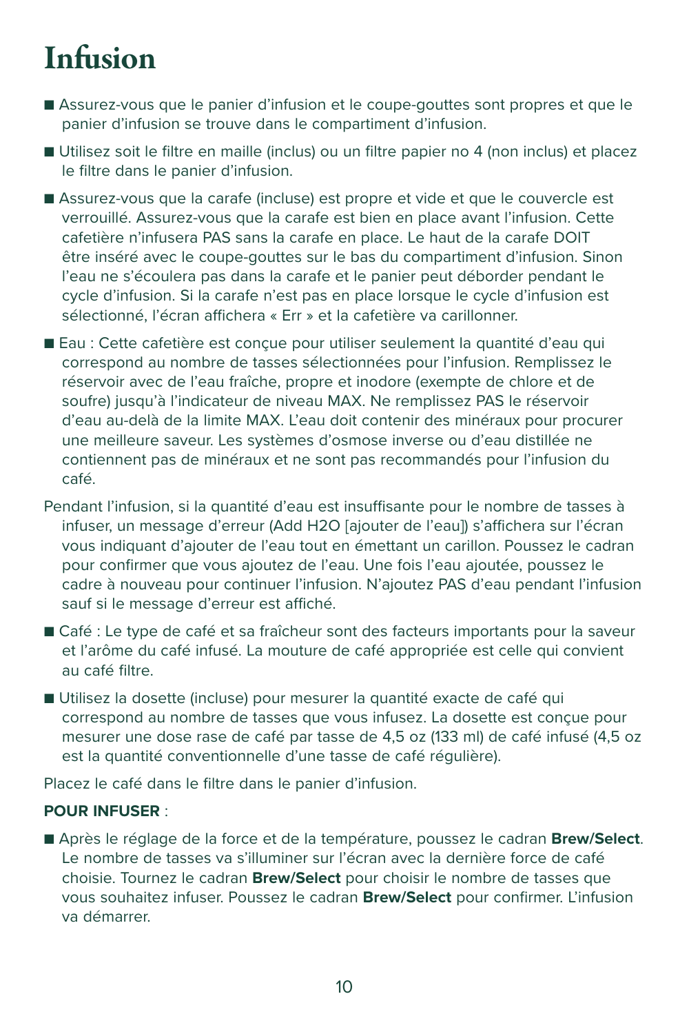# Infusion

- Assurez-vous que le panier d'infusion et le coupe-gouttes sont propres et que le panier d'infusion se trouve dans le compartiment d'infusion.
- Utilisez soit le filtre en maille (inclus) ou un filtre papier no 4 (non inclus) et placez le filtre dans le panier d'infusion.
- Assurez-vous que la carafe (incluse) est propre et vide et que le couvercle est verrouillé. Assurez-vous que la carafe est bien en place avant l'infusion. Cette cafetière n'infusera PAS sans la carafe en place. Le haut de la carafe DOIT être inséré avec le coupe-gouttes sur le bas du compartiment d'infusion. Sinon l'eau ne s'écoulera pas dans la carafe et le panier peut déborder pendant le cycle d'infusion. Si la carafe n'est pas en place lorsque le cycle d'infusion est sélectionné, l'écran affichera « Err » et la cafetière va carillonner.
- Eau : Cette cafetière est conçue pour utiliser seulement la quantité d'eau qui correspond au nombre de tasses sélectionnées pour l'infusion. Remplissez le réservoir avec de l'eau fraîche, propre et inodore (exempte de chlore et de soufre) jusqu'à l'indicateur de niveau MAX. Ne remplissez PAS le réservoir d'eau au-delà de la limite MAX. L'eau doit contenir des minéraux pour procurer une meilleure saveur. Les systèmes d'osmose inverse ou d'eau distillée ne contiennent pas de minéraux et ne sont pas recommandés pour l'infusion du café.

Pendant l'infusion, si la quantité d'eau est insuffisante pour le nombre de tasses à infuser, un message d'erreur (Add H2O [ajouter de l'eau]) s'affichera sur l'écran vous indiquant d'ajouter de l'eau tout en émettant un carillon. Poussez le cadran pour confirmer que vous ajoutez de l'eau. Une fois l'eau ajoutée, poussez le cadre à nouveau pour continuer l'infusion. N'ajoutez PAS d'eau pendant l'infusion sauf si le message d'erreur est affiché.

- Café : Le type de café et sa fraîcheur sont des facteurs importants pour la saveur et l'arôme du café infusé. La mouture de café appropriée est celle qui convient au café filtre.
- Utilisez la dosette (incluse) pour mesurer la quantité exacte de café qui correspond au nombre de tasses que vous infusez. La dosette est conçue pour mesurer une dose rase de café par tasse de 4,5 oz (133 ml) de café infusé (4,5 oz est la quantité conventionnelle d'une tasse de café régulière).

Placez le café dans le filtre dans le panier d'infusion.

**POUR INFUSER** :

- Après le réglage de la force et de la température, poussez le cadran **Brew/Select**. Le nombre de tasses va s'illuminer sur l'écran avec la dernière force de café choisie. Tournez le cadran **Brew/Select** pour choisir le nombre de tasses que vous souhaitez infuser. Poussez le cadran **Brew/Select** pour confirmer. L'infusion va démarrer.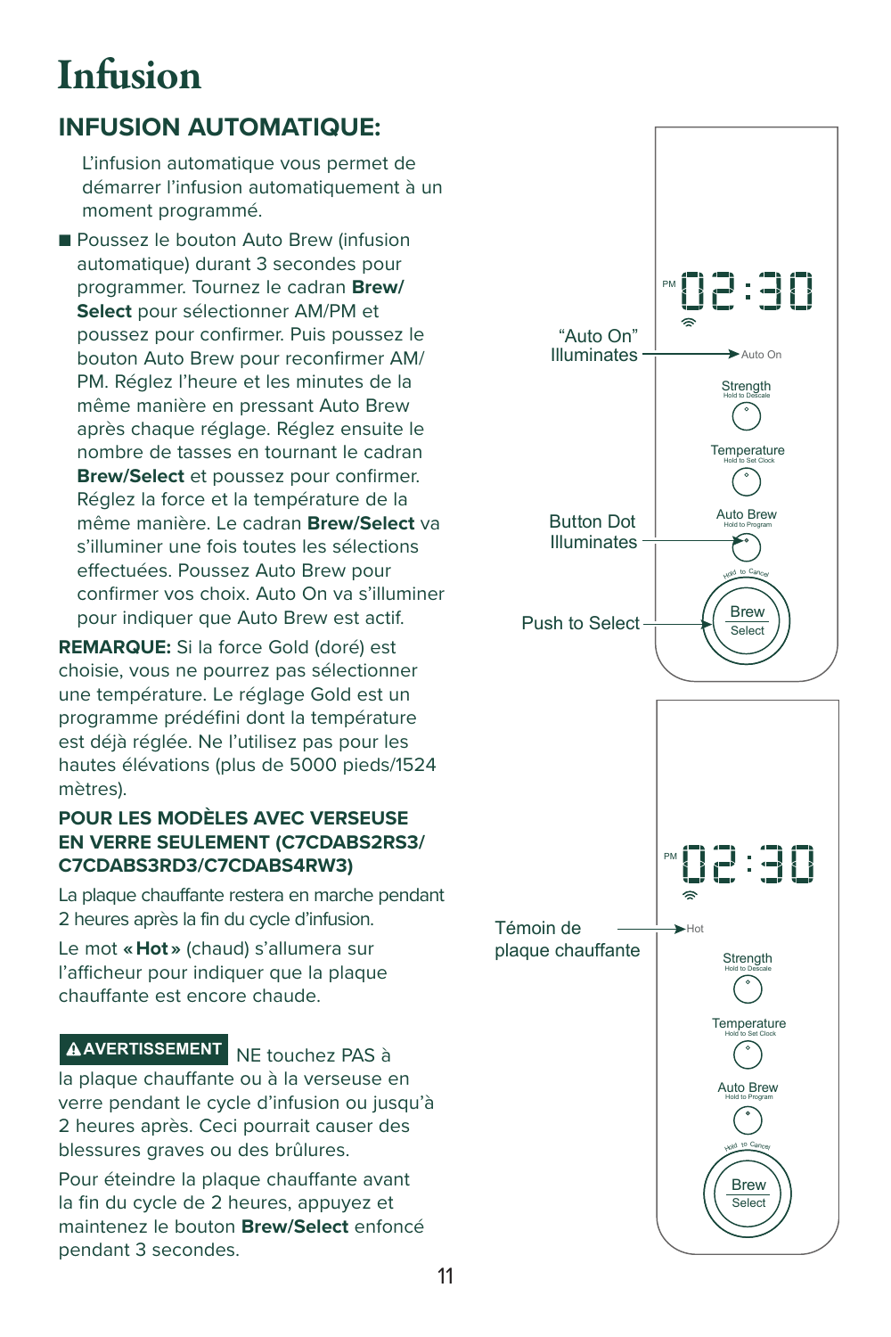# Infusion

## INFUSION AUTOMATIQUE:

L'infusion automatique vous permet de démarrer l'infusion automatiquement à un moment programmé.

- Poussez le bouton Auto Brew (infusion automatique) durant 3 secondes pour programmer. Tournez le cadran **Brew/ Select** pour sélectionner AM/PM et poussez pour confirmer. Puis poussez le bouton Auto Brew pour reconfirmer AM/ PM. Réglez l'heure et les minutes de la même manière en pressant Auto Brew après chaque réglage. Réglez ensuite le nombre de tasses en tournant le cadran **Brew/Select** et poussez pour confirmer. Réglez la force et la température de la même manière. Le cadran **Brew/Select** va s'illuminer une fois toutes les sélections effectuées. Poussez Auto Brew pour confirmer vos choix. Auto On va s'illuminer pour indiquer que Auto Brew est actif.

**REMARQUE:** Si la force Gold (doré) est choisie, vous ne pourrez pas sélectionner une température. Le réglage Gold est un programme prédéfini dont la température est déjà réglée. Ne l'utilisez pas pour les hautes élévations (plus de 5000 pieds/1524 mètres).

**POUR LES MODÈLES AVEC VERSEUSE EN VERRE SEULEMENT (C7CDABS2RS3/ C7CDABS3RD3/C7CDABS4RW3)**

La plaque chauffante restera en marche pendant 2 heures après la fin du cycle d'infusion.

Le mot **« Hot »** (chaud) s'allumera sur l'afficheur pour indiquer que la plaque chauffante est encore chaude.

**⚠AVERTISSEMENT** NE touchez PAS à la plaque chauffante ou à la verseuse en verre pendant le cycle d'infusion ou jusqu'à 2 heures après. Ceci pourrait causer des blessures graves ou des brûlures.

Pour éteindre la plaque chauffante avant la fin du cycle de 2 heures, appuyez et maintenez le bouton **Brew/Select** enfoncé pendant 3 secondes.

PM 02:30

"Auto On" Illuminates → Auto On

Strength Hold to Descale

Temperature Hold to Set Clock

Button Dot Illuminates → Auto Brew Hold to Program

Hold to Cancel

Push to Select → Brew Select

PM 02:30

Témoin de plaque chauffante → Hot

Strength Hold to Descale

Temperature Hold to Set Clock

Auto Brew Hold to Program

Hold to Cancel

Brew Select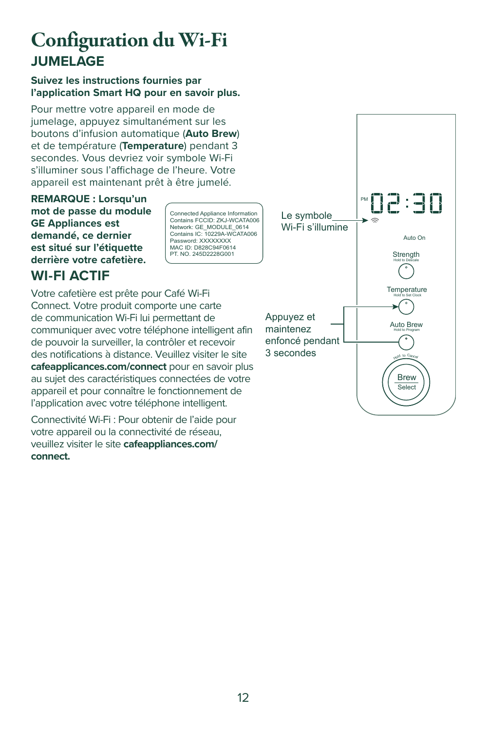# Configuration du Wi-Fi

## JUMELAGE

**Suivez les instructions fournies par l'application Smart HQ pour en savoir plus.**

Pour mettre votre appareil en mode de jumelage, appuyez simultanément sur les boutons d'infusion automatique (**Auto Brew**) et de température (**Temperature**) pendant 3 secondes. Vous devriez voir symbole Wi-Fi s'illuminer sous l'affichage de l'heure. Votre appareil est maintenant prêt à être jumelé.

**REMARQUE : Lorsqu'un mot de passe du module GE Appliances est demandé, ce dernier est situé sur l'étiquette derrière votre cafetière.**

Connected Appliance Information
Contains FCCID: ZKJ-WCATA006
Network: GE_MODULE_0614
Contains IC: 10229A-WCATA006
Password: XXXXXXXX
MAC ID: D828C94F0614
PT. NO. 245D2228G001

Le symbole Wi-Fi s'illumine

Appuyez et maintenez enfoncé pendant 3 secondes

PM 02:30

Auto On

Strength
Hold to Descale

Temperature
Hold to Set Clock

Auto Brew
Hold to Program

Hold to Cancel

Brew
Select

## WI-FI ACTIF

Votre cafetière est prête pour Café Wi-Fi Connect. Votre produit comporte une carte de communication Wi-Fi lui permettant de communiquer avec votre téléphone intelligent afin de pouvoir la surveiller, la contrôler et recevoir des notifications à distance. Veuillez visiter le site **cafeapplicances.com/connect** pour en savoir plus au sujet des caractéristiques connectées de votre appareil et pour connaître le fonctionnement de l'application avec votre téléphone intelligent.

Connectivité Wi-Fi : Pour obtenir de l'aide pour votre appareil ou la connectivité de réseau, veuillez visiter le site **cafeappliances.com/connect.**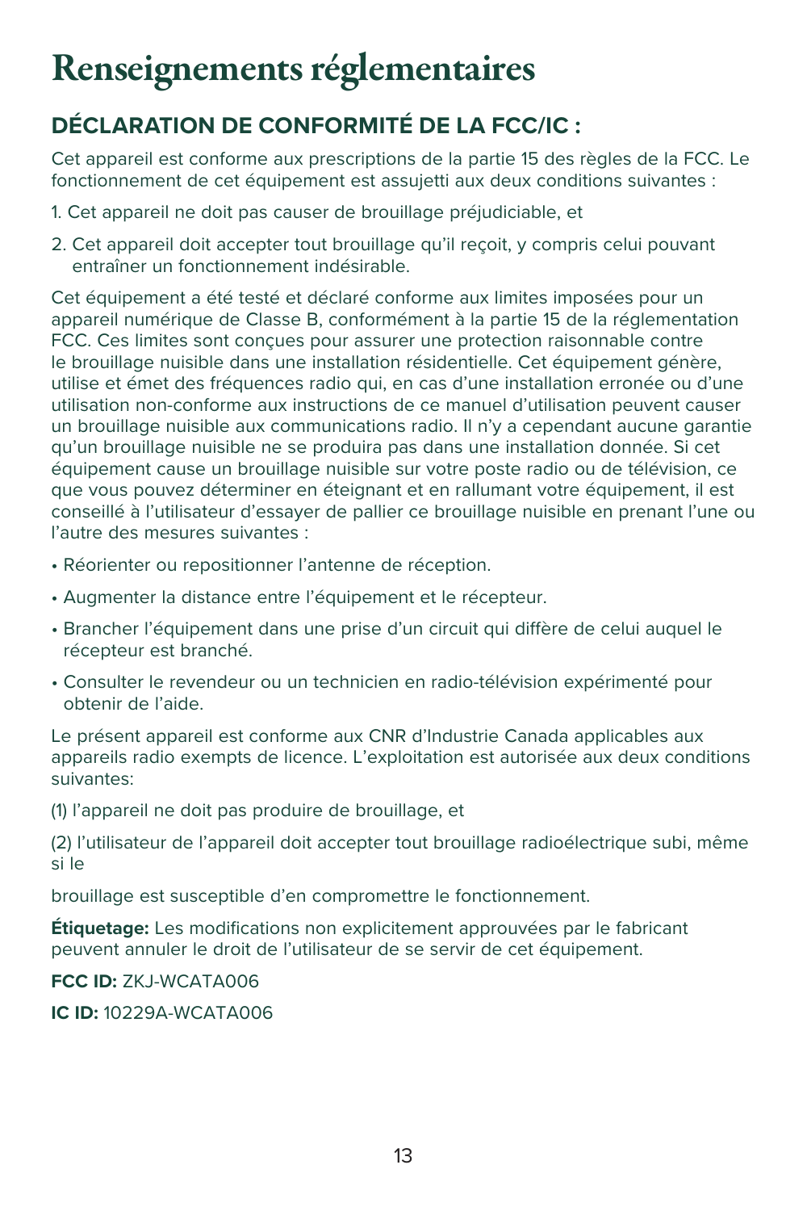# Renseignements réglementaires

## DÉCLARATION DE CONFORMITÉ DE LA FCC/IC :

Cet appareil est conforme aux prescriptions de la partie 15 des règles de la FCC. Le fonctionnement de cet équipement est assujetti aux deux conditions suivantes :

1. Cet appareil ne doit pas causer de brouillage préjudiciable, et
2. Cet appareil doit accepter tout brouillage qu'il reçoit, y compris celui pouvant entraîner un fonctionnement indésirable.

Cet équipement a été testé et déclaré conforme aux limites imposées pour un appareil numérique de Classe B, conformément à la partie 15 de la réglementation FCC. Ces limites sont conçues pour assurer une protection raisonnable contre le brouillage nuisible dans une installation résidentielle. Cet équipement génère, utilise et émet des fréquences radio qui, en cas d'une installation erronée ou d'une utilisation non-conforme aux instructions de ce manuel d'utilisation peuvent causer un brouillage nuisible aux communications radio. Il n'y a cependant aucune garantie qu'un brouillage nuisible ne se produira pas dans une installation donnée. Si cet équipement cause un brouillage nuisible sur votre poste radio ou de télévision, ce que vous pouvez déterminer en éteignant et en rallumant votre équipement, il est conseillé à l'utilisateur d'essayer de pallier ce brouillage nuisible en prenant l'une ou l'autre des mesures suivantes :

- Réorienter ou repositionner l'antenne de réception.
- Augmenter la distance entre l'équipement et le récepteur.
- Brancher l'équipement dans une prise d'un circuit qui diffère de celui auquel le récepteur est branché.
- Consulter le revendeur ou un technicien en radio-télévision expérimenté pour obtenir de l'aide.

Le présent appareil est conforme aux CNR d'Industrie Canada applicables aux appareils radio exempts de licence. L'exploitation est autorisée aux deux conditions suivantes:

(1) l'appareil ne doit pas produire de brouillage, et

(2) l'utilisateur de l'appareil doit accepter tout brouillage radioélectrique subi, même si le

brouillage est susceptible d'en compromettre le fonctionnement.

**Étiquetage:** Les modifications non explicitement approuvées par le fabricant peuvent annuler le droit de l'utilisateur de se servir de cet équipement.

**FCC ID:** ZKJ-WCATA006

**IC ID:** 10229A-WCATA006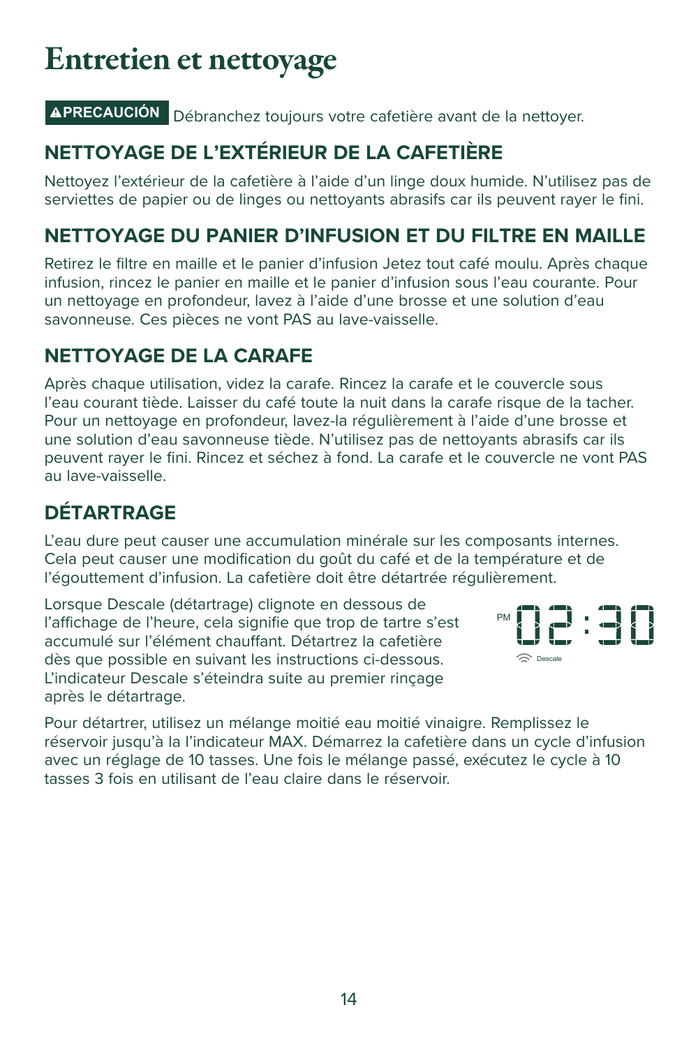# Entretien et nettoyage

**⚠PRECAUCIÓN** Débranchez toujours votre cafetière avant de la nettoyer.

## NETTOYAGE DE L'EXTÉRIEUR DE LA CAFETIÈRE

Nettoyez l'extérieur de la cafetière à l'aide d'un linge doux humide. N'utilisez pas de serviettes de papier ou de linges ou nettoyants abrasifs car ils peuvent rayer le fini.

## NETTOYAGE DU PANIER D'INFUSION ET DU FILTRE EN MAILLE

Retirez le filtre en maille et le panier d'infusion Jetez tout café moulu. Après chaque infusion, rincez le panier en maille et le panier d'infusion sous l'eau courante. Pour un nettoyage en profondeur, lavez à l'aide d'une brosse et une solution d'eau savonneuse. Ces pièces ne vont PAS au lave-vaisselle.

## NETTOYAGE DE LA CARAFE

Après chaque utilisation, videz la carafe. Rincez la carafe et le couvercle sous l'eau courant tiède. Laisser du café toute la nuit dans la carafe risque de la tacher. Pour un nettoyage en profondeur, lavez-la régulièrement à l'aide d'une brosse et une solution d'eau savonneuse tiède. N'utilisez pas de nettoyants abrasifs car ils peuvent rayer le fini. Rincez et séchez à fond. La carafe et le couvercle ne vont PAS au lave-vaisselle.

## DÉTARTRAGE

L'eau dure peut causer une accumulation minérale sur les composants internes. Cela peut causer une modification du goût du café et de la température et de l'égouttement d'infusion. La cafetière doit être détartrée régulièrement.

Lorsque Descale (détartrage) clignote en dessous de l'affichage de l'heure, cela signifie que trop de tartre s'est accumulé sur l'élément chauffant. Détartrez la cafetière dès que possible en suivant les instructions ci-dessous. L'indicateur Descale s'éteindra suite au premier rinçage après le détartrage.

PM 02:30
Descale

Pour détartrer, utilisez un mélange moitié eau moitié vinaigre. Remplissez le réservoir jusqu'à la l'indicateur MAX. Démarrez la cafetière dans un cycle d'infusion avec un réglage de 10 tasses. Une fois le mélange passé, exécutez le cycle à 10 tasses 3 fois en utilisant de l'eau claire dans le réservoir.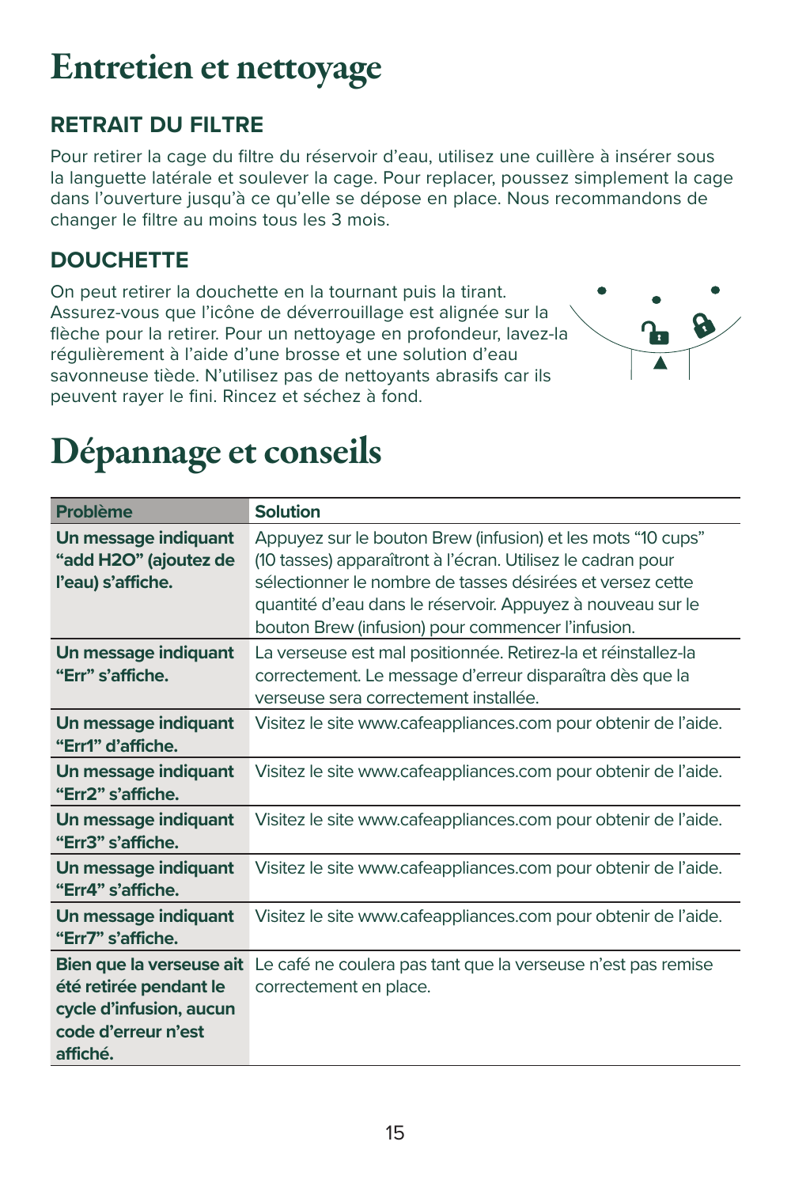# Entretien et nettoyage

### RETRAIT DU FILTRE

Pour retirer la cage du filtre du réservoir d'eau, utilisez une cuillère à insérer sous la languette latérale et soulever la cage. Pour replacer, poussez simplement la cage dans l'ouverture jusqu'à ce qu'elle se dépose en place. Nous recommandons de changer le filtre au moins tous les 3 mois.

### DOUCHETTE

On peut retirer la douchette en la tournant puis la tirant. Assurez-vous que l'icône de déverrouillage est alignée sur la flèche pour la retirer. Pour un nettoyage en profondeur, lavez-la régulièrement à l'aide d'une brosse et une solution d'eau savonneuse tiède. N'utilisez pas de nettoyants abrasifs car ils peuvent rayer le fini. Rincez et séchez à fond.

# Dépannage et conseils

| Problème | Solution |
|---|---|
| **Un message indiquant "add H2O" (ajoutez de l'eau) s'affiche.** | Appuyez sur le bouton Brew (infusion) et les mots "10 cups" (10 tasses) apparaîtront à l'écran. Utilisez le cadran pour sélectionner le nombre de tasses désirées et versez cette quantité d'eau dans le réservoir. Appuyez à nouveau sur le bouton Brew (infusion) pour commencer l'infusion. |
| **Un message indiquant "Err" s'affiche.** | La verseuse est mal positionnée. Retirez-la et réinstallez-la correctement. Le message d'erreur disparaîtra dès que la verseuse sera correctement installée. |
| **Un message indiquant "Err1" d'affiche.** | Visitez le site www.cafeappliances.com pour obtenir de l'aide. |
| **Un message indiquant "Err2" s'affiche.** | Visitez le site www.cafeappliances.com pour obtenir de l'aide. |
| **Un message indiquant "Err3" s'affiche.** | Visitez le site www.cafeappliances.com pour obtenir de l'aide. |
| **Un message indiquant "Err4" s'affiche.** | Visitez le site www.cafeappliances.com pour obtenir de l'aide. |
| **Un message indiquant "Err7" s'affiche.** | Visitez le site www.cafeappliances.com pour obtenir de l'aide. |
| **Bien que la verseuse ait été retirée pendant le cycle d'infusion, aucun code d'erreur n'est affiché.** | Le café ne coulera pas tant que la verseuse n'est pas remise correctement en place. |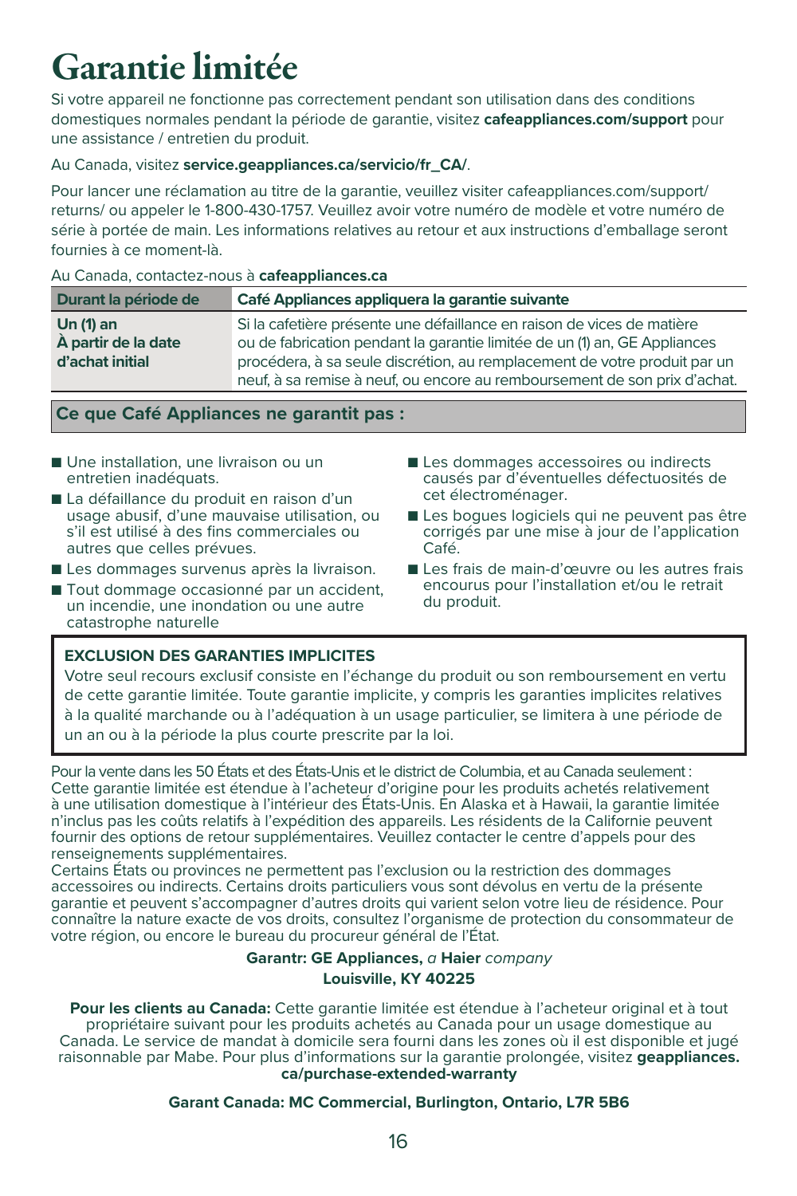# Garantie limitée

Si votre appareil ne fonctionne pas correctement pendant son utilisation dans des conditions domestiques normales pendant la période de garantie, visitez **cafeappliances.com/support** pour une assistance / entretien du produit.

Au Canada, visitez **service.geappliances.ca/servicio/fr_CA/**.

Pour lancer une réclamation au titre de la garantie, veuillez visiter cafeappliances.com/support/returns/ ou appeler le 1-800-430-1757. Veuillez avoir votre numéro de modèle et votre numéro de série à portée de main. Les informations relatives au retour et aux instructions d'emballage seront fournies à ce moment-là.

Au Canada, contactez-nous à **cafeappliances.ca**

| Durant la période de | Café Appliances appliquera la garantie suivante |
|---|---|
| **Un (1) an**<br>**À partir de la date d'achat initial** | Si la cafetière présente une défaillance en raison de vices de matière ou de fabrication pendant la garantie limitée de un (1) an, GE Appliances procédera, à sa seule discrétion, au remplacement de votre produit par un neuf, à sa remise à neuf, ou encore au remboursement de son prix d'achat. |

## Ce que Café Appliances ne garantit pas :

- Une installation, une livraison ou un entretien inadéquats.
- La défaillance du produit en raison d'un usage abusif, d'une mauvaise utilisation, ou s'il est utilisé à des fins commerciales ou autres que celles prévues.
- Les dommages survenus après la livraison.
- Tout dommage occasionné par un accident, un incendie, une inondation ou une autre catastrophe naturelle
- Les dommages accessoires ou indirects causés par d'éventuelles défectuosités de cet électroménager.
- Les bogues logiciels qui ne peuvent pas être corrigés par une mise à jour de l'application Café.
- Les frais de main-d'œuvre ou les autres frais encourus pour l'installation et/ou le retrait du produit.

**EXCLUSION DES GARANTIES IMPLICITES**

Votre seul recours exclusif consiste en l'échange du produit ou son remboursement en vertu de cette garantie limitée. Toute garantie implicite, y compris les garanties implicites relatives à la qualité marchande ou à l'adéquation à un usage particulier, se limitera à une période de un an ou à la période la plus courte prescrite par la loi.

Pour la vente dans les 50 États et des États-Unis et le district de Columbia, et au Canada seulement : Cette garantie limitée est étendue à l'acheteur d'origine pour les produits achetés relativement à une utilisation domestique à l'intérieur des États-Unis. En Alaska et à Hawaii, la garantie limitée n'inclus pas les coûts relatifs à l'expédition des appareils. Les résidents de la Californie peuvent fournir des options de retour supplémentaires. Veuillez contacter le centre d'appels pour des renseignements supplémentaires.
Certains États ou provinces ne permettent pas l'exclusion ou la restriction des dommages accessoires ou indirects. Certains droits particuliers vous sont dévolus en vertu de la présente garantie et peuvent s'accompagner d'autres droits qui varient selon votre lieu de résidence. Pour connaître la nature exacte de vos droits, consultez l'organisme de protection du consommateur de votre région, ou encore le bureau du procureur général de l'État.

**Garantr: GE Appliances,** *a* **Haier** *company*
**Louisville, KY 40225**

**Pour les clients au Canada:** Cette garantie limitée est étendue à l'acheteur original et à tout propriétaire suivant pour les produits achetés au Canada pour un usage domestique au Canada. Le service de mandat à domicile sera fourni dans les zones où il est disponible et jugé raisonnable par Mabe. Pour plus d'informations sur la garantie prolongée, visitez **geappliances.ca/purchase-extended-warranty**

**Garant Canada: MC Commercial, Burlington, Ontario, L7R 5B6**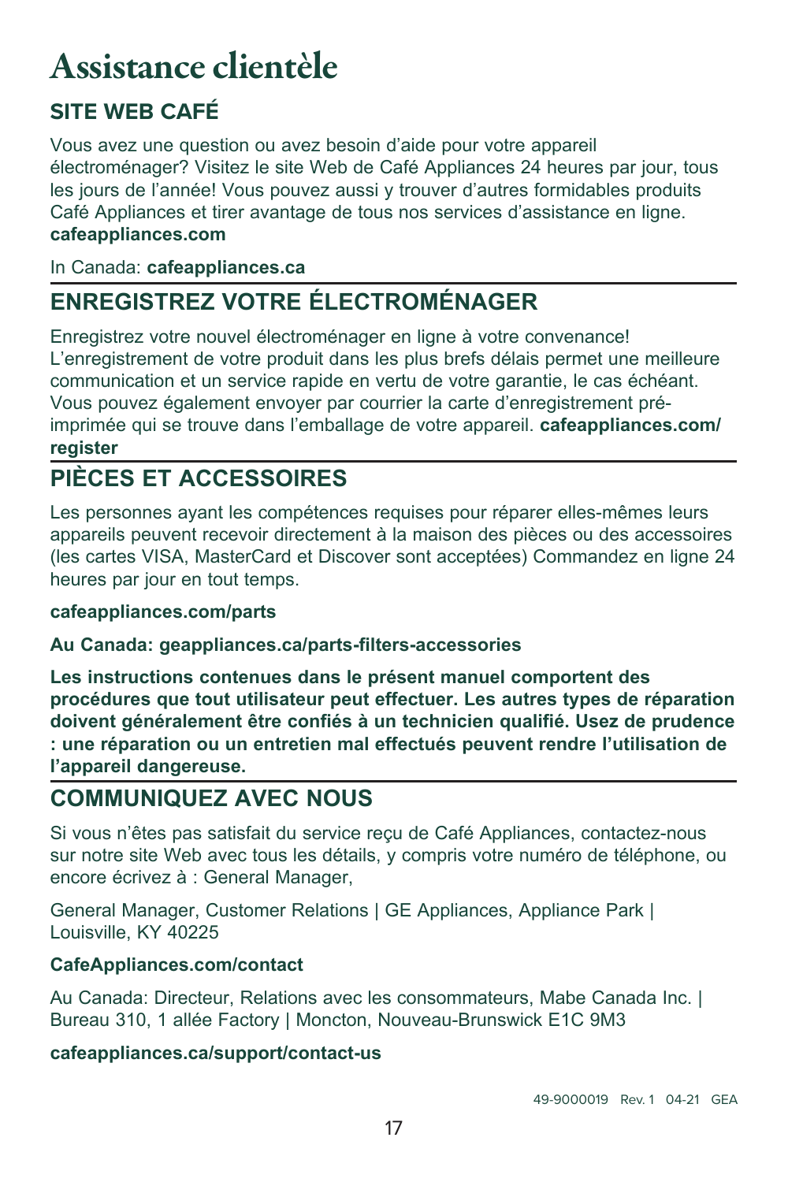# Assistance clientèle

## SITE WEB CAFÉ

Vous avez une question ou avez besoin d'aide pour votre appareil électroménager? Visitez le site Web de Café Appliances 24 heures par jour, tous les jours de l'année! Vous pouvez aussi y trouver d'autres formidables produits Café Appliances et tirer avantage de tous nos services d'assistance en ligne. **cafeappliances.com**

In Canada: **cafeappliances.ca**

## ENREGISTREZ VOTRE ÉLECTROMÉNAGER

Enregistrez votre nouvel électroménager en ligne à votre convenance! L'enregistrement de votre produit dans les plus brefs délais permet une meilleure communication et un service rapide en vertu de votre garantie, le cas échéant. Vous pouvez également envoyer par courrier la carte d'enregistrement pré-imprimée qui se trouve dans l'emballage de votre appareil. **cafeappliances.com/register**

## PIÈCES ET ACCESSOIRES

Les personnes ayant les compétences requises pour réparer elles-mêmes leurs appareils peuvent recevoir directement à la maison des pièces ou des accessoires (les cartes VISA, MasterCard et Discover sont acceptées) Commandez en ligne 24 heures par jour en tout temps.

**cafeappliances.com/parts**

**Au Canada: geappliances.ca/parts-filters-accessories**

**Les instructions contenues dans le présent manuel comportent des procédures que tout utilisateur peut effectuer. Les autres types de réparation doivent généralement être confiés à un technicien qualifié. Usez de prudence : une réparation ou un entretien mal effectués peuvent rendre l'utilisation de l'appareil dangereuse.**

## COMMUNIQUEZ AVEC NOUS

Si vous n'êtes pas satisfait du service reçu de Café Appliances, contactez-nous sur notre site Web avec tous les détails, y compris votre numéro de téléphone, ou encore écrivez à : General Manager,

General Manager, Customer Relations | GE Appliances, Appliance Park | Louisville, KY 40225

**CafeAppliances.com/contact**

Au Canada: Directeur, Relations avec les consommateurs, Mabe Canada Inc. | Bureau 310, 1 allée Factory | Moncton, Nouveau-Brunswick E1C 9M3

**cafeappliances.ca/support/contact-us**

49-9000019 Rev. 1 04-21 GEA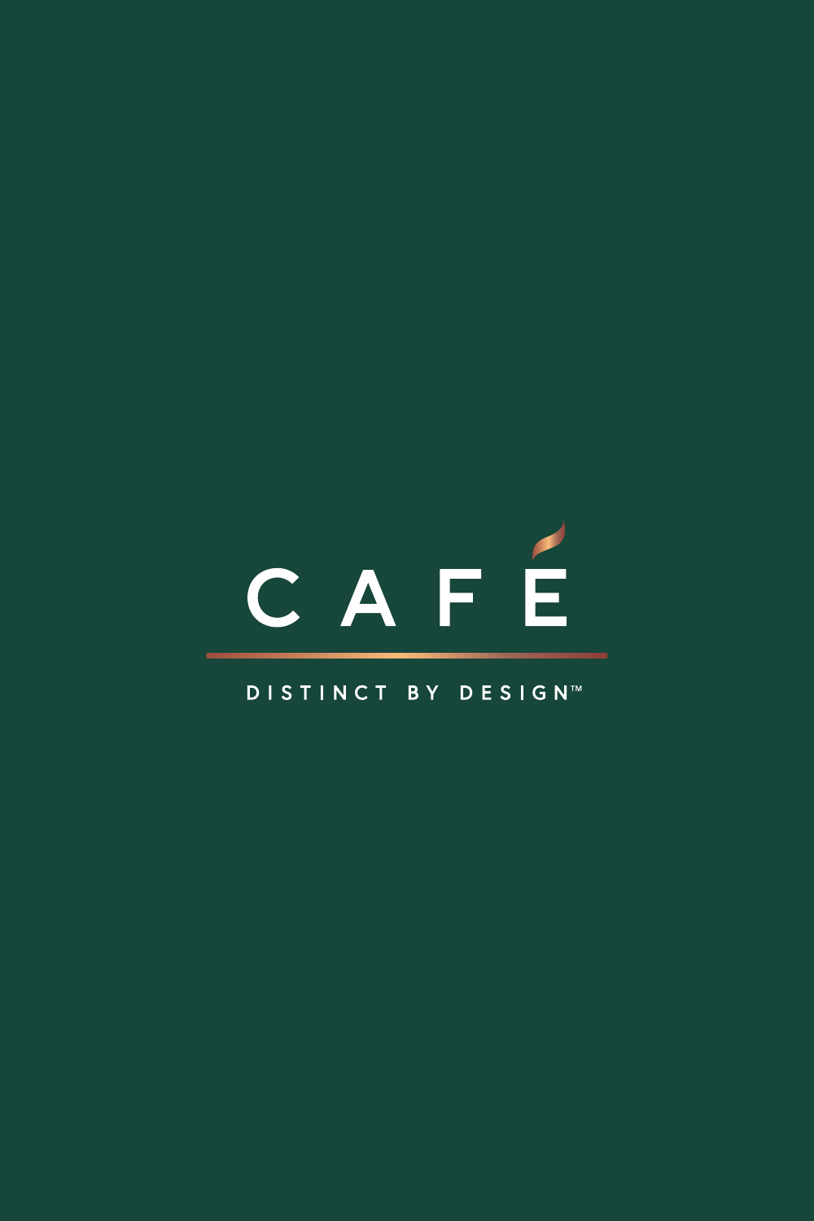# CAFÉ

DISTINCT BY DESIGN™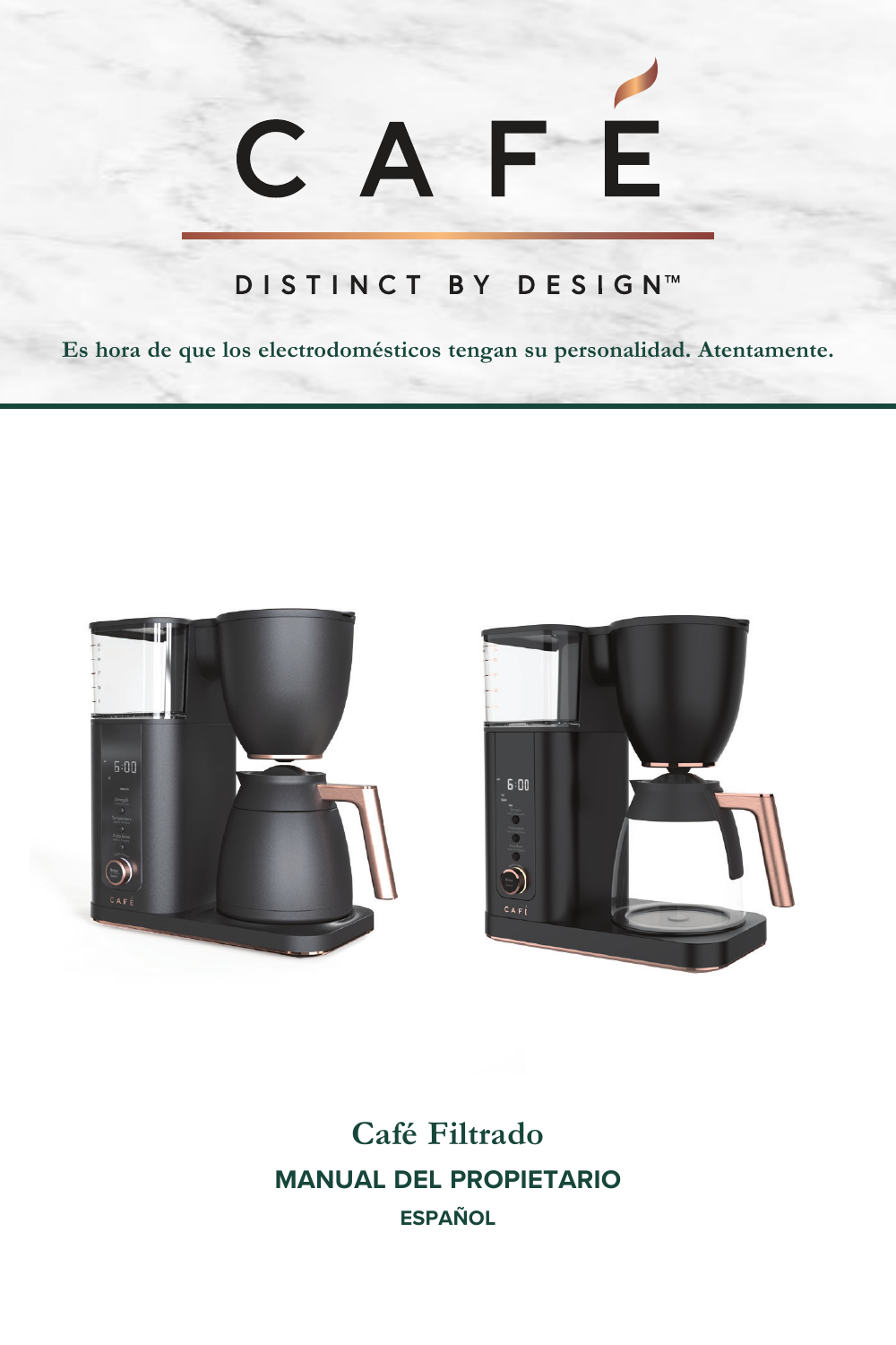# CAFÉ

DISTINCT BY DESIGN™

**Es hora de que los electrodomésticos tengan su personalidad. Atentamente.**

## Café Filtrado

### MANUAL DEL PROPIETARIO

#### ESPAÑOL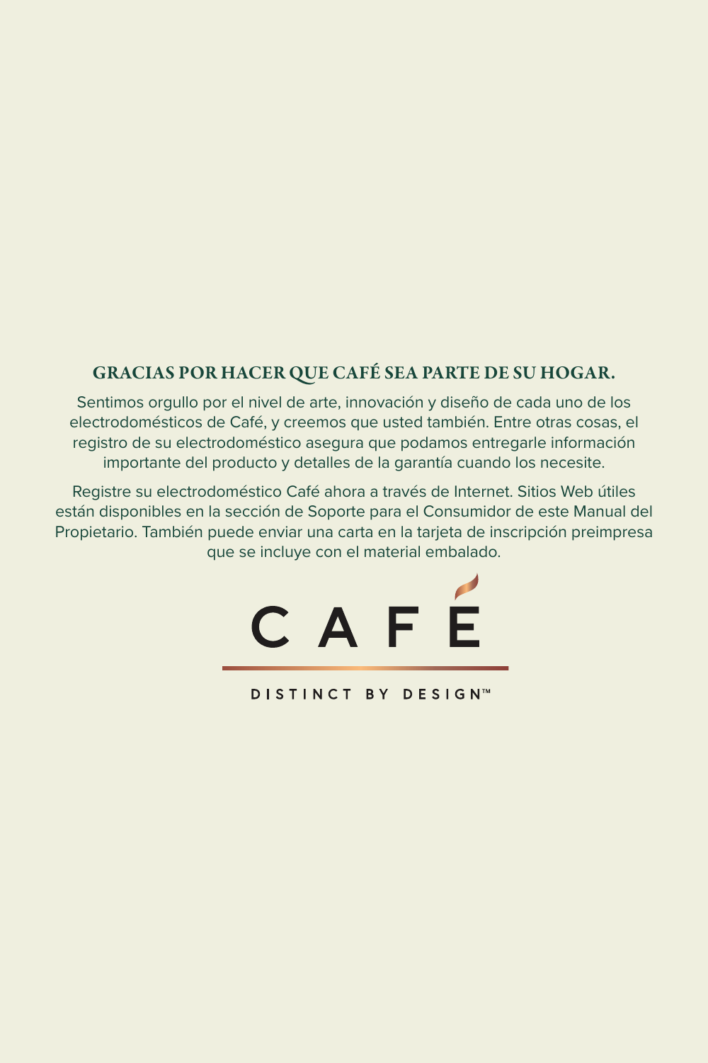## GRACIAS POR HACER QUE CAFÉ SEA PARTE DE SU HOGAR.

Sentimos orgullo por el nivel de arte, innovación y diseño de cada uno de los electrodomésticos de Café, y creemos que usted también. Entre otras cosas, el registro de su electrodoméstico asegura que podamos entregarle información importante del producto y detalles de la garantía cuando los necesite.

Registre su electrodoméstico Café ahora a través de Internet. Sitios Web útiles están disponibles en la sección de Soporte para el Consumidor de este Manual del Propietario. También puede enviar una carta en la tarjeta de inscripción preimpresa que se incluye con el material embalado.

CAFÉ

DISTINCT BY DESIGN™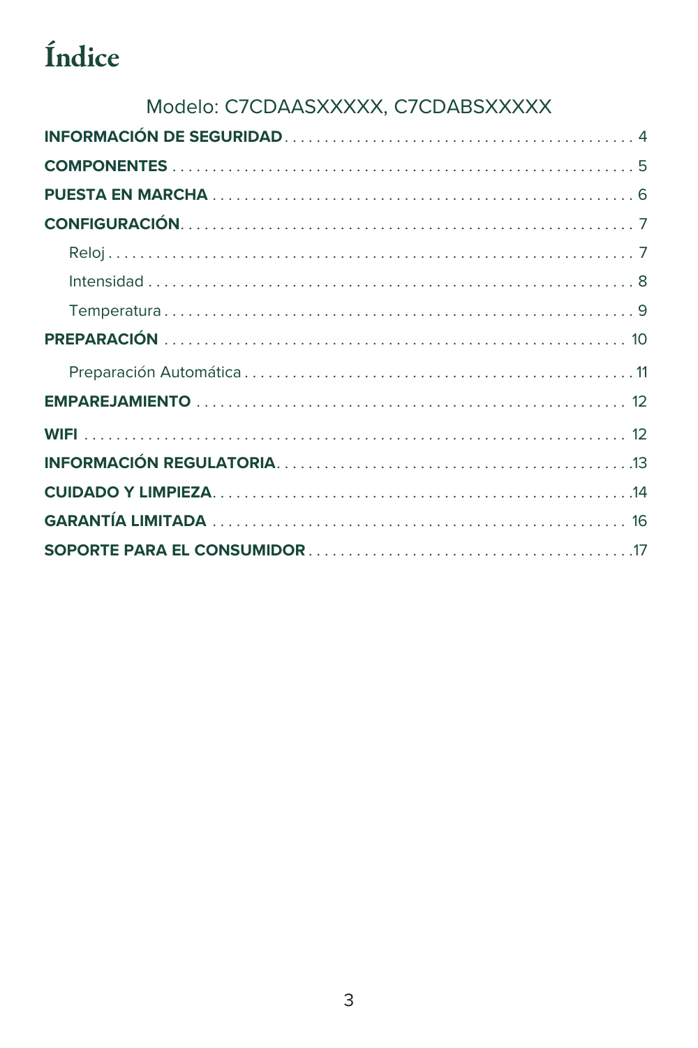# Índice

Modelo: C7CDAASXXXXX, C7CDABSXXXXX

**INFORMACIÓN DE SEGURIDAD** . . . . . . . . . . 4

**COMPONENTES** . . . . . . . . . . 5

**PUESTA EN MARCHA** . . . . . . . . . . 6

**CONFIGURACIÓN** . . . . . . . . . . 7

- Reloj . . . . . . . . . . 7
- Intensidad . . . . . . . . . . 8
- Temperatura . . . . . . . . . . 9

**PREPARACIÓN** . . . . . . . . . . 10

- Preparación Automática . . . . . . . . . . 11

**EMPAREJAMIENTO** . . . . . . . . . . 12

**WIFI** . . . . . . . . . . 12

**INFORMACIÓN REGULATORIA** . . . . . . . . . . 13

**CUIDADO Y LIMPIEZA** . . . . . . . . . . 14

**GARANTÍA LIMITADA** . . . . . . . . . . 16

**SOPORTE PARA EL CONSUMIDOR** . . . . . . . . . . 17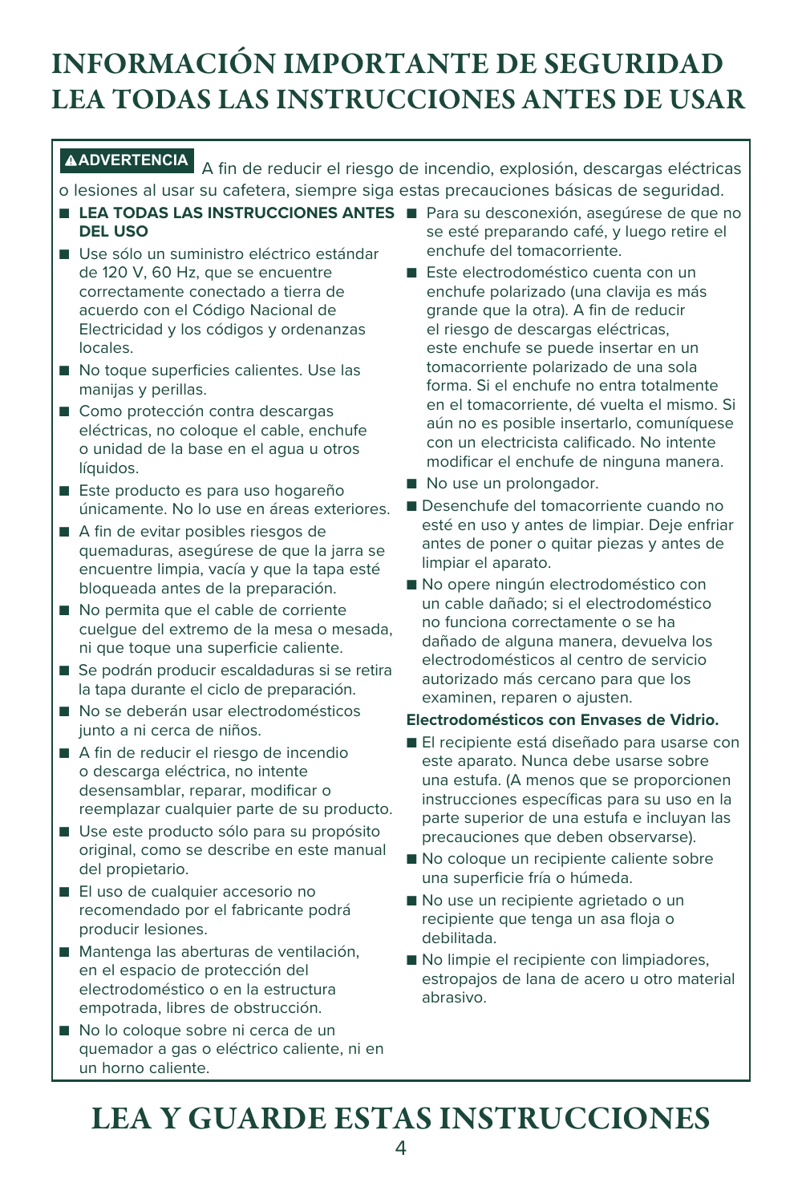# INFORMACIÓN IMPORTANTE DE SEGURIDAD
# LEA TODAS LAS INSTRUCCIONES ANTES DE USAR

**⚠ADVERTENCIA** A fin de reducir el riesgo de incendio, explosión, descargas eléctricas o lesiones al usar su cafetera, siempre siga estas precauciones básicas de seguridad.

- **LEA TODAS LAS INSTRUCCIONES ANTES DEL USO**
- Use sólo un suministro eléctrico estándar de 120 V, 60 Hz, que se encuentre correctamente conectado a tierra de acuerdo con el Código Nacional de Electricidad y los códigos y ordenanzas locales.
- No toque superficies calientes. Use las manijas y perillas.
- Como protección contra descargas eléctricas, no coloque el cable, enchufe o unidad de la base en el agua u otros líquidos.
- Este producto es para uso hogareño únicamente. No lo use en áreas exteriores.
- A fin de evitar posibles riesgos de quemaduras, asegúrese de que la jarra se encuentre limpia, vacía y que la tapa esté bloqueada antes de la preparación.
- No permita que el cable de corriente cuelgue del extremo de la mesa o mesada, ni que toque una superficie caliente.
- Se podrán producir escaldaduras si se retira la tapa durante el ciclo de preparación.
- No se deberán usar electrodomésticos junto a ni cerca de niños.
- A fin de reducir el riesgo de incendio o descarga eléctrica, no intente desensamblar, reparar, modificar o reemplazar cualquier parte de su producto.
- Use este producto sólo para su propósito original, como se describe en este manual del propietario.
- El uso de cualquier accesorio no recomendado por el fabricante podrá producir lesiones.
- Mantenga las aberturas de ventilación, en el espacio de protección del electrodoméstico o en la estructura empotrada, libres de obstrucción.
- No lo coloque sobre ni cerca de un quemador a gas o eléctrico caliente, ni en un horno caliente.
- Para su desconexión, asegúrese de que no se esté preparando café, y luego retire el enchufe del tomacorriente.
- Este electrodoméstico cuenta con un enchufe polarizado (una clavija es más grande que la otra). A fin de reducir el riesgo de descargas eléctricas, este enchufe se puede insertar en un tomacorriente polarizado de una sola forma. Si el enchufe no entra totalmente en el tomacorriente, dé vuelta el mismo. Si aún no es posible insertarlo, comuníquese con un electricista calificado. No intente modificar el enchufe de ninguna manera.
- No use un prolongador.
- Desenchufe del tomacorriente cuando no esté en uso y antes de limpiar. Deje enfriar antes de poner o quitar piezas y antes de limpiar el aparato.
- No opere ningún electrodoméstico con un cable dañado; si el electrodoméstico no funciona correctamente o se ha dañado de alguna manera, devuelva los electrodomésticos al centro de servicio autorizado más cercano para que los examinen, reparen o ajusten.

**Electrodomésticos con Envases de Vidrio.**

- El recipiente está diseñado para usarse con este aparato. Nunca debe usarse sobre una estufa. (A menos que se proporcionen instrucciones específicas para su uso en la parte superior de una estufa e incluyan las precauciones que deben observarse).
- No coloque un recipiente caliente sobre una superficie fría o húmeda.
- No use un recipiente agrietado o un recipiente que tenga un asa floja o debilitada.
- No limpie el recipiente con limpiadores, estropajos de lana de acero u otro material abrasivo.

# LEA Y GUARDE ESTAS INSTRUCCIONES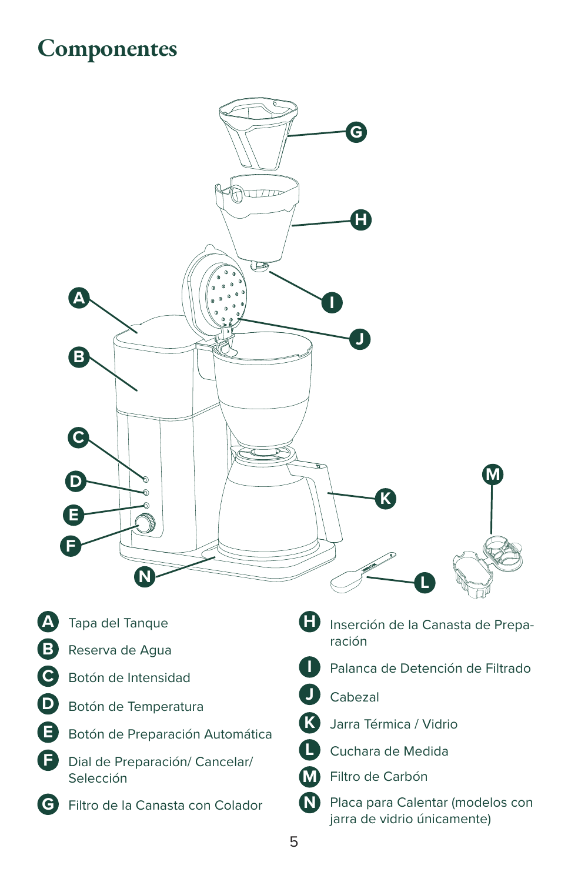# Componentes

- **A** Tapa del Tanque
- **B** Reserva de Agua
- **C** Botón de Intensidad
- **D** Botón de Temperatura
- **E** Botón de Preparación Automática
- **F** Dial de Preparación/ Cancelar/ Selección
- **G** Filtro de la Canasta con Colador
- **H** Inserción de la Canasta de Preparación
- **I** Palanca de Detención de Filtrado
- **J** Cabezal
- **K** Jarra Térmica / Vidrio
- **L** Cuchara de Medida
- **M** Filtro de Carbón
- **N** Placa para Calentar (modelos con jarra de vidrio únicamente)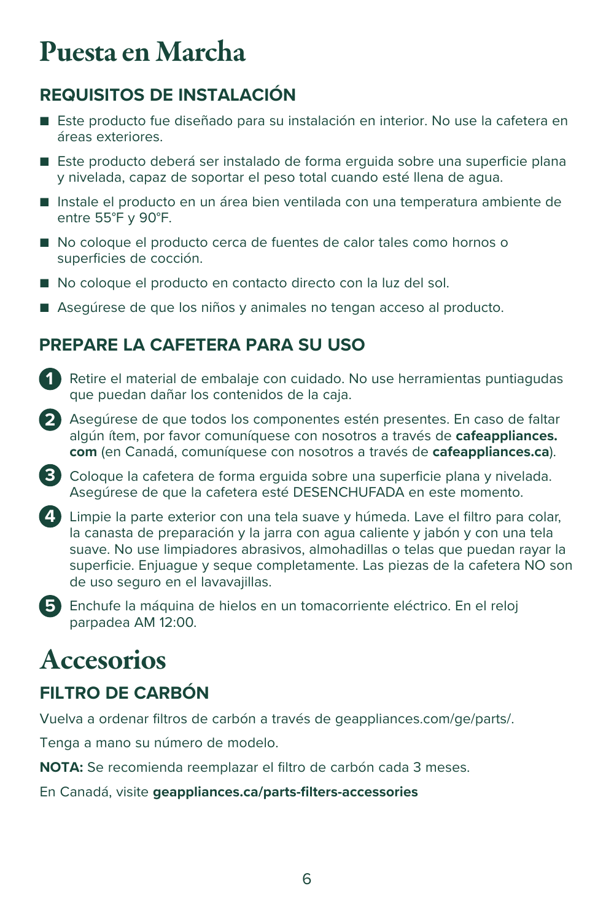# Puesta en Marcha

## REQUISITOS DE INSTALACIÓN

- Este producto fue diseñado para su instalación en interior. No use la cafetera en áreas exteriores.
- Este producto deberá ser instalado de forma erguida sobre una superficie plana y nivelada, capaz de soportar el peso total cuando esté llena de agua.
- Instale el producto en un área bien ventilada con una temperatura ambiente de entre 55°F y 90°F.
- No coloque el producto cerca de fuentes de calor tales como hornos o superficies de cocción.
- No coloque el producto en contacto directo con la luz del sol.
- Asegúrese de que los niños y animales no tengan acceso al producto.

## PREPARE LA CAFETERA PARA SU USO

1. Retire el material de embalaje con cuidado. No use herramientas puntiagudas que puedan dañar los contenidos de la caja.
2. Asegúrese de que todos los componentes estén presentes. En caso de faltar algún ítem, por favor comuníquese con nosotros a través de **cafeappliances.com** (en Canadá, comuníquese con nosotros a través de **cafeappliances.ca**).
3. Coloque la cafetera de forma erguida sobre una superficie plana y nivelada. Asegúrese de que la cafetera esté DESENCHUFADA en este momento.
4. Limpie la parte exterior con una tela suave y húmeda. Lave el filtro para colar, la canasta de preparación y la jarra con agua caliente y jabón y con una tela suave. No use limpiadores abrasivos, almohadillas o telas que puedan rayar la superficie. Enjuague y seque completamente. Las piezas de la cafetera NO son de uso seguro en el lavavajillas.
5. Enchufe la máquina de hielos en un tomacorriente eléctrico. En el reloj parpadea AM 12:00.

# Accesorios

## FILTRO DE CARBÓN

Vuelva a ordenar filtros de carbón a través de geappliances.com/ge/parts/.

Tenga a mano su número de modelo.

**NOTA:** Se recomienda reemplazar el filtro de carbón cada 3 meses.

En Canadá, visite **geappliances.ca/parts-filters-accessories**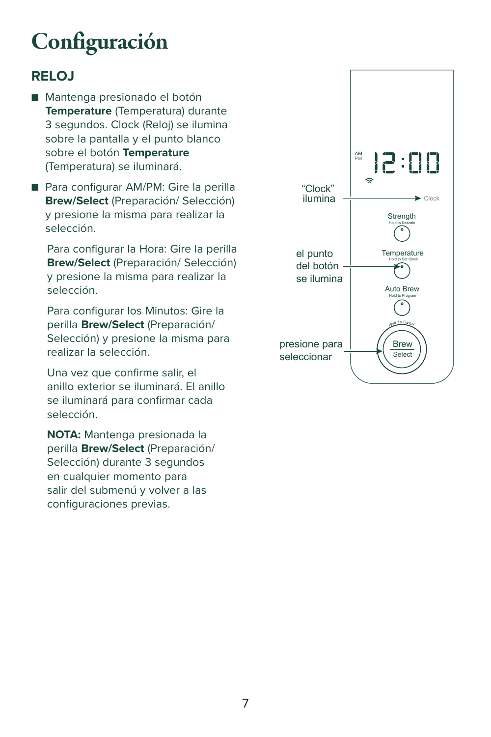# Configuración

## RELOJ

- Mantenga presionado el botón **Temperature** (Temperatura) durante 3 segundos. Clock (Reloj) se ilumina sobre la pantalla y el punto blanco sobre el botón **Temperature** (Temperatura) se iluminará.
- Para configurar AM/PM: Gire la perilla **Brew/Select** (Preparación/ Selección) y presione la misma para realizar la selección.

  Para configurar la Hora: Gire la perilla **Brew/Select** (Preparación/ Selección) y presione la misma para realizar la selección.

  Para configurar los Minutos: Gire la perilla **Brew/Select** (Preparación/ Selección) y presione la misma para realizar la selección.

  Una vez que confirme salir, el anillo exterior se iluminará. El anillo se iluminará para confirmar cada selección.

  **NOTA:** Mantenga presionada la perilla **Brew/Select** (Preparación/ Selección) durante 3 segundos en cualquier momento para salir del submenú y volver a las configuraciones previas.

"Clock" ilumina

el punto del botón se ilumina

presione para seleccionar

AM PM 12:00

Clock

Strength
Hold to Descale

Temperature
Hold to Set Clock

Auto Brew
Hold to Program

Hold to Cancel

Brew
Select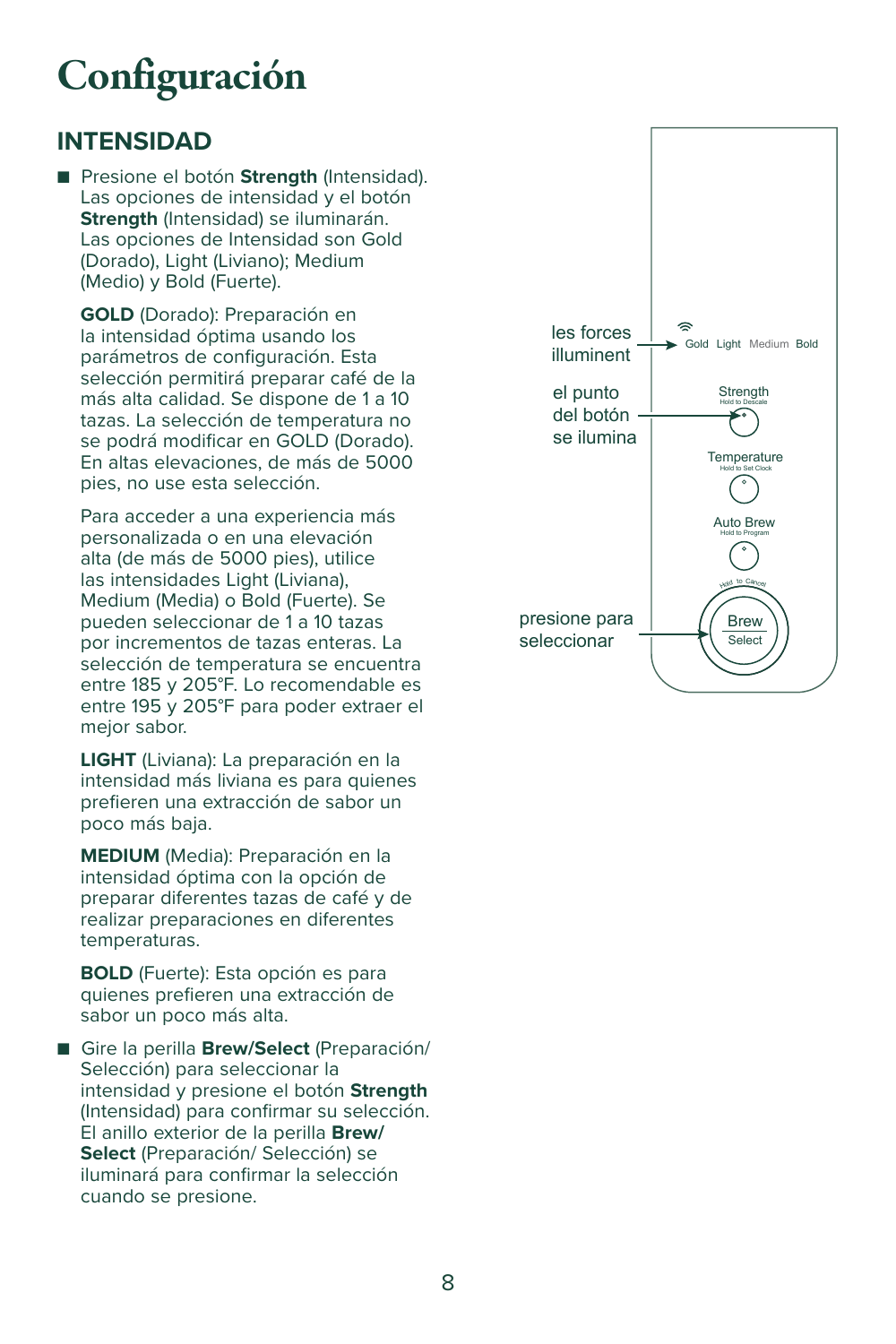# Configuración

## INTENSIDAD

- Presione el botón **Strength** (Intensidad). Las opciones de intensidad y el botón **Strength** (Intensidad) se iluminarán. Las opciones de Intensidad son Gold (Dorado), Light (Liviano); Medium (Medio) y Bold (Fuerte).

  **GOLD** (Dorado): Preparación en la intensidad óptima usando los parámetros de configuración. Esta selección permitirá preparar café de la más alta calidad. Se dispone de 1 a 10 tazas. La selección de temperatura no se podrá modificar en GOLD (Dorado). En altas elevaciones, de más de 5000 pies, no use esta selección.

  Para acceder a una experiencia más personalizada o en una elevación alta (de más de 5000 pies), utilice las intensidades Light (Liviana), Medium (Media) o Bold (Fuerte). Se pueden seleccionar de 1 a 10 tazas por incrementos de tazas enteras. La selección de temperatura se encuentra entre 185 y 205°F. Lo recomendable es entre 195 y 205°F para poder extraer el mejor sabor.

  **LIGHT** (Liviana): La preparación en la intensidad más liviana es para quienes prefieren una extracción de sabor un poco más baja.

  **MEDIUM** (Media): Preparación en la intensidad óptima con la opción de preparar diferentes tazas de café y de realizar preparaciones en diferentes temperaturas.

  **BOLD** (Fuerte): Esta opción es para quienes prefieren una extracción de sabor un poco más alta.

- Gire la perilla **Brew/Select** (Preparación/ Selección) para seleccionar la intensidad y presione el botón **Strength** (Intensidad) para confirmar su selección. El anillo exterior de la perilla **Brew/ Select** (Preparación/ Selección) se iluminará para confirmar la selección cuando se presione.

les forces illuminent → Gold Light Medium Bold

el punto del botón se ilumina → Strength (Hold to Descale)

Temperature (Hold to Set Clock)

Auto Brew (Hold to Program)

Hold to Cancel

presione para seleccionar → Brew Select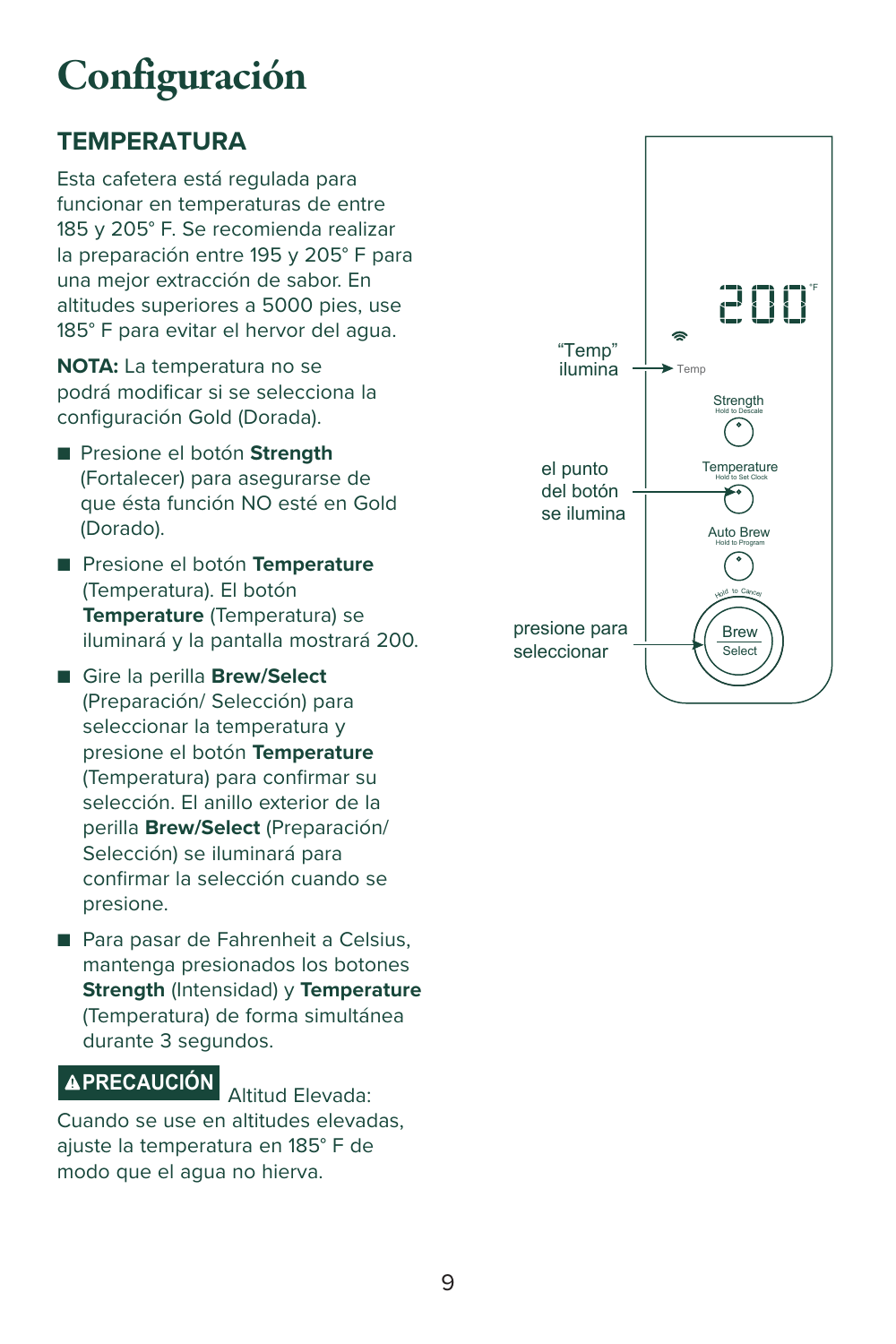# Configuración

## TEMPERATURA

Esta cafetera está regulada para funcionar en temperaturas de entre 185 y 205° F. Se recomienda realizar la preparación entre 195 y 205° F para una mejor extracción de sabor. En altitudes superiores a 5000 pies, use 185° F para evitar el hervor del agua.

**NOTA:** La temperatura no se podrá modificar si se selecciona la configuración Gold (Dorada).

- Presione el botón **Strength** (Fortalecer) para asegurarse de que ésta función NO esté en Gold (Dorado).
- Presione el botón **Temperature** (Temperatura). El botón **Temperature** (Temperatura) se iluminará y la pantalla mostrará 200.
- Gire la perilla **Brew/Select** (Preparación/ Selección) para seleccionar la temperatura y presione el botón **Temperature** (Temperatura) para confirmar su selección. El anillo exterior de la perilla **Brew/Select** (Preparación/ Selección) se iluminará para confirmar la selección cuando se presione.
- Para pasar de Fahrenheit a Celsius, mantenga presionados los botones **Strength** (Intensidad) y **Temperature** (Temperatura) de forma simultánea durante 3 segundos.

**⚠PRECAUCIÓN** Altitud Elevada: Cuando se use en altitudes elevadas, ajuste la temperatura en 185° F de modo que el agua no hierva.

"Temp" ilumina

el punto del botón se ilumina

presione para seleccionar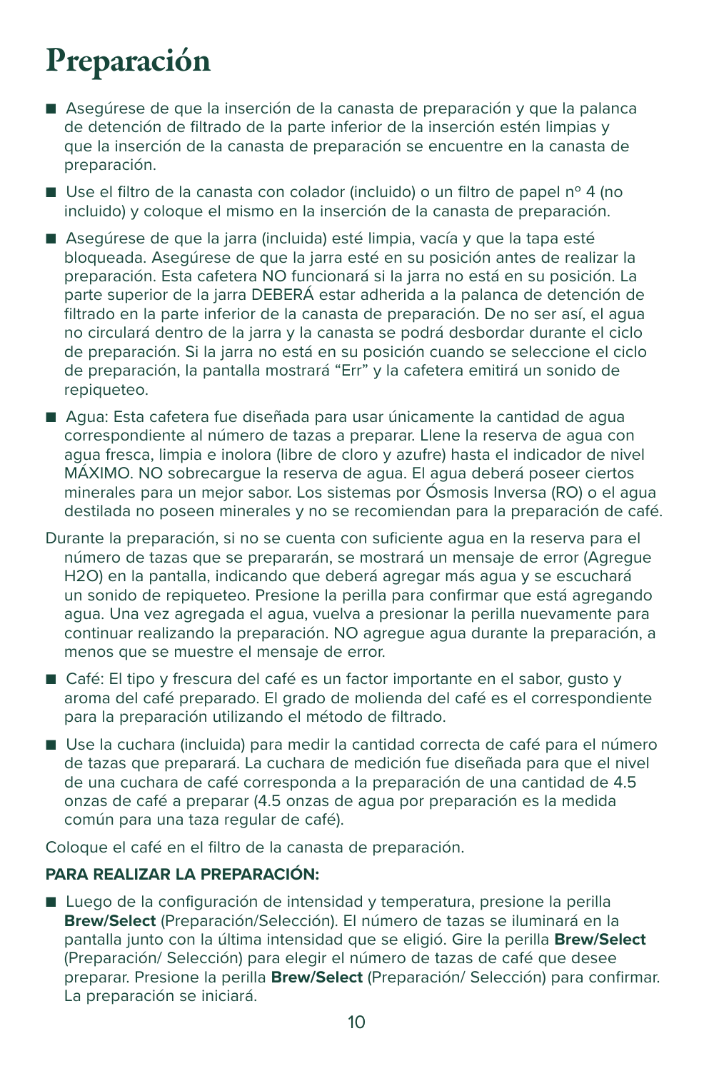# Preparación

- Asegúrese de que la inserción de la canasta de preparación y que la palanca de detención de filtrado de la parte inferior de la inserción estén limpias y que la inserción de la canasta de preparación se encuentre en la canasta de preparación.
- Use el filtro de la canasta con colador (incluido) o un filtro de papel nº 4 (no incluido) y coloque el mismo en la inserción de la canasta de preparación.
- Asegúrese de que la jarra (incluida) esté limpia, vacía y que la tapa esté bloqueada. Asegúrese de que la jarra esté en su posición antes de realizar la preparación. Esta cafetera NO funcionará si la jarra no está en su posición. La parte superior de la jarra DEBERÁ estar adherida a la palanca de detención de filtrado en la parte inferior de la canasta de preparación. De no ser así, el agua no circulará dentro de la jarra y la canasta se podrá desbordar durante el ciclo de preparación. Si la jarra no está en su posición cuando se seleccione el ciclo de preparación, la pantalla mostrará "Err" y la cafetera emitirá un sonido de repiqueteo.
- Agua: Esta cafetera fue diseñada para usar únicamente la cantidad de agua correspondiente al número de tazas a preparar. Llene la reserva de agua con agua fresca, limpia e inolora (libre de cloro y azufre) hasta el indicador de nivel MÁXIMO. NO sobrecargue la reserva de agua. El agua deberá poseer ciertos minerales para un mejor sabor. Los sistemas por Ósmosis Inversa (RO) o el agua destilada no poseen minerales y no se recomiendan para la preparación de café.

Durante la preparación, si no se cuenta con suficiente agua en la reserva para el número de tazas que se prepararán, se mostrará un mensaje de error (Agregue H2O) en la pantalla, indicando que deberá agregar más agua y se escuchará un sonido de repiqueteo. Presione la perilla para confirmar que está agregando agua. Una vez agregada el agua, vuelva a presionar la perilla nuevamente para continuar realizando la preparación. NO agregue agua durante la preparación, a menos que se muestre el mensaje de error.

- Café: El tipo y frescura del café es un factor importante en el sabor, gusto y aroma del café preparado. El grado de molienda del café es el correspondiente para la preparación utilizando el método de filtrado.
- Use la cuchara (incluida) para medir la cantidad correcta de café para el número de tazas que preparará. La cuchara de medición fue diseñada para que el nivel de una cuchara de café corresponda a la preparación de una cantidad de 4.5 onzas de café a preparar (4.5 onzas de agua por preparación es la medida común para una taza regular de café).

Coloque el café en el filtro de la canasta de preparación.

**PARA REALIZAR LA PREPARACIÓN:**

- Luego de la configuración de intensidad y temperatura, presione la perilla **Brew/Select** (Preparación/Selección). El número de tazas se iluminará en la pantalla junto con la última intensidad que se eligió. Gire la perilla **Brew/Select** (Preparación/ Selección) para elegir el número de tazas de café que desee preparar. Presione la perilla **Brew/Select** (Preparación/ Selección) para confirmar. La preparación se iniciará.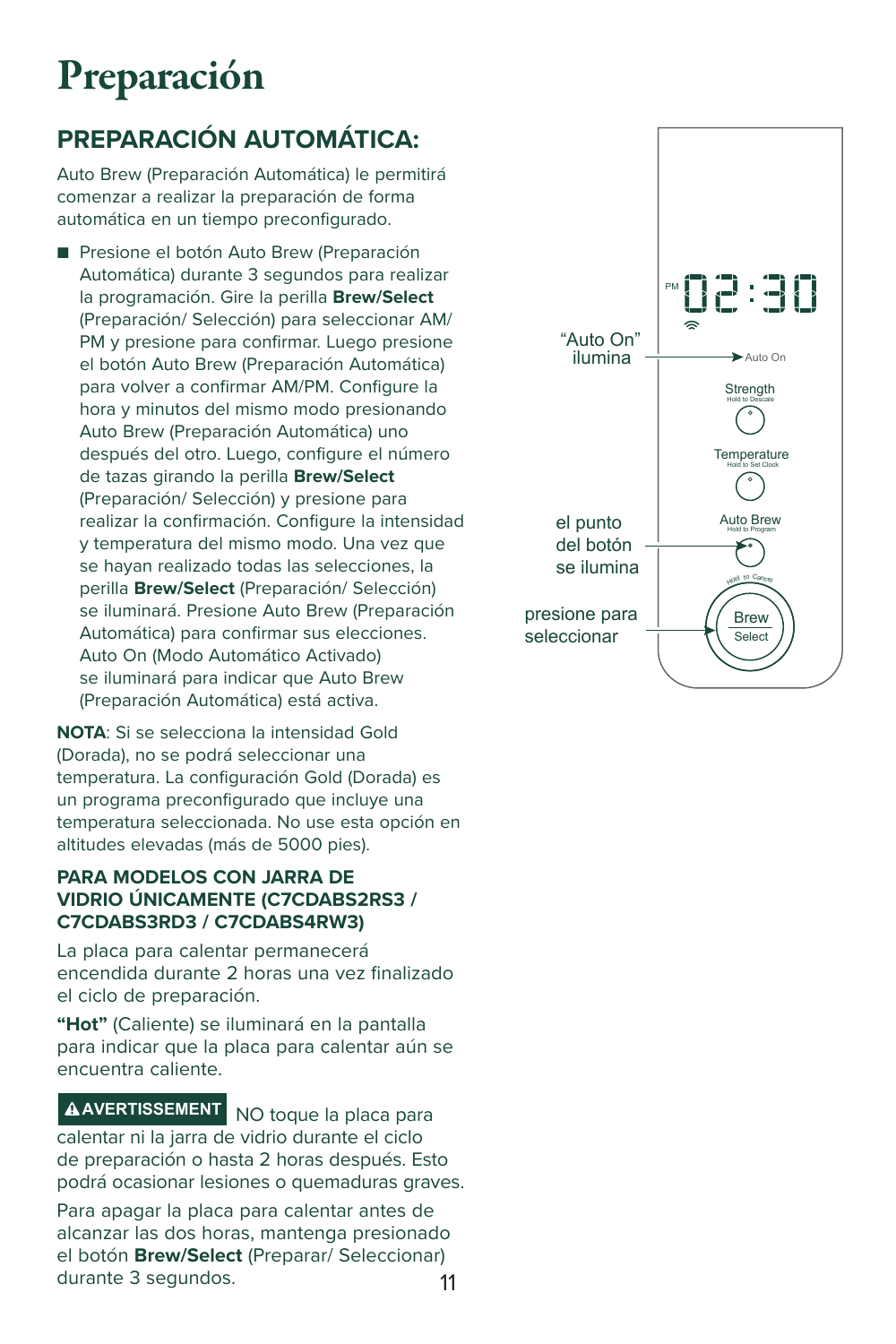# Preparación

## PREPARACIÓN AUTOMÁTICA:

Auto Brew (Preparación Automática) le permitirá comenzar a realizar la preparación de forma automática en un tiempo preconfigurado.

- Presione el botón Auto Brew (Preparación Automática) durante 3 segundos para realizar la programación. Gire la perilla **Brew/Select** (Preparación/ Selección) para seleccionar AM/ PM y presione para confirmar. Luego presione el botón Auto Brew (Preparación Automática) para volver a confirmar AM/PM. Configure la hora y minutos del mismo modo presionando Auto Brew (Preparación Automática) uno después del otro. Luego, configure el número de tazas girando la perilla **Brew/Select** (Preparación/ Selección) y presione para realizar la confirmación. Configure la intensidad y temperatura del mismo modo. Una vez que se hayan realizado todas las selecciones, la perilla **Brew/Select** (Preparación/ Selección) se iluminará. Presione Auto Brew (Preparación Automática) para confirmar sus elecciones. Auto On (Modo Automático Activado) se iluminará para indicar que Auto Brew (Preparación Automática) está activa.

**NOTA**: Si se selecciona la intensidad Gold (Dorada), no se podrá seleccionar una temperatura. La configuración Gold (Dorada) es un programa preconfigurado que incluye una temperatura seleccionada. No use esta opción en altitudes elevadas (más de 5000 pies).

### PARA MODELOS CON JARRA DE VIDRIO ÚNICAMENTE (C7CDABS2RS3 / C7CDABS3RD3 / C7CDABS4RW3)

La placa para calentar permanecerá encendida durante 2 horas una vez finalizado el ciclo de preparación.

**"Hot"** (Caliente) se iluminará en la pantalla para indicar que la placa para calentar aún se encuentra caliente.

**⚠ AVERTISSEMENT** NO toque la placa para calentar ni la jarra de vidrio durante el ciclo de preparación o hasta 2 horas después. Esto podrá ocasionar lesiones o quemaduras graves.

Para apagar la placa para calentar antes de alcanzar las dos horas, mantenga presionado el botón **Brew/Select** (Preparar/ Seleccionar) durante 3 segundos.

"Auto On" ilumina

el punto del botón se ilumina

presione para seleccionar

PM 02:30

Auto On

Strength
Hold to Descale

Temperature
Hold to Set Clock

Auto Brew
Hold to Program

Hold to Cancel

Brew
Select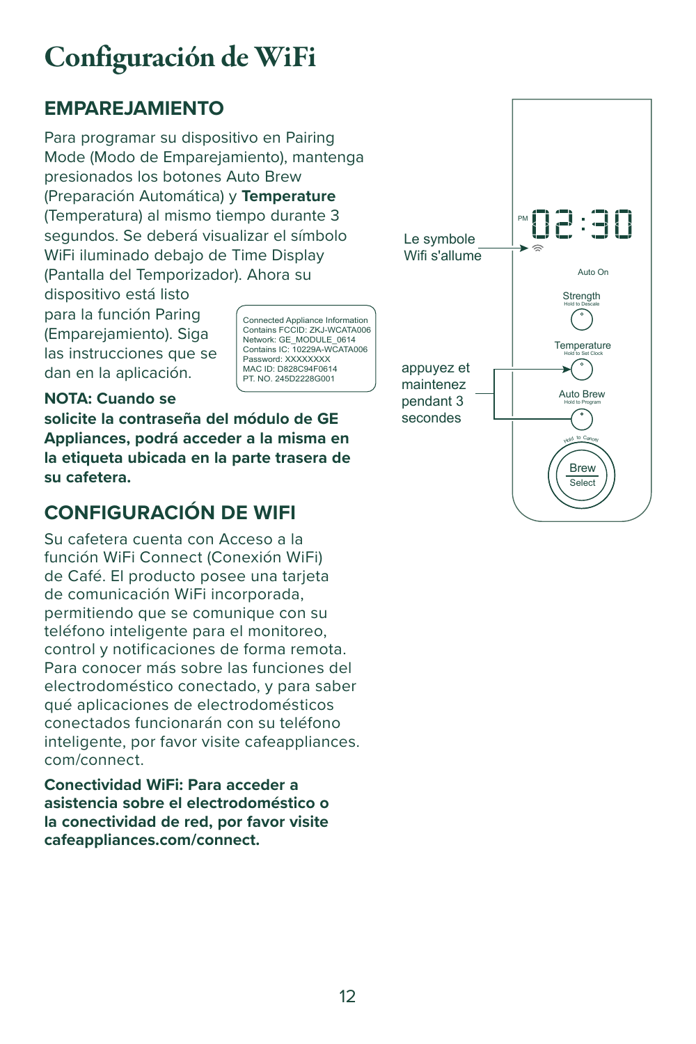# Configuración de WiFi

## EMPAREJAMIENTO

Para programar su dispositivo en Pairing Mode (Modo de Emparejamiento), mantenga presionados los botones Auto Brew (Preparación Automática) y **Temperature** (Temperatura) al mismo tiempo durante 3 segundos. Se deberá visualizar el símbolo WiFi iluminado debajo de Time Display (Pantalla del Temporizador). Ahora su dispositivo está listo para la función Paring (Emparejamiento). Siga las instrucciones que se dan en la aplicación.

Connected Appliance Information
Contains FCCID: ZKJ-WCATA006
Network: GE_MODULE_0614
Contains IC: 10229A-WCATA006
Password: XXXXXXXX
MAC ID: D828C94F0614
PT. NO. 245D2228G001

**NOTA: Cuando se solicite la contraseña del módulo de GE Appliances, podrá acceder a la misma en la etiqueta ubicada en la parte trasera de su cafetera.**

Le symbole Wifi s'allume

PM 02:30

Auto On

Strength
Hold to Descale

Temperature
Hold to Set Clock

appuyez et maintenez pendant 3 secondes

Auto Brew
Hold to Program

Hold to Cancel

Brew
Select

## CONFIGURACIÓN DE WIFI

Su cafetera cuenta con Acceso a la función WiFi Connect (Conexión WiFi) de Café. El producto posee una tarjeta de comunicación WiFi incorporada, permitiendo que se comunique con su teléfono inteligente para el monitoreo, control y notificaciones de forma remota. Para conocer más sobre las funciones del electrodoméstico conectado, y para saber qué aplicaciones de electrodomésticos conectados funcionarán con su teléfono inteligente, por favor visite cafeappliances.com/connect.

**Conectividad WiFi: Para acceder a asistencia sobre el electrodoméstico o la conectividad de red, por favor visite cafeappliances.com/connect.**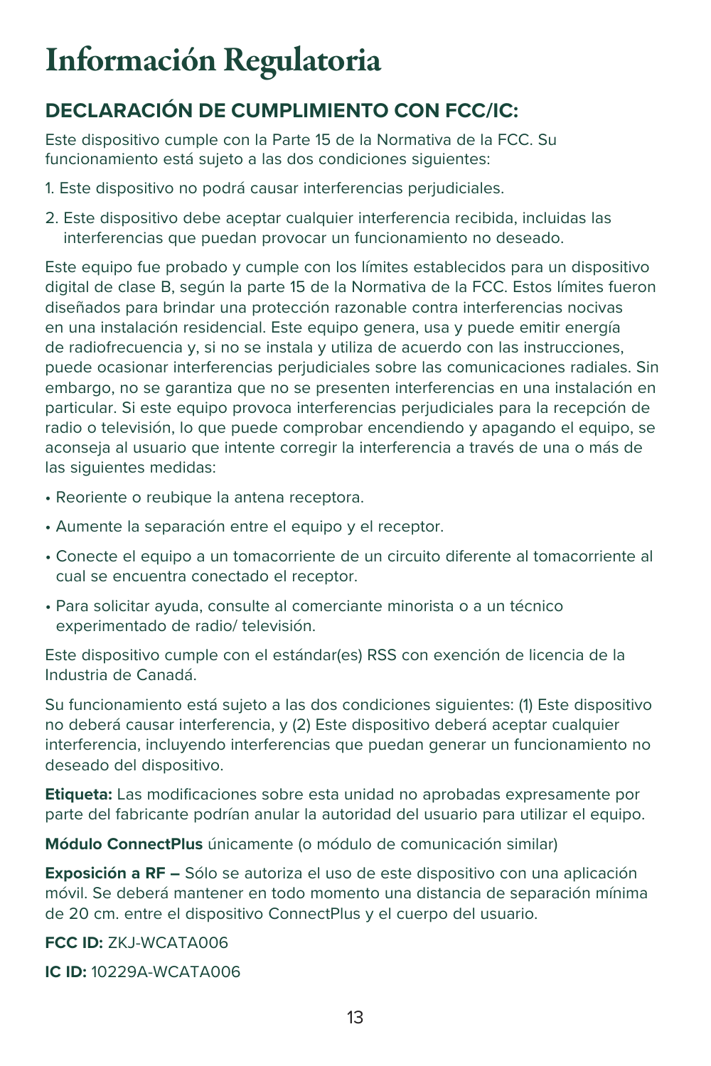# Información Regulatoria

## DECLARACIÓN DE CUMPLIMIENTO CON FCC/IC:

Este dispositivo cumple con la Parte 15 de la Normativa de la FCC. Su funcionamiento está sujeto a las dos condiciones siguientes:

1. Este dispositivo no podrá causar interferencias perjudiciales.
2. Este dispositivo debe aceptar cualquier interferencia recibida, incluidas las interferencias que puedan provocar un funcionamiento no deseado.

Este equipo fue probado y cumple con los límites establecidos para un dispositivo digital de clase B, según la parte 15 de la Normativa de la FCC. Estos límites fueron diseñados para brindar una protección razonable contra interferencias nocivas en una instalación residencial. Este equipo genera, usa y puede emitir energía de radiofrecuencia y, si no se instala y utiliza de acuerdo con las instrucciones, puede ocasionar interferencias perjudiciales sobre las comunicaciones radiales. Sin embargo, no se garantiza que no se presenten interferencias en una instalación en particular. Si este equipo provoca interferencias perjudiciales para la recepción de radio o televisión, lo que puede comprobar encendiendo y apagando el equipo, se aconseja al usuario que intente corregir la interferencia a través de una o más de las siguientes medidas:

- Reoriente o reubique la antena receptora.
- Aumente la separación entre el equipo y el receptor.
- Conecte el equipo a un tomacorriente de un circuito diferente al tomacorriente al cual se encuentra conectado el receptor.
- Para solicitar ayuda, consulte al comerciante minorista o a un técnico experimentado de radio/ televisión.

Este dispositivo cumple con el estándar(es) RSS con exención de licencia de la Industria de Canadá.

Su funcionamiento está sujeto a las dos condiciones siguientes: (1) Este dispositivo no deberá causar interferencia, y (2) Este dispositivo deberá aceptar cualquier interferencia, incluyendo interferencias que puedan generar un funcionamiento no deseado del dispositivo.

**Etiqueta:** Las modificaciones sobre esta unidad no aprobadas expresamente por parte del fabricante podrían anular la autoridad del usuario para utilizar el equipo.

**Módulo ConnectPlus** únicamente (o módulo de comunicación similar)

**Exposición a RF –** Sólo se autoriza el uso de este dispositivo con una aplicación móvil. Se deberá mantener en todo momento una distancia de separación mínima de 20 cm. entre el dispositivo ConnectPlus y el cuerpo del usuario.

**FCC ID:** ZKJ-WCATA006

**IC ID:** 10229A-WCATA006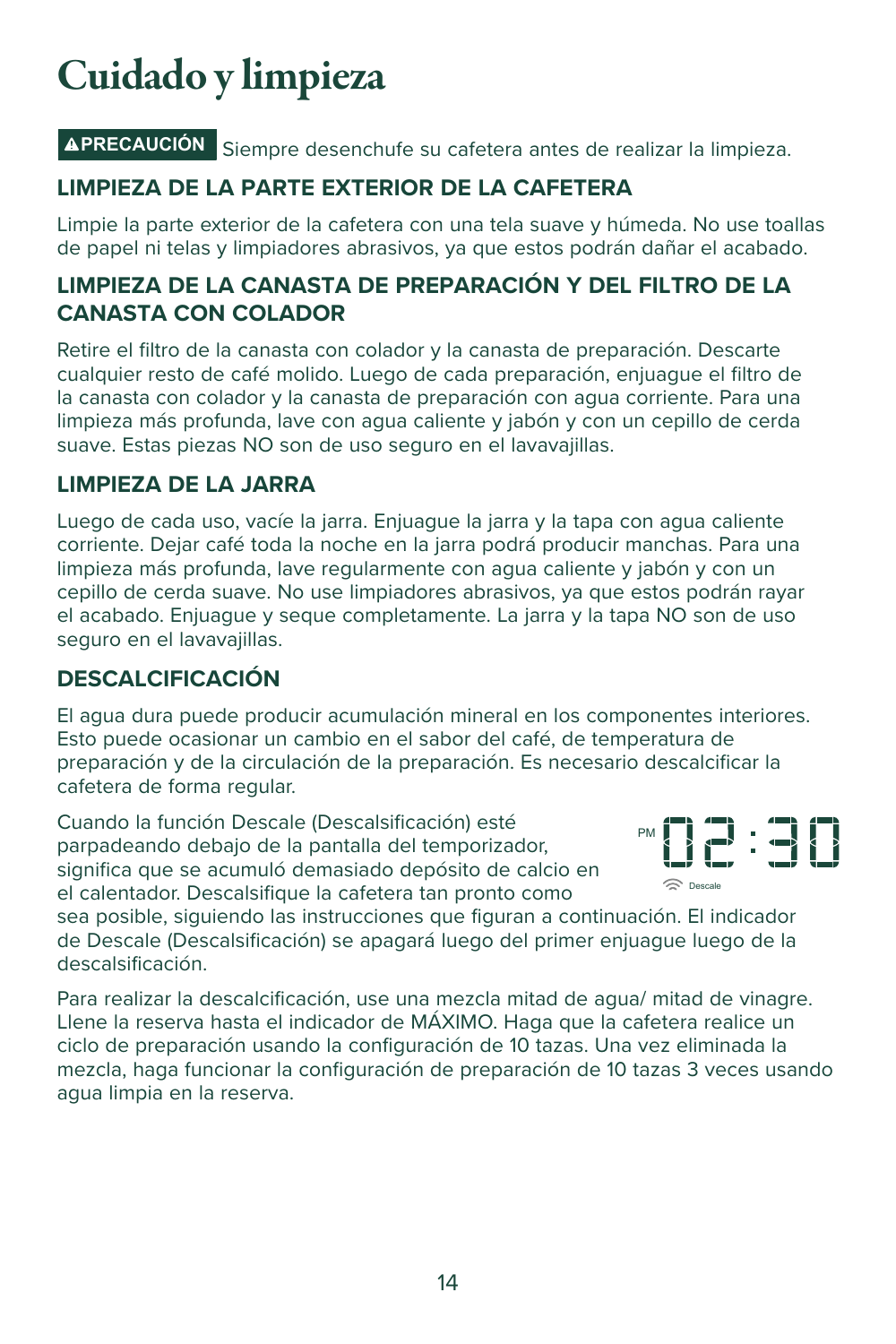# Cuidado y limpieza

**▲PRECAUCIÓN** Siempre desenchufe su cafetera antes de realizar la limpieza.

### LIMPIEZA DE LA PARTE EXTERIOR DE LA CAFETERA

Limpie la parte exterior de la cafetera con una tela suave y húmeda. No use toallas de papel ni telas y limpiadores abrasivos, ya que estos podrán dañar el acabado.

### LIMPIEZA DE LA CANASTA DE PREPARACIÓN Y DEL FILTRO DE LA CANASTA CON COLADOR

Retire el filtro de la canasta con colador y la canasta de preparación. Descarte cualquier resto de café molido. Luego de cada preparación, enjuague el filtro de la canasta con colador y la canasta de preparación con agua corriente. Para una limpieza más profunda, lave con agua caliente y jabón y con un cepillo de cerda suave. Estas piezas NO son de uso seguro en el lavavajillas.

### LIMPIEZA DE LA JARRA

Luego de cada uso, vacíe la jarra. Enjuague la jarra y la tapa con agua caliente corriente. Dejar café toda la noche en la jarra podrá producir manchas. Para una limpieza más profunda, lave regularmente con agua caliente y jabón y con un cepillo de cerda suave. No use limpiadores abrasivos, ya que estos podrán rayar el acabado. Enjuague y seque completamente. La jarra y la tapa NO son de uso seguro en el lavavajillas.

### DESCALCIFICACIÓN

El agua dura puede producir acumulación mineral en los componentes interiores. Esto puede ocasionar un cambio en el sabor del café, de temperatura de preparación y de la circulación de la preparación. Es necesario descalcificar la cafetera de forma regular.

Cuando la función Descale (Descalsificación) esté parpadeando debajo de la pantalla del temporizador, significa que se acumuló demasiado depósito de calcio en el calentador. Descalsifique la cafetera tan pronto como sea posible, siguiendo las instrucciones que figuran a continuación. El indicador de Descale (Descalsificación) se apagará luego del primer enjuague luego de la descalsificación.

PM 02:30
Descale

Para realizar la descalcificación, use una mezcla mitad de agua/ mitad de vinagre. Llene la reserva hasta el indicador de MÁXIMO. Haga que la cafetera realice un ciclo de preparación usando la configuración de 10 tazas. Una vez eliminada la mezcla, haga funcionar la configuración de preparación de 10 tazas 3 veces usando agua limpia en la reserva.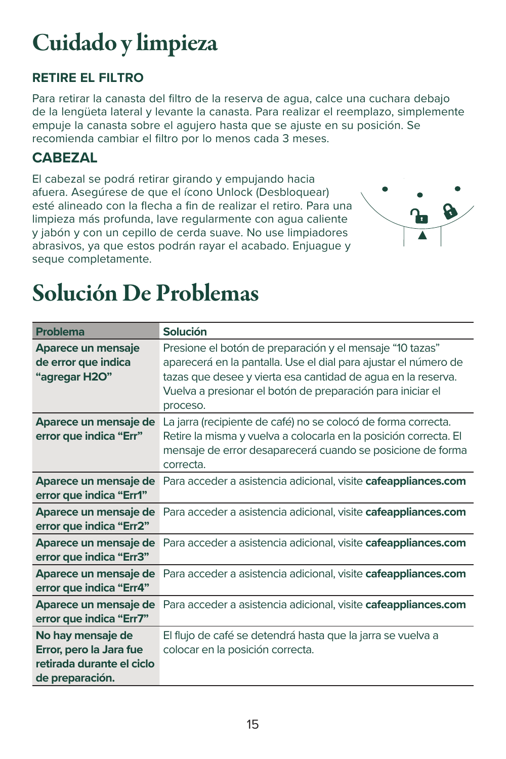# Cuidado y limpieza

### RETIRE EL FILTRO

Para retirar la canasta del filtro de la reserva de agua, calce una cuchara debajo de la lengüeta lateral y levante la canasta. Para realizar el reemplazo, simplemente empuje la canasta sobre el agujero hasta que se ajuste en su posición. Se recomienda cambiar el filtro por lo menos cada 3 meses.

## CABEZAL

El cabezal se podrá retirar girando y empujando hacia afuera. Asegúrese de que el ícono Unlock (Desbloquear) esté alineado con la flecha a fin de realizar el retiro. Para una limpieza más profunda, lave regularmente con agua caliente y jabón y con un cepillo de cerda suave. No use limpiadores abrasivos, ya que estos podrán rayar el acabado. Enjuague y seque completamente.

# Solución De Problemas

| Problema | Solución |
| --- | --- |
| **Aparece un mensaje de error que indica “agregar H2O”** | Presione el botón de preparación y el mensaje “10 tazas” aparecerá en la pantalla. Use el dial para ajustar el número de tazas que desee y vierta esa cantidad de agua en la reserva. Vuelva a presionar el botón de preparación para iniciar el proceso. |
| **Aparece un mensaje de error que indica “Err”** | La jarra (recipiente de café) no se colocó de forma correcta. Retire la misma y vuelva a colocarla en la posición correcta. El mensaje de error desaparecerá cuando se posicione de forma correcta. |
| **Aparece un mensaje de error que indica “Err1”** | Para acceder a asistencia adicional, visite **cafeappliances.com** |
| **Aparece un mensaje de error que indica “Err2”** | Para acceder a asistencia adicional, visite **cafeappliances.com** |
| **Aparece un mensaje de error que indica “Err3”** | Para acceder a asistencia adicional, visite **cafeappliances.com** |
| **Aparece un mensaje de error que indica “Err4”** | Para acceder a asistencia adicional, visite **cafeappliances.com** |
| **Aparece un mensaje de error que indica “Err7”** | Para acceder a asistencia adicional, visite **cafeappliances.com** |
| **No hay mensaje de Error, pero la Jara fue retirada durante el ciclo de preparación.** | El flujo de café se detendrá hasta que la jarra se vuelva a colocar en la posición correcta. |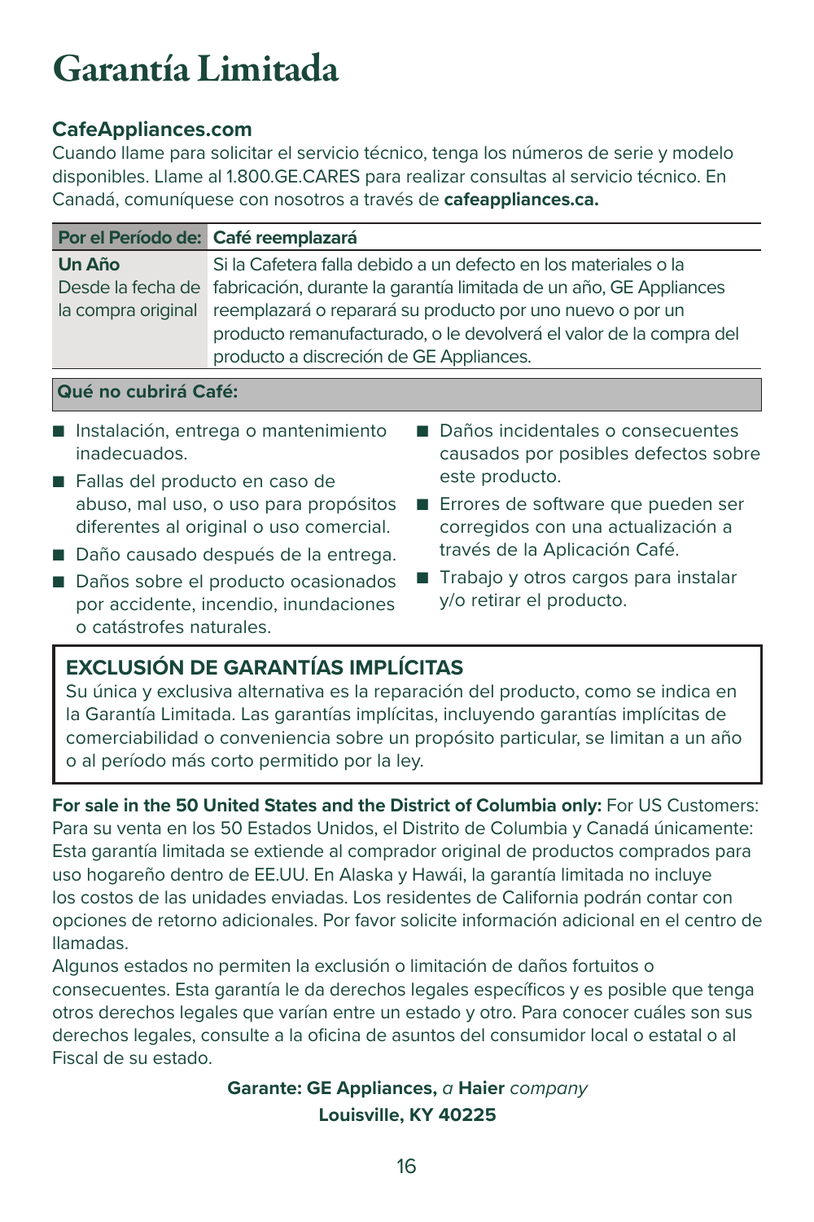# Garantía Limitada

**CafeAppliances.com**
Cuando llame para solicitar el servicio técnico, tenga los números de serie y modelo disponibles. Llame al 1.800.GE.CARES para realizar consultas al servicio técnico. En Canadá, comuníquese con nosotros a través de **cafeappliances.ca.**

| Por el Período de: | Café reemplazará |
|---|---|
| **Un Año** Desde la fecha de la compra original | Si la Cafetera falla debido a un defecto en los materiales o la fabricación, durante la garantía limitada de un año, GE Appliances reemplazará o reparará su producto por uno nuevo o por un producto remanufacturado, o le devolverá el valor de la compra del producto a discreción de GE Appliances. |

**Qué no cubrirá Café:**

- Instalación, entrega o mantenimiento inadecuados.
- Fallas del producto en caso de abuso, mal uso, o uso para propósitos diferentes al original o uso comercial.
- Daño causado después de la entrega.
- Daños sobre el producto ocasionados por accidente, incendio, inundaciones o catástrofes naturales.
- Daños incidentales o consecuentes causados por posibles defectos sobre este producto.
- Errores de software que pueden ser corregidos con una actualización a través de la Aplicación Café.
- Trabajo y otros cargos para instalar y/o retirar el producto.

## EXCLUSIÓN DE GARANTÍAS IMPLÍCITAS

Su única y exclusiva alternativa es la reparación del producto, como se indica en la Garantía Limitada. Las garantías implícitas, incluyendo garantías implícitas de comerciabilidad o conveniencia sobre un propósito particular, se limitan a un año o al período más corto permitido por la ley.

**For sale in the 50 United States and the District of Columbia only:** For US Customers: Para su venta en los 50 Estados Unidos, el Distrito de Columbia y Canadá únicamente: Esta garantía limitada se extiende al comprador original de productos comprados para uso hogareño dentro de EE.UU. En Alaska y Hawái, la garantía limitada no incluye los costos de las unidades enviadas. Los residentes de California podrán contar con opciones de retorno adicionales. Por favor solicite información adicional en el centro de llamadas.
Algunos estados no permiten la exclusión o limitación de daños fortuitos o consecuentes. Esta garantía le da derechos legales específicos y es posible que tenga otros derechos legales que varían entre un estado y otro. Para conocer cuáles son sus derechos legales, consulte a la oficina de asuntos del consumidor local o estatal o al Fiscal de su estado.

**Garante: GE Appliances,** *a* **Haier** *company*
**Louisville, KY 40225**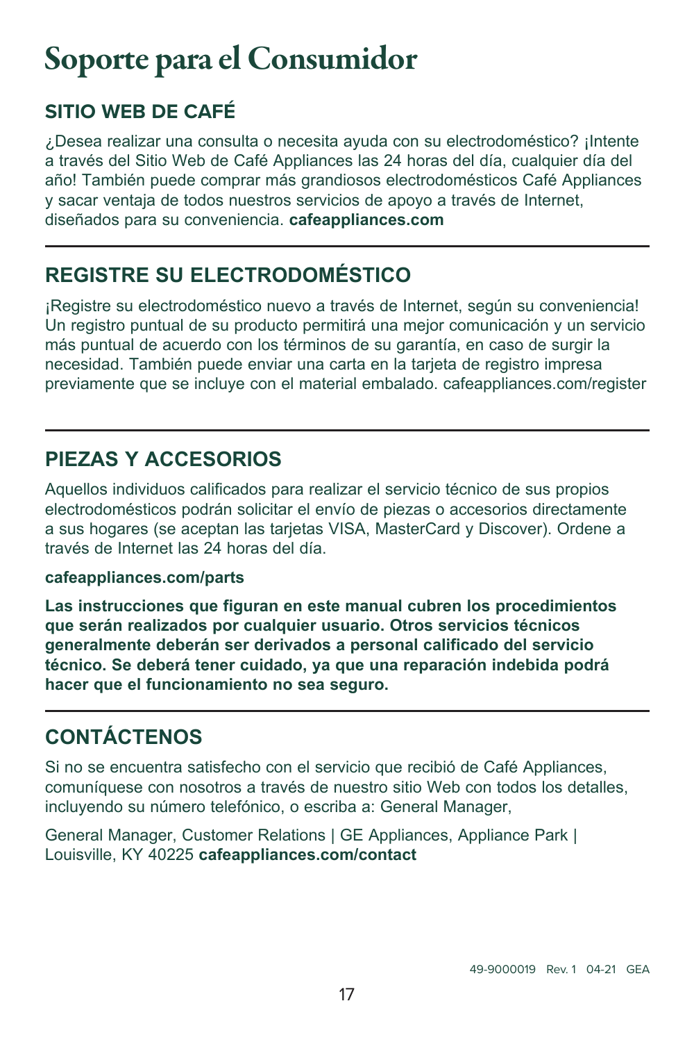# Soporte para el Consumidor

## SITIO WEB DE CAFÉ

¿Desea realizar una consulta o necesita ayuda con su electrodoméstico? ¡Intente a través del Sitio Web de Café Appliances las 24 horas del día, cualquier día del año! También puede comprar más grandiosos electrodomésticos Café Appliances y sacar ventaja de todos nuestros servicios de apoyo a través de Internet, diseñados para su conveniencia. **cafeappliances.com**

---

## REGISTRE SU ELECTRODOMÉSTICO

¡Registre su electrodoméstico nuevo a través de Internet, según su conveniencia! Un registro puntual de su producto permitirá una mejor comunicación y un servicio más puntual de acuerdo con los términos de su garantía, en caso de surgir la necesidad. También puede enviar una carta en la tarjeta de registro impresa previamente que se incluye con el material embalado. cafeappliances.com/register

---

## PIEZAS Y ACCESORIOS

Aquellos individuos calificados para realizar el servicio técnico de sus propios electrodomésticos podrán solicitar el envío de piezas o accesorios directamente a sus hogares (se aceptan las tarjetas VISA, MasterCard y Discover). Ordene a través de Internet las 24 horas del día.

**cafeappliances.com/parts**

**Las instrucciones que figuran en este manual cubren los procedimientos que serán realizados por cualquier usuario. Otros servicios técnicos generalmente deberán ser derivados a personal calificado del servicio técnico. Se deberá tener cuidado, ya que una reparación indebida podrá hacer que el funcionamiento no sea seguro.**

---

## CONTÁCTENOS

Si no se encuentra satisfecho con el servicio que recibió de Café Appliances, comuníquese con nosotros a través de nuestro sitio Web con todos los detalles, incluyendo su número telefónico, o escriba a: General Manager,

General Manager, Customer Relations | GE Appliances, Appliance Park | Louisville, KY 40225 **cafeappliances.com/contact**

49-9000019 Rev. 1 04-21 GEA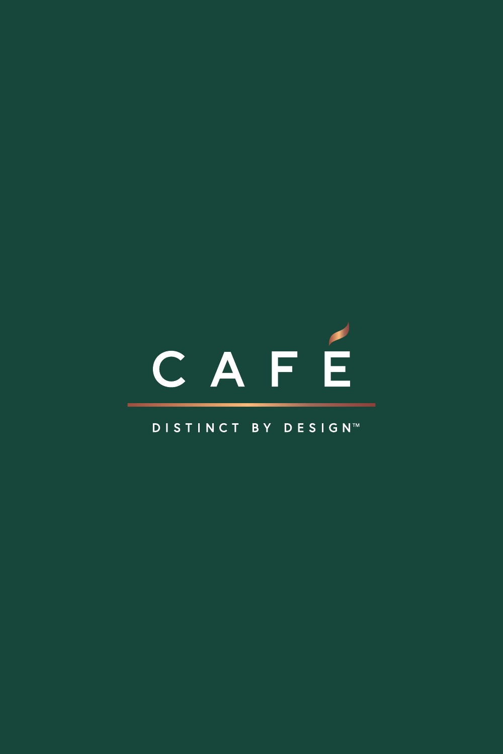CAFÉ

DISTINCT BY DESIGN™